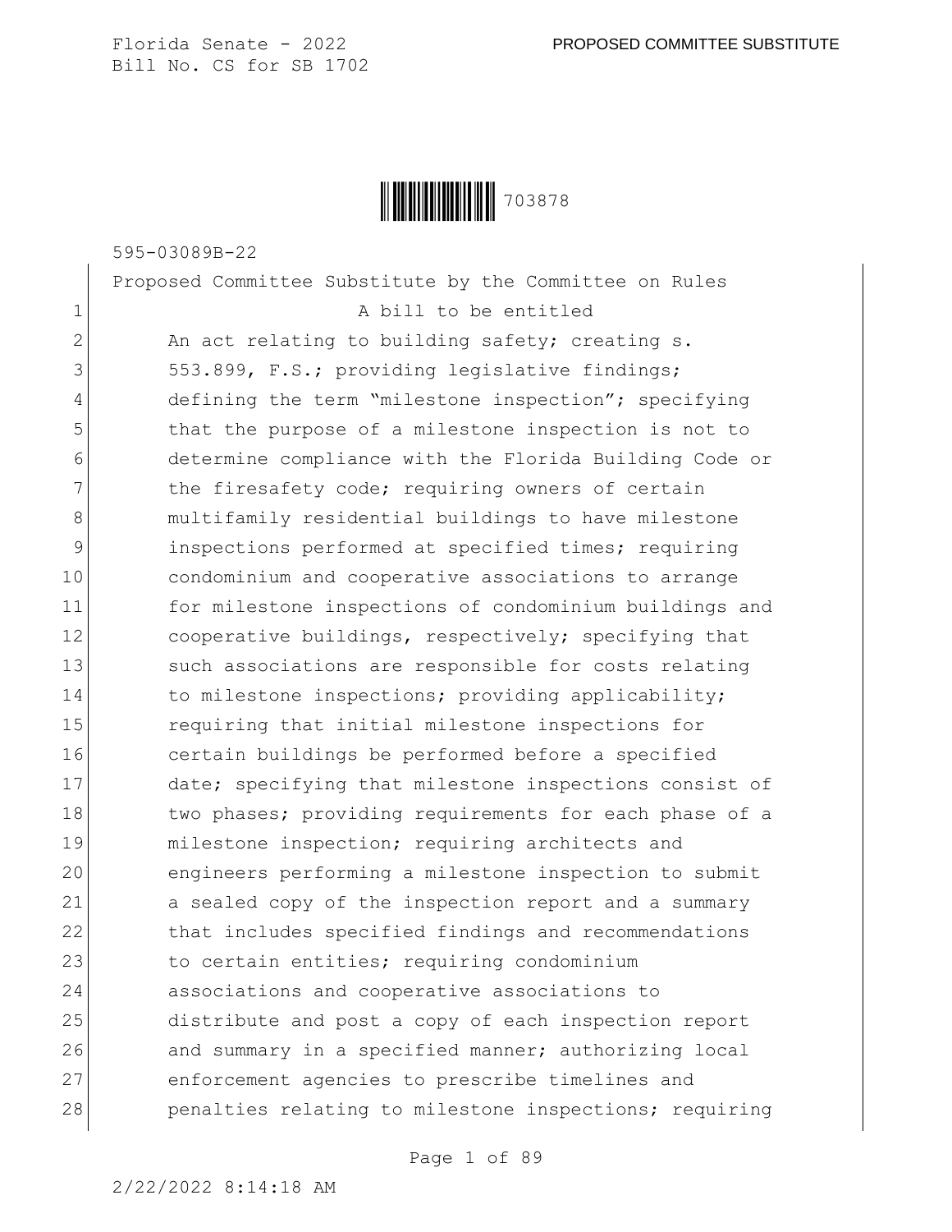Florida Senate - 2022

Bill No. CS for SB 1702

PROPOSED COMMITTEE SUBSTITUTE

703878

595-03089B-22

Proposed Committee Substitute by the Committee on Rules

A bill to be entitled

An act relating to building safety; creating s. 553.899, F.S.; providing legislative findings; defining the term "milestone inspection"; specifying that the purpose of a milestone inspection is not to determine compliance with the Florida Building Code or the firesafety code; requiring owners of certain multifamily residential buildings to have milestone inspections performed at specified times; requiring condominium and cooperative associations to arrange for milestone inspections of condominium buildings and cooperative buildings, respectively; specifying that such associations are responsible for costs relating to milestone inspections; providing applicability; requiring that initial milestone inspections for certain buildings be performed before a specified date; specifying that milestone inspections consist of two phases; providing requirements for each phase of a milestone inspection; requiring architects and engineers performing a milestone inspection to submit a sealed copy of the inspection report and a summary that includes specified findings and recommendations to certain entities; requiring condominium associations and cooperative associations to distribute and post a copy of each inspection report and summary in a specified manner; authorizing local enforcement agencies to prescribe timelines and penalties relating to milestone inspections; requiring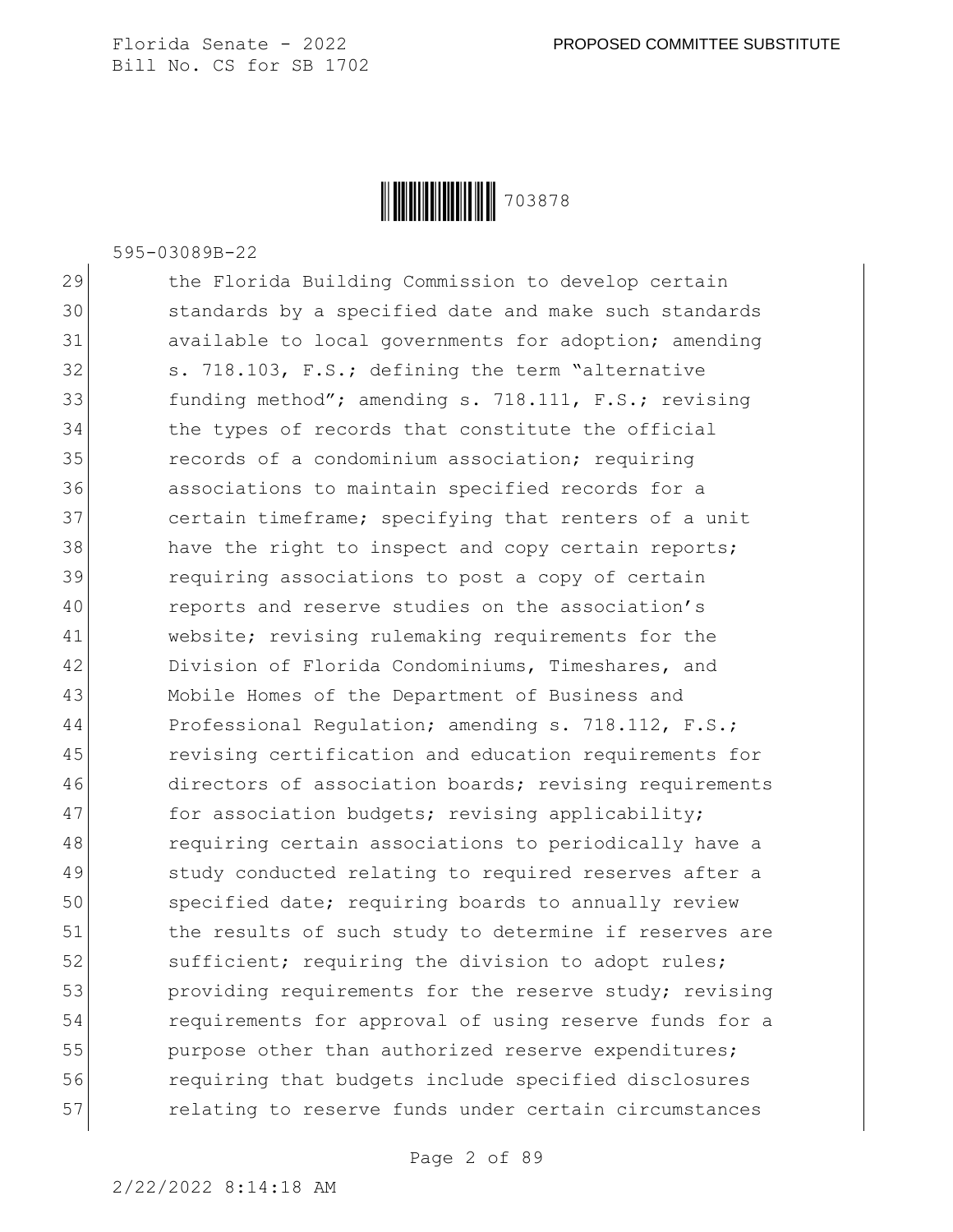the Florida Building Commission to develop certain standards by a specified date and make such standards available to local governments for adoption; amending s. 718.103, F.S.; defining the term "alternative funding method"; amending s. 718.111, F.S.; revising the types of records that constitute the official records of a condominium association; requiring associations to maintain specified records for a certain timeframe; specifying that renters of a unit have the right to inspect and copy certain reports; requiring associations to post a copy of certain reports and reserve studies on the association's website; revising rulemaking requirements for the Division of Florida Condominiums, Timeshares, and Mobile Homes of the Department of Business and Professional Regulation; amending s. 718.112, F.S.; revising certification and education requirements for directors of association boards; revising requirements for association budgets; revising applicability; requiring certain associations to periodically have a study conducted relating to required reserves after a specified date; requiring boards to annually review the results of such study to determine if reserves are sufficient; requiring the division to adopt rules; providing requirements for the reserve study; revising requirements for approval of using reserve funds for a purpose other than authorized reserve expenditures; requiring that budgets include specified disclosures relating to reserve funds under certain circumstances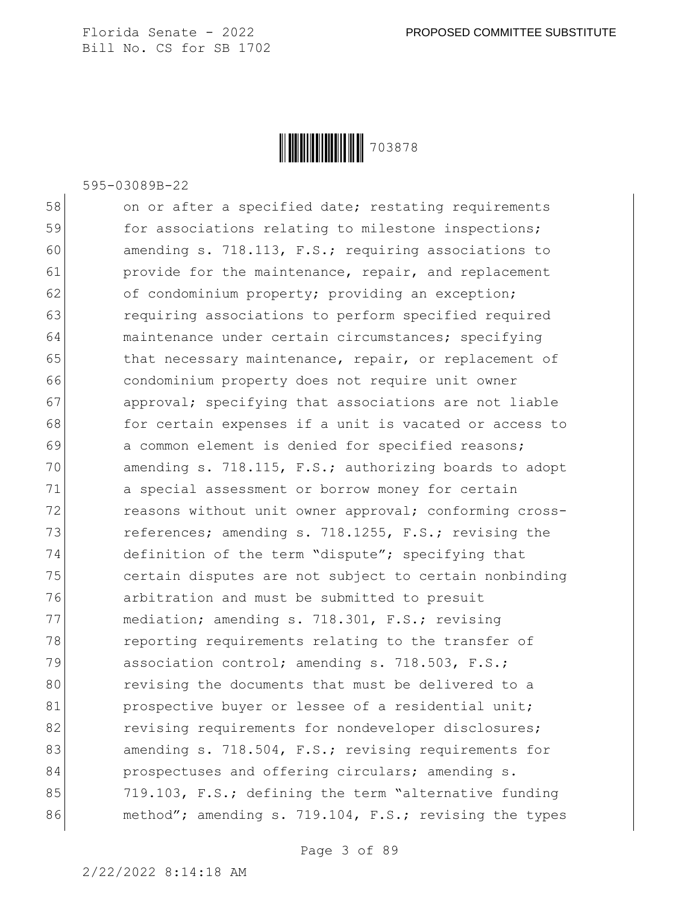on or after a specified date; restating requirements for associations relating to milestone inspections; amending s. 718.113, F.S.; requiring associations to provide for the maintenance, repair, and replacement of condominium property; providing an exception; requiring associations to perform specified required maintenance under certain circumstances; specifying that necessary maintenance, repair, or replacement of condominium property does not require unit owner approval; specifying that associations are not liable for certain expenses if a unit is vacated or access to a common element is denied for specified reasons; amending s. 718.115, F.S.; authorizing boards to adopt a special assessment or borrow money for certain reasons without unit owner approval; conforming cross-references; amending s. 718.1255, F.S.; revising the definition of the term "dispute"; specifying that certain disputes are not subject to certain nonbinding arbitration and must be submitted to presuit mediation; amending s. 718.301, F.S.; revising reporting requirements relating to the transfer of association control; amending s. 718.503, F.S.; revising the documents that must be delivered to a prospective buyer or lessee of a residential unit; revising requirements for nondeveloper disclosures; amending s. 718.504, F.S.; revising requirements for prospectuses and offering circulars; amending s. 719.103, F.S.; defining the term "alternative funding method"; amending s. 719.104, F.S.; revising the types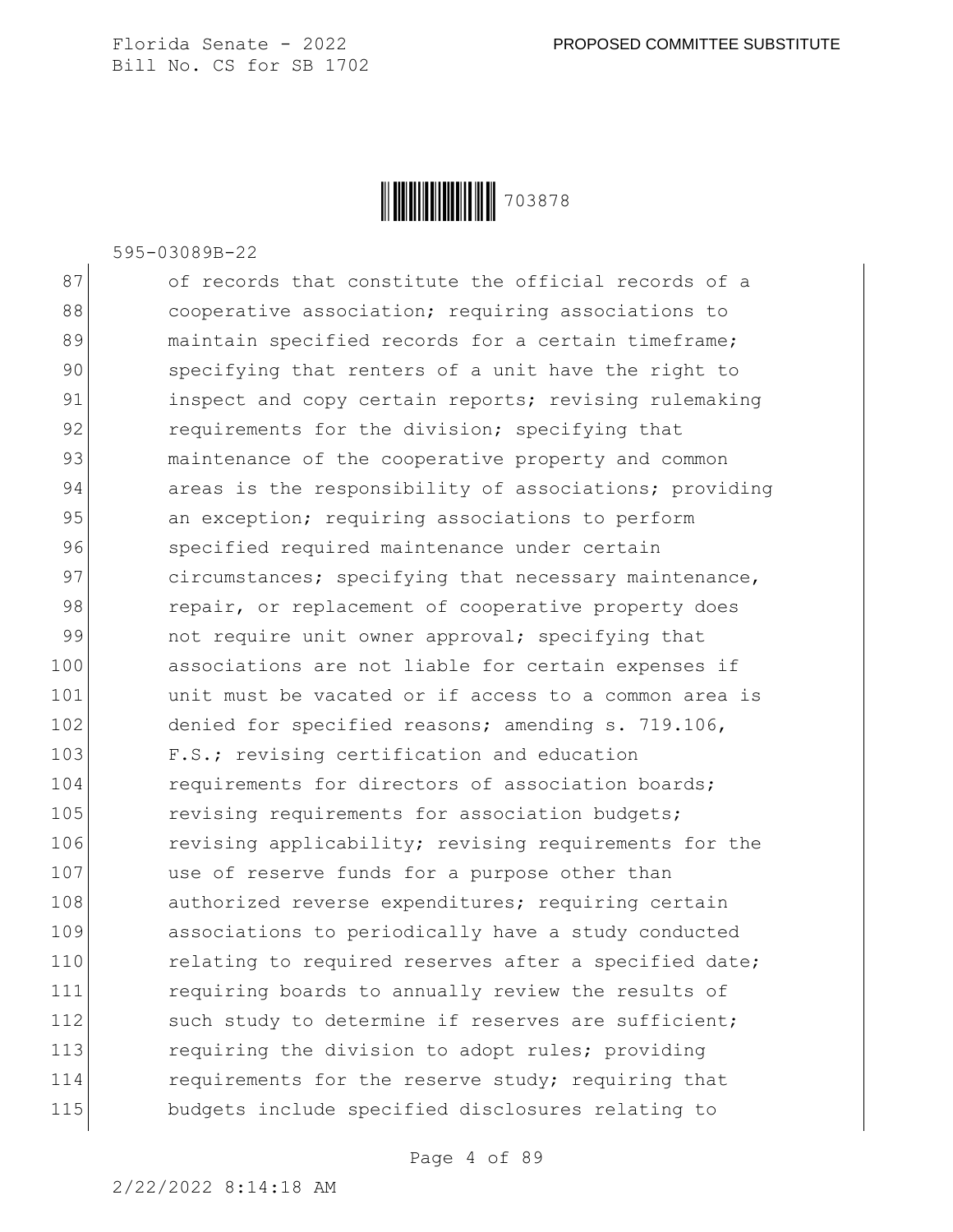of records that constitute the official records of a cooperative association; requiring associations to maintain specified records for a certain timeframe; specifying that renters of a unit have the right to inspect and copy certain reports; revising rulemaking requirements for the division; specifying that maintenance of the cooperative property and common areas is the responsibility of associations; providing an exception; requiring associations to perform specified required maintenance under certain circumstances; specifying that necessary maintenance, repair, or replacement of cooperative property does not require unit owner approval; specifying that associations are not liable for certain expenses if unit must be vacated or if access to a common area is denied for specified reasons; amending s. 719.106, F.S.; revising certification and education requirements for directors of association boards; revising requirements for association budgets; revising applicability; revising requirements for the use of reserve funds for a purpose other than authorized reverse expenditures; requiring certain associations to periodically have a study conducted relating to required reserves after a specified date; requiring boards to annually review the results of such study to determine if reserves are sufficient; requiring the division to adopt rules; providing requirements for the reserve study; requiring that budgets include specified disclosures relating to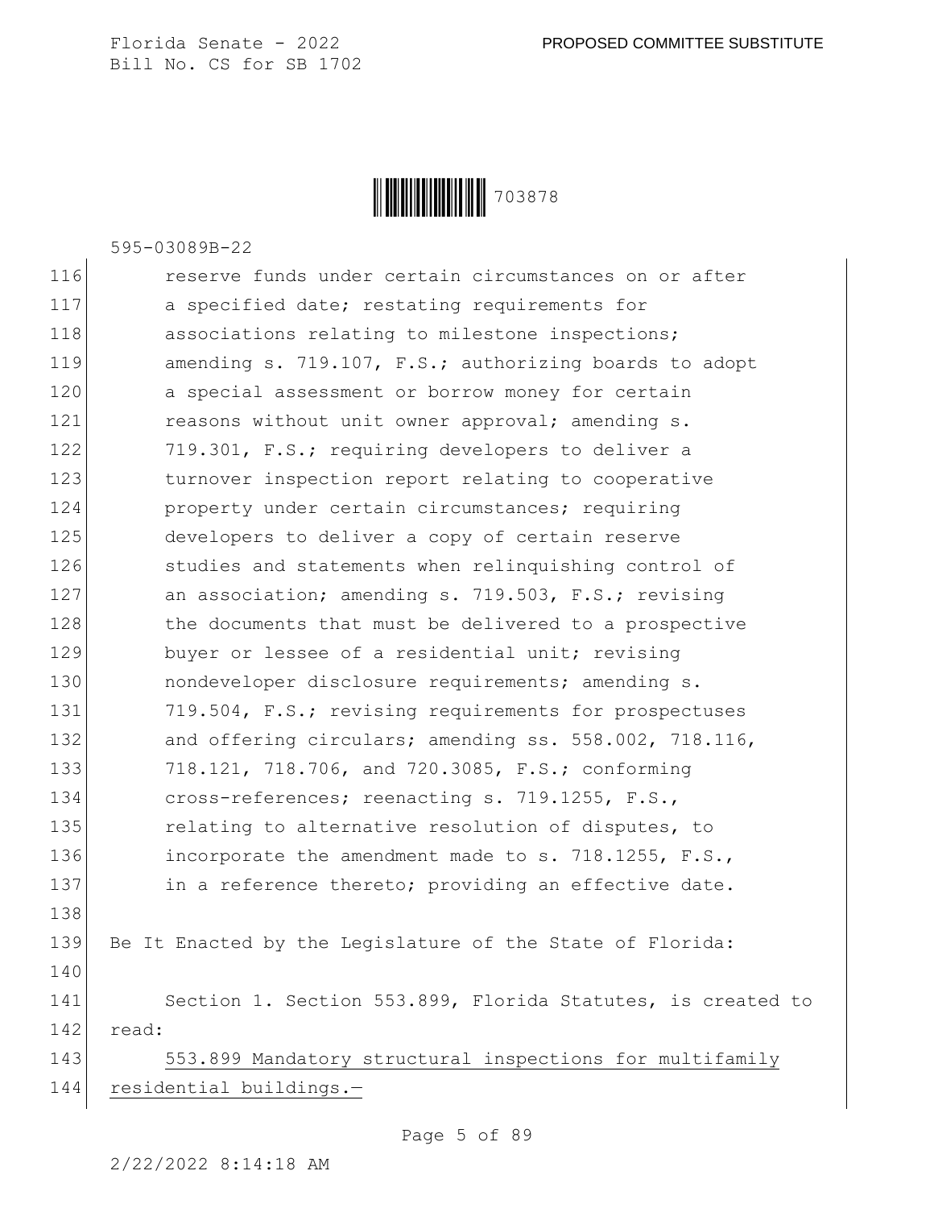reserve funds under certain circumstances on or after a specified date; restating requirements for associations relating to milestone inspections; amending s. 719.107, F.S.; authorizing boards to adopt a special assessment or borrow money for certain reasons without unit owner approval; amending s. 719.301, F.S.; requiring developers to deliver a turnover inspection report relating to cooperative property under certain circumstances; requiring developers to deliver a copy of certain reserve studies and statements when relinquishing control of an association; amending s. 719.503, F.S.; revising the documents that must be delivered to a prospective buyer or lessee of a residential unit; revising nondeveloper disclosure requirements; amending s. 719.504, F.S.; revising requirements for prospectuses and offering circulars; amending ss. 558.002, 718.116, 718.121, 718.706, and 720.3085, F.S.; conforming cross-references; reenacting s. 719.1255, F.S., relating to alternative resolution of disputes, to incorporate the amendment made to s. 718.1255, F.S., in a reference thereto; providing an effective date.

Be It Enacted by the Legislature of the State of Florida:

Section 1. Section 553.899, Florida Statutes, is created to read:

553.899 Mandatory structural inspections for multifamily residential buildings.—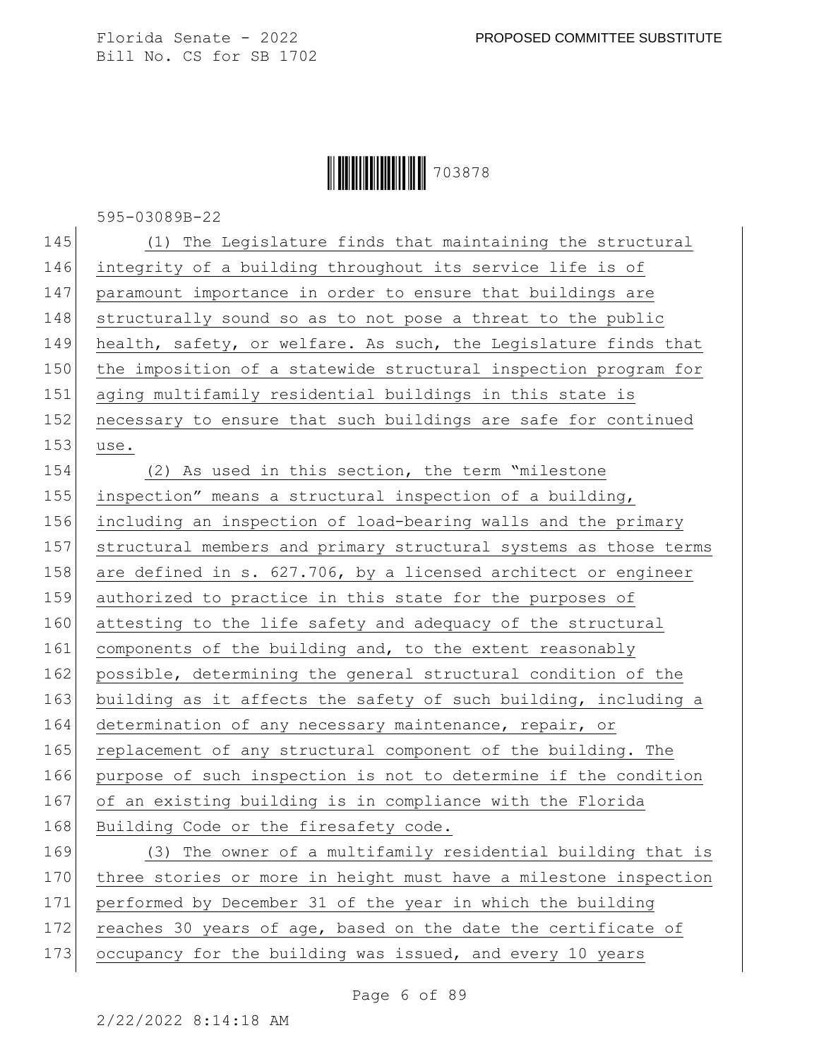(1) The Legislature finds that maintaining the structural integrity of a building throughout its service life is of paramount importance in order to ensure that buildings are structurally sound so as to not pose a threat to the public health, safety, or welfare. As such, the Legislature finds that the imposition of a statewide structural inspection program for aging multifamily residential buildings in this state is necessary to ensure that such buildings are safe for continued use.

(2) As used in this section, the term "milestone inspection" means a structural inspection of a building, including an inspection of load-bearing walls and the primary structural members and primary structural systems as those terms are defined in s. 627.706, by a licensed architect or engineer authorized to practice in this state for the purposes of attesting to the life safety and adequacy of the structural components of the building and, to the extent reasonably possible, determining the general structural condition of the building as it affects the safety of such building, including a determination of any necessary maintenance, repair, or replacement of any structural component of the building. The purpose of such inspection is not to determine if the condition of an existing building is in compliance with the Florida Building Code or the firesafety code.

(3) The owner of a multifamily residential building that is three stories or more in height must have a milestone inspection performed by December 31 of the year in which the building reaches 30 years of age, based on the date the certificate of occupancy for the building was issued, and every 10 years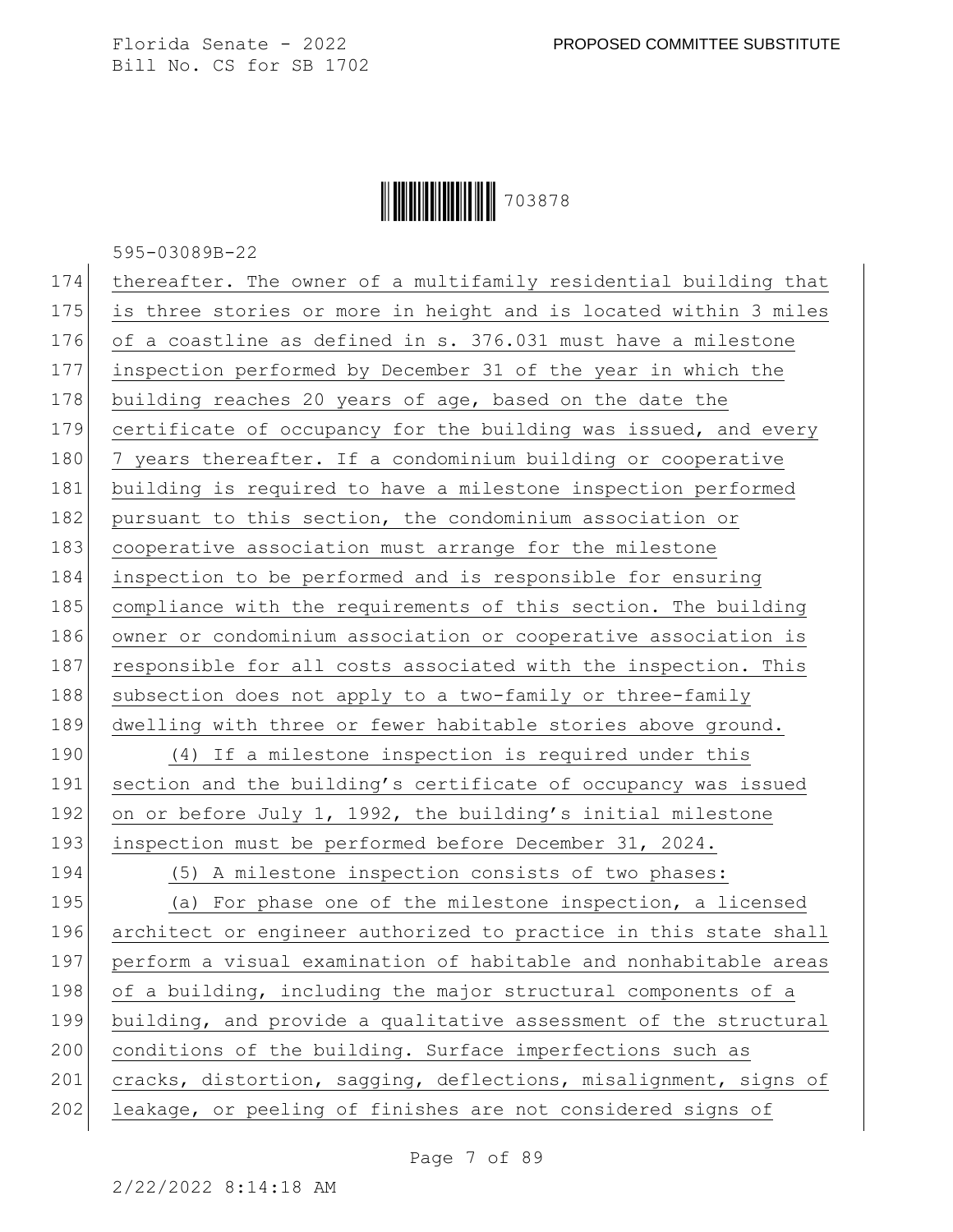thereafter. The owner of a multifamily residential building that is three stories or more in height and is located within 3 miles of a coastline as defined in s. 376.031 must have a milestone inspection performed by December 31 of the year in which the building reaches 20 years of age, based on the date the certificate of occupancy for the building was issued, and every 7 years thereafter. If a condominium building or cooperative building is required to have a milestone inspection performed pursuant to this section, the condominium association or cooperative association must arrange for the milestone inspection to be performed and is responsible for ensuring compliance with the requirements of this section. The building owner or condominium association or cooperative association is responsible for all costs associated with the inspection. This subsection does not apply to a two-family or three-family dwelling with three or fewer habitable stories above ground.

(4) If a milestone inspection is required under this section and the building's certificate of occupancy was issued on or before July 1, 1992, the building's initial milestone inspection must be performed before December 31, 2024.

(5) A milestone inspection consists of two phases:

(a) For phase one of the milestone inspection, a licensed architect or engineer authorized to practice in this state shall perform a visual examination of habitable and nonhabitable areas of a building, including the major structural components of a building, and provide a qualitative assessment of the structural conditions of the building. Surface imperfections such as cracks, distortion, sagging, deflections, misalignment, signs of leakage, or peeling of finishes are not considered signs of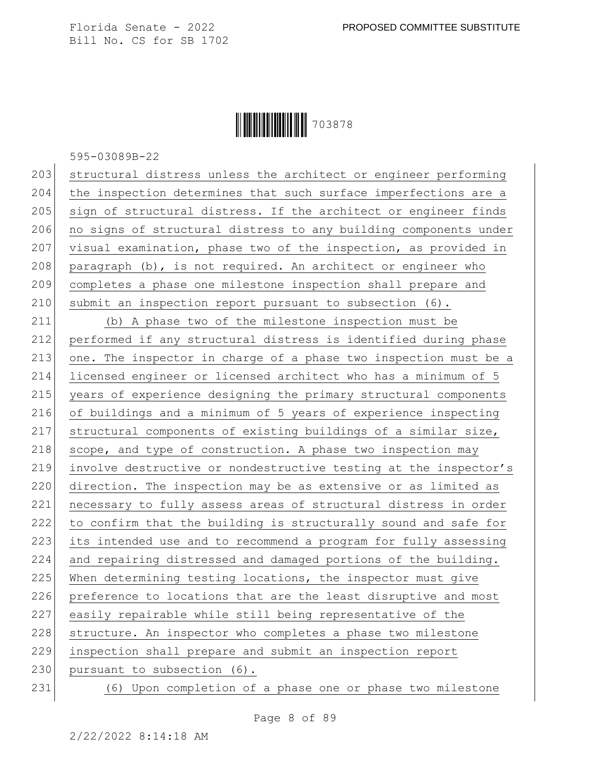structural distress unless the architect or engineer performing the inspection determines that such surface imperfections are a sign of structural distress. If the architect or engineer finds no signs of structural distress to any building components under visual examination, phase two of the inspection, as provided in paragraph (b), is not required. An architect or engineer who completes a phase one milestone inspection shall prepare and submit an inspection report pursuant to subsection (6).

(b) A phase two of the milestone inspection must be performed if any structural distress is identified during phase one. The inspector in charge of a phase two inspection must be a licensed engineer or licensed architect who has a minimum of 5 years of experience designing the primary structural components of buildings and a minimum of 5 years of experience inspecting structural components of existing buildings of a similar size, scope, and type of construction. A phase two inspection may involve destructive or nondestructive testing at the inspector's direction. The inspection may be as extensive or as limited as necessary to fully assess areas of structural distress in order to confirm that the building is structurally sound and safe for its intended use and to recommend a program for fully assessing and repairing distressed and damaged portions of the building. When determining testing locations, the inspector must give preference to locations that are the least disruptive and most easily repairable while still being representative of the structure. An inspector who completes a phase two milestone inspection shall prepare and submit an inspection report pursuant to subsection (6).

(6) Upon completion of a phase one or phase two milestone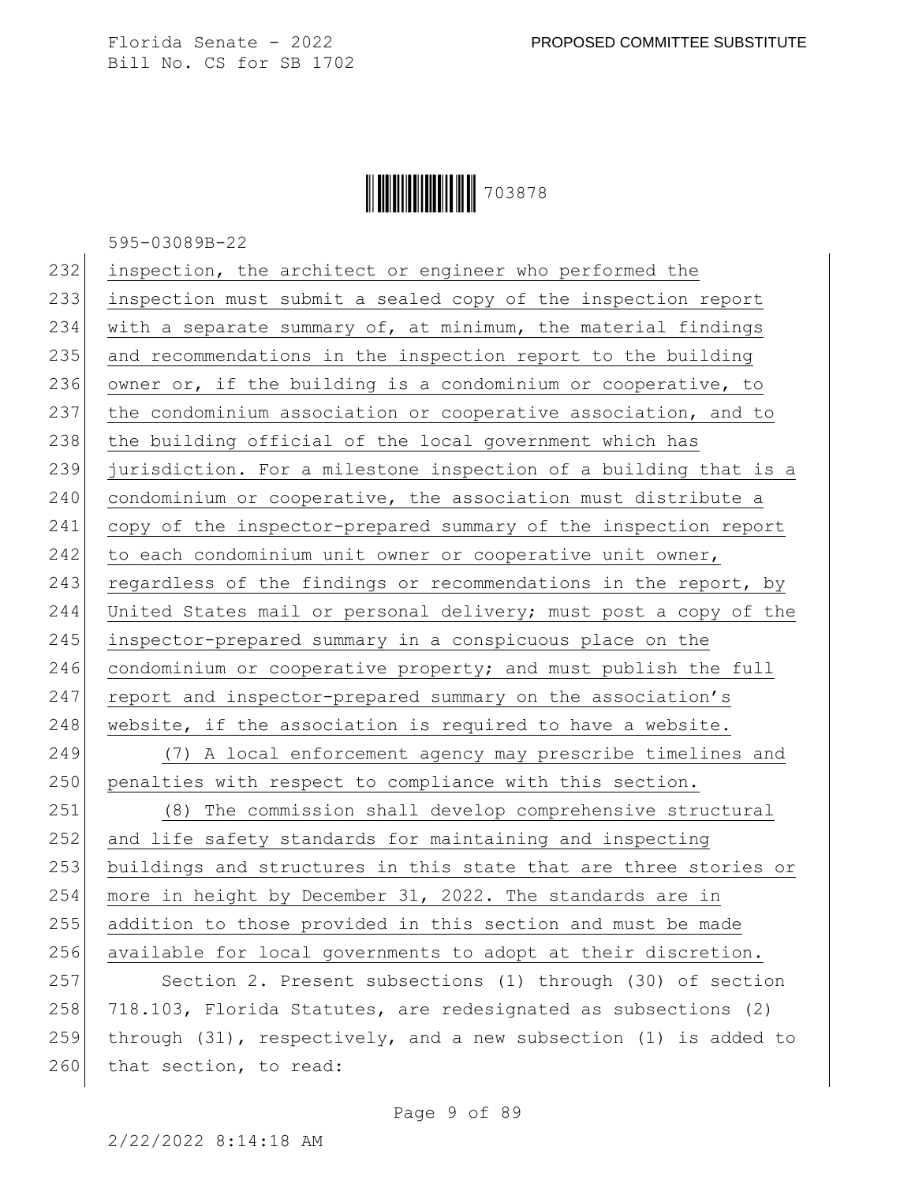inspection, the architect or engineer who performed the inspection must submit a sealed copy of the inspection report with a separate summary of, at minimum, the material findings and recommendations in the inspection report to the building owner or, if the building is a condominium or cooperative, to the condominium association or cooperative association, and to the building official of the local government which has jurisdiction. For a milestone inspection of a building that is a condominium or cooperative, the association must distribute a copy of the inspector-prepared summary of the inspection report to each condominium unit owner or cooperative unit owner, regardless of the findings or recommendations in the report, by United States mail or personal delivery; must post a copy of the inspector-prepared summary in a conspicuous place on the condominium or cooperative property; and must publish the full report and inspector-prepared summary on the association's website, if the association is required to have a website.

(7) A local enforcement agency may prescribe timelines and penalties with respect to compliance with this section.

(8) The commission shall develop comprehensive structural and life safety standards for maintaining and inspecting buildings and structures in this state that are three stories or more in height by December 31, 2022. The standards are in addition to those provided in this section and must be made available for local governments to adopt at their discretion.

Section 2. Present subsections (1) through (30) of section 718.103, Florida Statutes, are redesignated as subsections (2) through (31), respectively, and a new subsection (1) is added to that section, to read: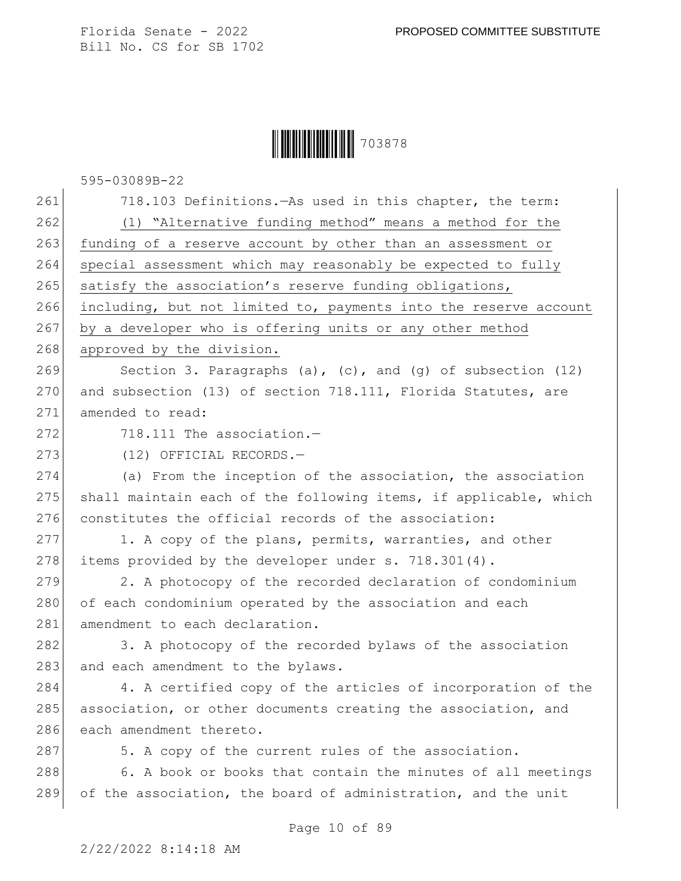718.103 Definitions.—As used in this chapter, the term:

(1) "Alternative funding method" means a method for the funding of a reserve account by other than an assessment or special assessment which may reasonably be expected to fully satisfy the association's reserve funding obligations, including, but not limited to, payments into the reserve account by a developer who is offering units or any other method approved by the division.

Section 3. Paragraphs (a), (c), and (g) of subsection (12) and subsection (13) of section 718.111, Florida Statutes, are amended to read:

718.111 The association.—

(12) OFFICIAL RECORDS.—

(a) From the inception of the association, the association shall maintain each of the following items, if applicable, which constitutes the official records of the association:

1. A copy of the plans, permits, warranties, and other items provided by the developer under s. 718.301(4).

2. A photocopy of the recorded declaration of condominium of each condominium operated by the association and each amendment to each declaration.

3. A photocopy of the recorded bylaws of the association and each amendment to the bylaws.

4. A certified copy of the articles of incorporation of the association, or other documents creating the association, and each amendment thereto.

5. A copy of the current rules of the association.

6. A book or books that contain the minutes of all meetings of the association, the board of administration, and the unit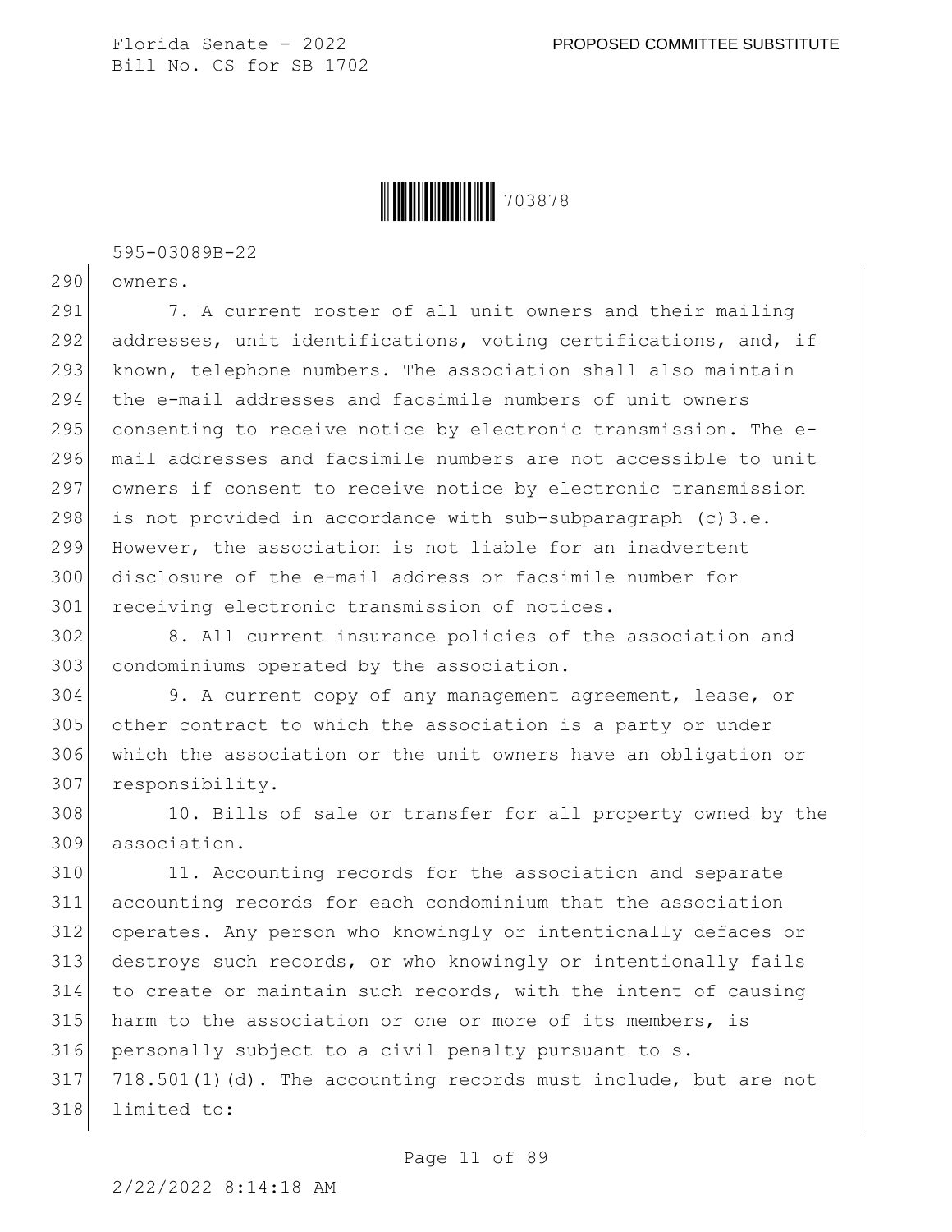owners.

7. A current roster of all unit owners and their mailing addresses, unit identifications, voting certifications, and, if known, telephone numbers. The association shall also maintain the e-mail addresses and facsimile numbers of unit owners consenting to receive notice by electronic transmission. The e-mail addresses and facsimile numbers are not accessible to unit owners if consent to receive notice by electronic transmission is not provided in accordance with sub-subparagraph (c)3.e. However, the association is not liable for an inadvertent disclosure of the e-mail address or facsimile number for receiving electronic transmission of notices.

8. All current insurance policies of the association and condominiums operated by the association.

9. A current copy of any management agreement, lease, or other contract to which the association is a party or under which the association or the unit owners have an obligation or responsibility.

10. Bills of sale or transfer for all property owned by the association.

11. Accounting records for the association and separate accounting records for each condominium that the association operates. Any person who knowingly or intentionally defaces or destroys such records, or who knowingly or intentionally fails to create or maintain such records, with the intent of causing harm to the association or one or more of its members, is personally subject to a civil penalty pursuant to s. 718.501(1)(d). The accounting records must include, but are not limited to: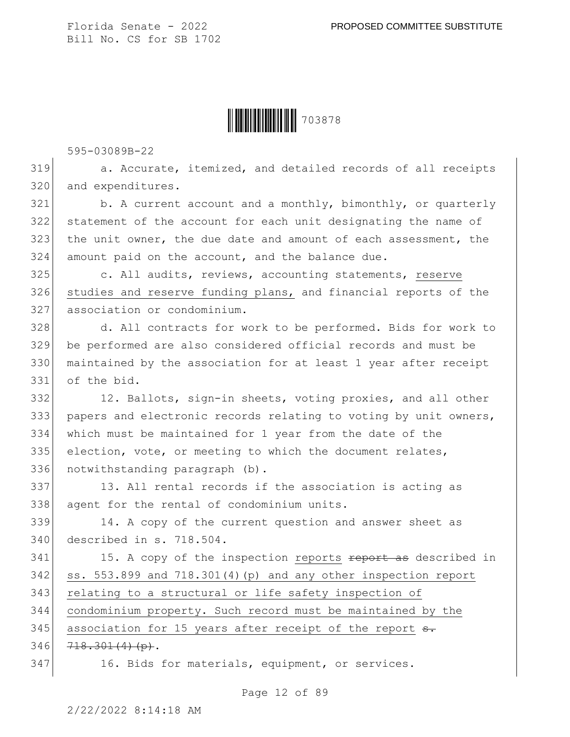a. Accurate, itemized, and detailed records of all receipts and expenditures.

b. A current account and a monthly, bimonthly, or quarterly statement of the account for each unit designating the name of the unit owner, the due date and amount of each assessment, the amount paid on the account, and the balance due.

c. All audits, reviews, accounting statements, reserve studies and reserve funding plans, and financial reports of the association or condominium.

d. All contracts for work to be performed. Bids for work to be performed are also considered official records and must be maintained by the association for at least 1 year after receipt of the bid.

12. Ballots, sign-in sheets, voting proxies, and all other papers and electronic records relating to voting by unit owners, which must be maintained for 1 year from the date of the election, vote, or meeting to which the document relates, notwithstanding paragraph (b).

13. All rental records if the association is acting as agent for the rental of condominium units.

14. A copy of the current question and answer sheet as described in s. 718.504.

15. A copy of the inspection reports ~~report as~~ described in ss. 553.899 and 718.301(4)(p) and any other inspection report relating to a structural or life safety inspection of condominium property. Such record must be maintained by the association for 15 years after receipt of the report ~~s. 718.301(4)(p)~~.

16. Bids for materials, equipment, or services.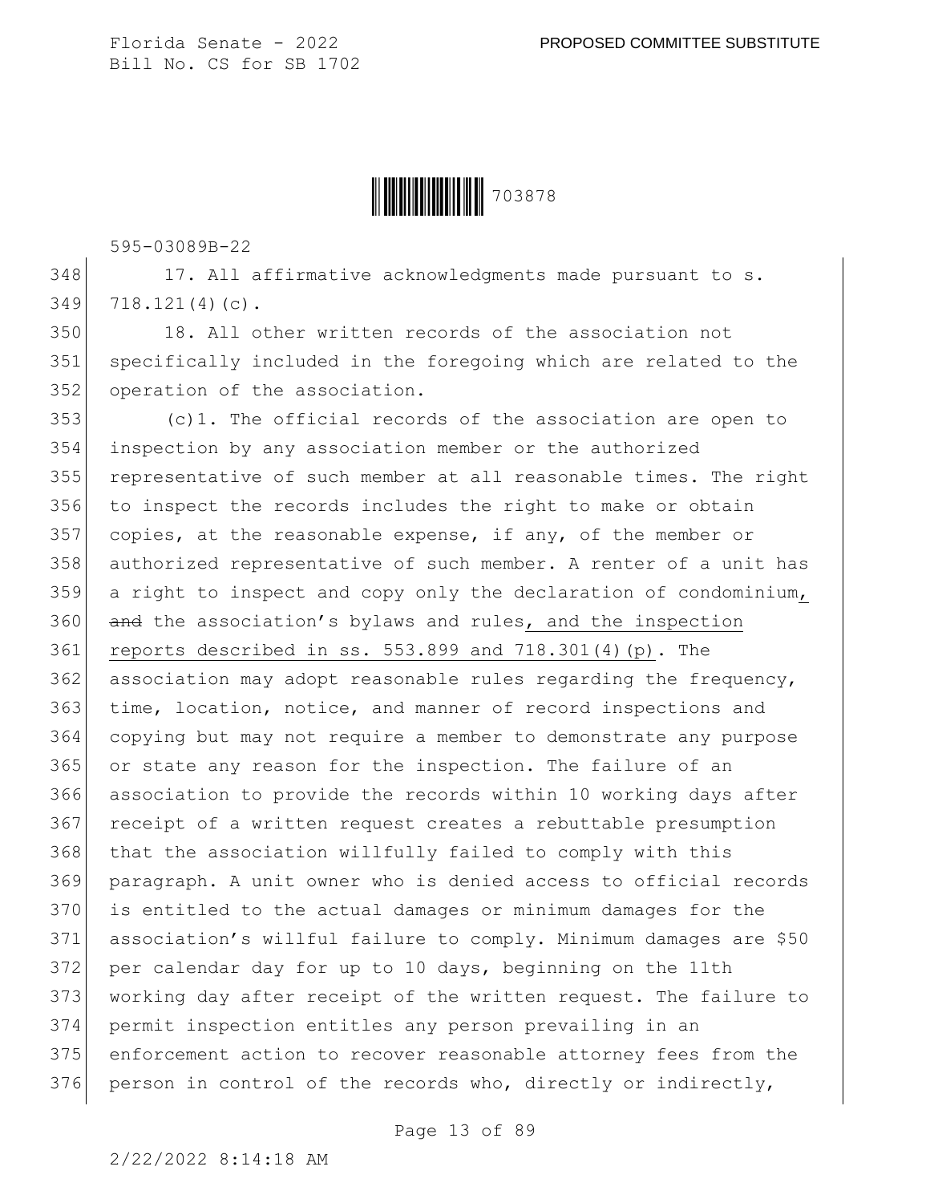17. All affirmative acknowledgments made pursuant to s. 718.121(4)(c).

18. All other written records of the association not specifically included in the foregoing which are related to the operation of the association.

(c)1. The official records of the association are open to inspection by any association member or the authorized representative of such member at all reasonable times. The right to inspect the records includes the right to make or obtain copies, at the reasonable expense, if any, of the member or authorized representative of such member. A renter of a unit has a right to inspect and copy only the declaration of condominium, ~~and~~ the association's bylaws and rules, and the inspection reports described in ss. 553.899 and 718.301(4)(p). The association may adopt reasonable rules regarding the frequency, time, location, notice, and manner of record inspections and copying but may not require a member to demonstrate any purpose or state any reason for the inspection. The failure of an association to provide the records within 10 working days after receipt of a written request creates a rebuttable presumption that the association willfully failed to comply with this paragraph. A unit owner who is denied access to official records is entitled to the actual damages or minimum damages for the association's willful failure to comply. Minimum damages are $50 per calendar day for up to 10 days, beginning on the 11th working day after receipt of the written request. The failure to permit inspection entitles any person prevailing in an enforcement action to recover reasonable attorney fees from the person in control of the records who, directly or indirectly,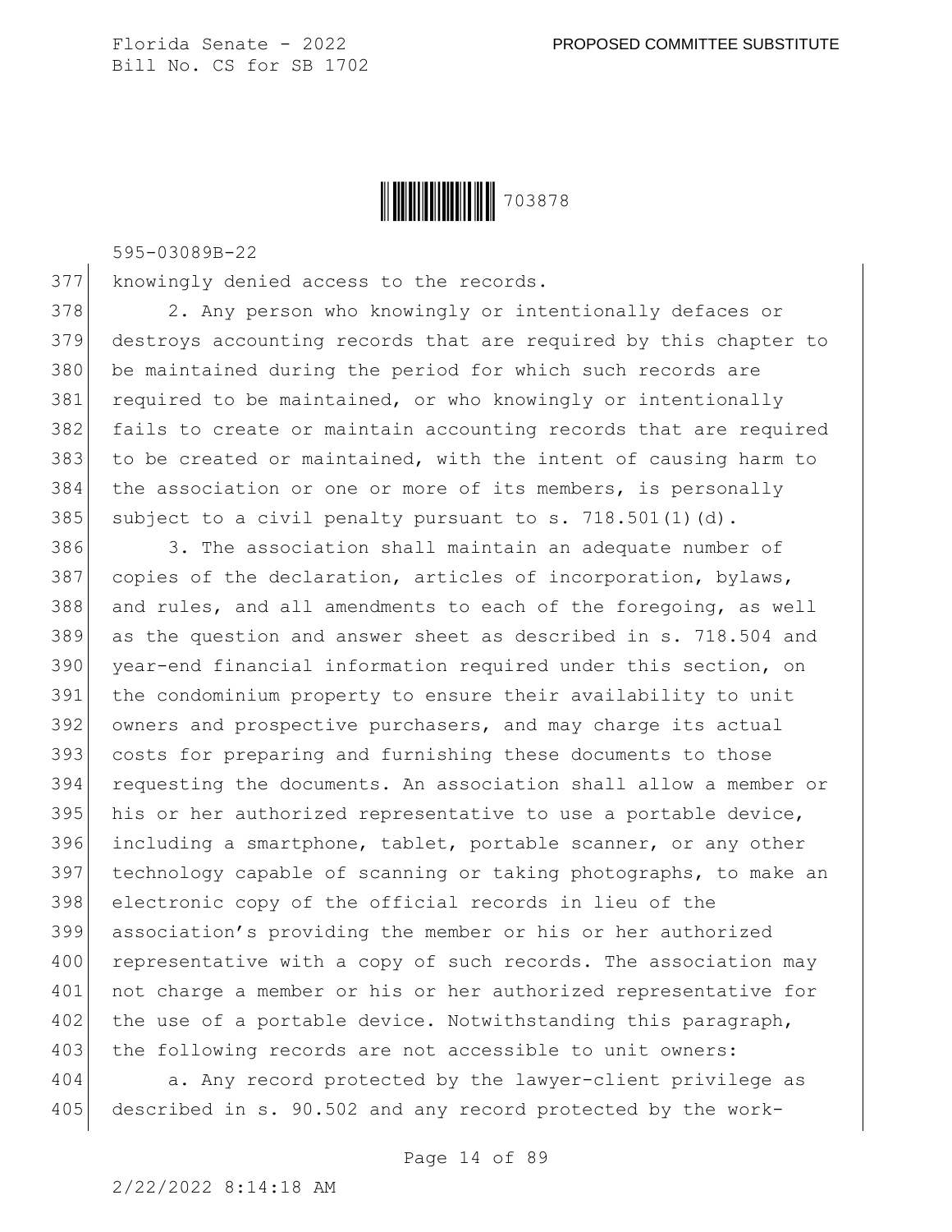knowingly denied access to the records.

2. Any person who knowingly or intentionally defaces or destroys accounting records that are required by this chapter to be maintained during the period for which such records are required to be maintained, or who knowingly or intentionally fails to create or maintain accounting records that are required to be created or maintained, with the intent of causing harm to the association or one or more of its members, is personally subject to a civil penalty pursuant to s. 718.501(1)(d).

3. The association shall maintain an adequate number of copies of the declaration, articles of incorporation, bylaws, and rules, and all amendments to each of the foregoing, as well as the question and answer sheet as described in s. 718.504 and year-end financial information required under this section, on the condominium property to ensure their availability to unit owners and prospective purchasers, and may charge its actual costs for preparing and furnishing these documents to those requesting the documents. An association shall allow a member or his or her authorized representative to use a portable device, including a smartphone, tablet, portable scanner, or any other technology capable of scanning or taking photographs, to make an electronic copy of the official records in lieu of the association's providing the member or his or her authorized representative with a copy of such records. The association may not charge a member or his or her authorized representative for the use of a portable device. Notwithstanding this paragraph, the following records are not accessible to unit owners:

a. Any record protected by the lawyer-client privilege as described in s. 90.502 and any record protected by the work-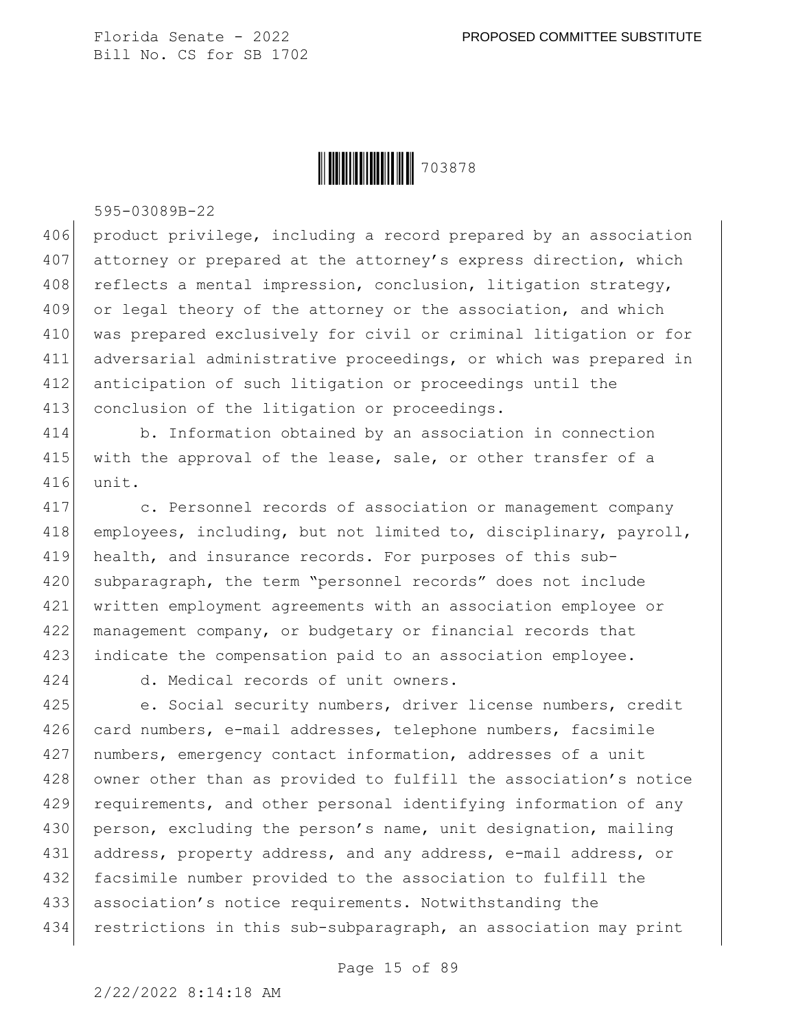product privilege, including a record prepared by an association attorney or prepared at the attorney’s express direction, which reflects a mental impression, conclusion, litigation strategy, or legal theory of the attorney or the association, and which was prepared exclusively for civil or criminal litigation or for adversarial administrative proceedings, or which was prepared in anticipation of such litigation or proceedings until the conclusion of the litigation or proceedings.

b. Information obtained by an association in connection with the approval of the lease, sale, or other transfer of a unit.

c. Personnel records of association or management company employees, including, but not limited to, disciplinary, payroll, health, and insurance records. For purposes of this sub-subparagraph, the term “personnel records” does not include written employment agreements with an association employee or management company, or budgetary or financial records that indicate the compensation paid to an association employee.

d. Medical records of unit owners.

e. Social security numbers, driver license numbers, credit card numbers, e-mail addresses, telephone numbers, facsimile numbers, emergency contact information, addresses of a unit owner other than as provided to fulfill the association’s notice requirements, and other personal identifying information of any person, excluding the person’s name, unit designation, mailing address, property address, and any address, e-mail address, or facsimile number provided to the association to fulfill the association’s notice requirements. Notwithstanding the restrictions in this sub-subparagraph, an association may print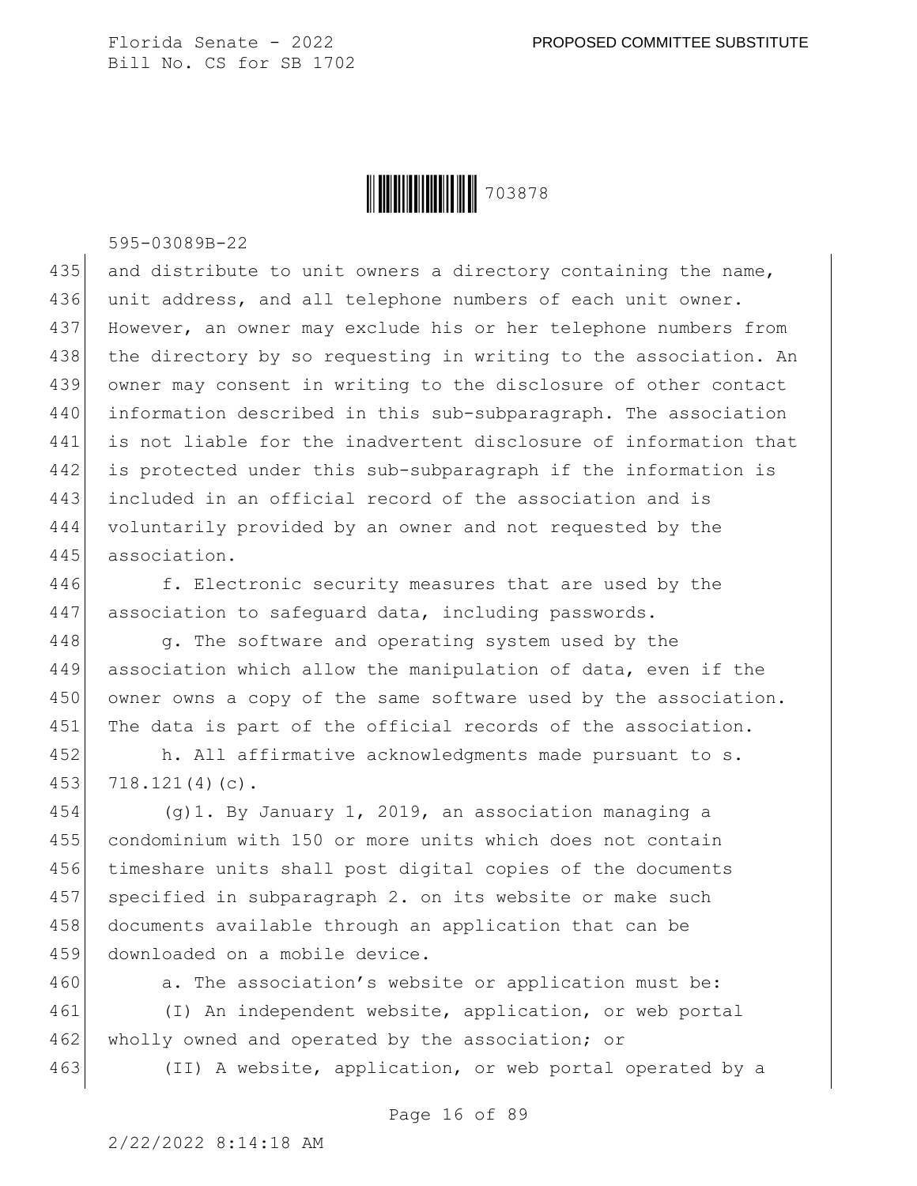and distribute to unit owners a directory containing the name, unit address, and all telephone numbers of each unit owner. However, an owner may exclude his or her telephone numbers from the directory by so requesting in writing to the association. An owner may consent in writing to the disclosure of other contact information described in this sub-subparagraph. The association is not liable for the inadvertent disclosure of information that is protected under this sub-subparagraph if the information is included in an official record of the association and is voluntarily provided by an owner and not requested by the association.

f. Electronic security measures that are used by the association to safeguard data, including passwords.

g. The software and operating system used by the association which allow the manipulation of data, even if the owner owns a copy of the same software used by the association. The data is part of the official records of the association.

h. All affirmative acknowledgments made pursuant to s. 718.121(4)(c).

(g)1. By January 1, 2019, an association managing a condominium with 150 or more units which does not contain timeshare units shall post digital copies of the documents specified in subparagraph 2. on its website or make such documents available through an application that can be downloaded on a mobile device.

a. The association's website or application must be:

(I) An independent website, application, or web portal wholly owned and operated by the association; or

(II) A website, application, or web portal operated by a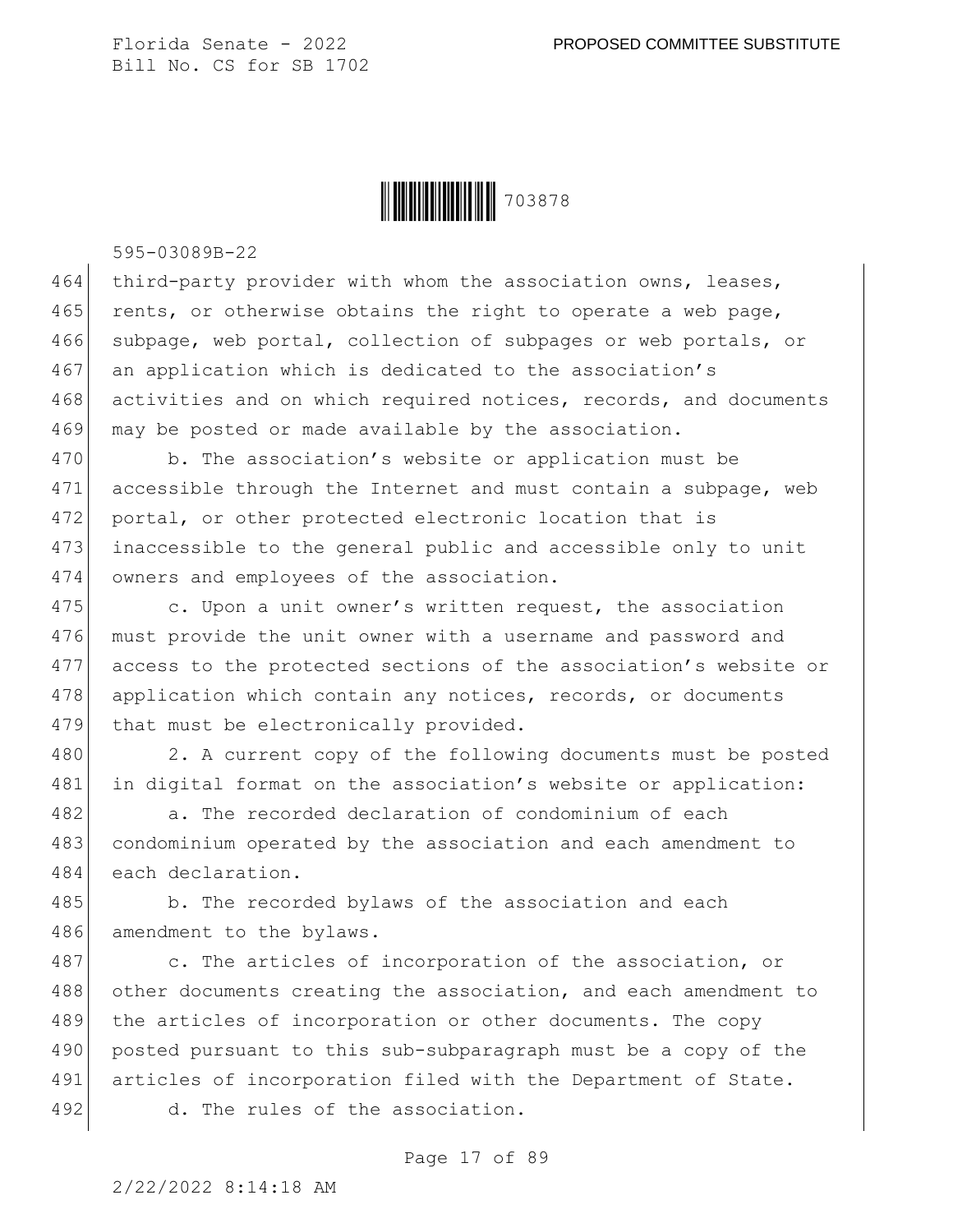third-party provider with whom the association owns, leases, rents, or otherwise obtains the right to operate a web page, subpage, web portal, collection of subpages or web portals, or an application which is dedicated to the association's activities and on which required notices, records, and documents may be posted or made available by the association.

b. The association's website or application must be accessible through the Internet and must contain a subpage, web portal, or other protected electronic location that is inaccessible to the general public and accessible only to unit owners and employees of the association.

c. Upon a unit owner's written request, the association must provide the unit owner with a username and password and access to the protected sections of the association's website or application which contain any notices, records, or documents that must be electronically provided.

2. A current copy of the following documents must be posted in digital format on the association's website or application:

a. The recorded declaration of condominium of each condominium operated by the association and each amendment to each declaration.

b. The recorded bylaws of the association and each amendment to the bylaws.

c. The articles of incorporation of the association, or other documents creating the association, and each amendment to the articles of incorporation or other documents. The copy posted pursuant to this sub-subparagraph must be a copy of the articles of incorporation filed with the Department of State.

d. The rules of the association.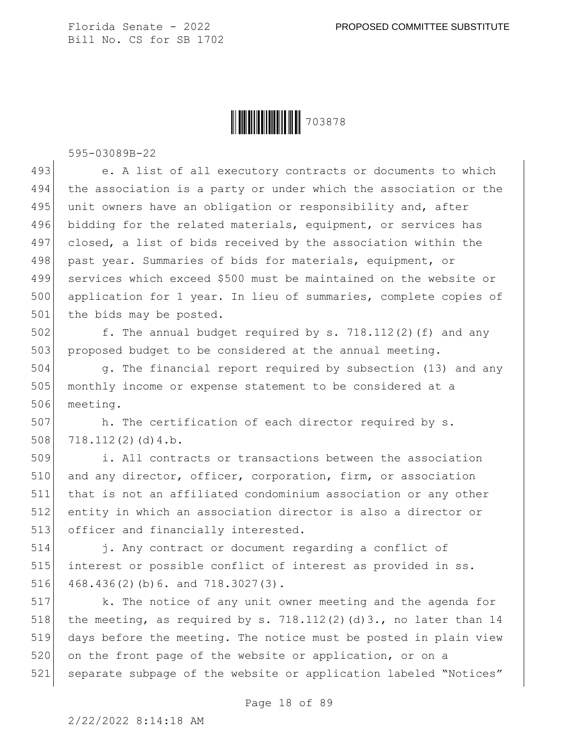e. A list of all executory contracts or documents to which the association is a party or under which the association or the unit owners have an obligation or responsibility and, after bidding for the related materials, equipment, or services has closed, a list of bids received by the association within the past year. Summaries of bids for materials, equipment, or services which exceed $500 must be maintained on the website or application for 1 year. In lieu of summaries, complete copies of the bids may be posted.

f. The annual budget required by s. 718.112(2)(f) and any proposed budget to be considered at the annual meeting.

g. The financial report required by subsection (13) and any monthly income or expense statement to be considered at a meeting.

h. The certification of each director required by s. 718.112(2)(d)4.b.

i. All contracts or transactions between the association and any director, officer, corporation, firm, or association that is not an affiliated condominium association or any other entity in which an association director is also a director or officer and financially interested.

j. Any contract or document regarding a conflict of interest or possible conflict of interest as provided in ss. 468.436(2)(b)6. and 718.3027(3).

k. The notice of any unit owner meeting and the agenda for the meeting, as required by s. 718.112(2)(d)3., no later than 14 days before the meeting. The notice must be posted in plain view on the front page of the website or application, or on a separate subpage of the website or application labeled "Notices"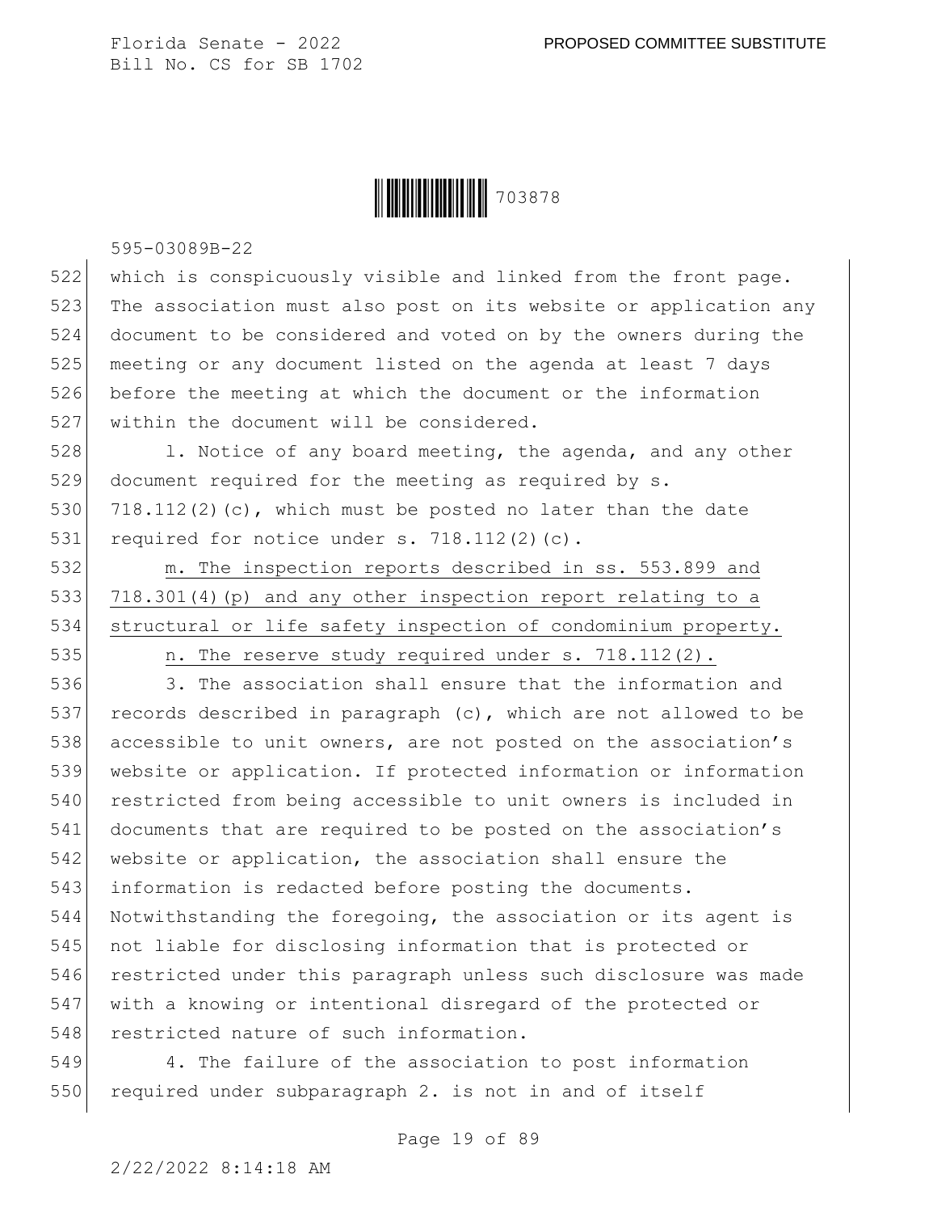which is conspicuously visible and linked from the front page. The association must also post on its website or application any document to be considered and voted on by the owners during the meeting or any document listed on the agenda at least 7 days before the meeting at which the document or the information within the document will be considered.

l. Notice of any board meeting, the agenda, and any other document required for the meeting as required by s. 718.112(2)(c), which must be posted no later than the date required for notice under s. 718.112(2)(c).

m. The inspection reports described in ss. 553.899 and 718.301(4)(p) and any other inspection report relating to a structural or life safety inspection of condominium property.

n. The reserve study required under s. 718.112(2).

3. The association shall ensure that the information and records described in paragraph (c), which are not allowed to be accessible to unit owners, are not posted on the association's website or application. If protected information or information restricted from being accessible to unit owners is included in documents that are required to be posted on the association's website or application, the association shall ensure the information is redacted before posting the documents. Notwithstanding the foregoing, the association or its agent is not liable for disclosing information that is protected or restricted under this paragraph unless such disclosure was made with a knowing or intentional disregard of the protected or restricted nature of such information.

4. The failure of the association to post information required under subparagraph 2. is not in and of itself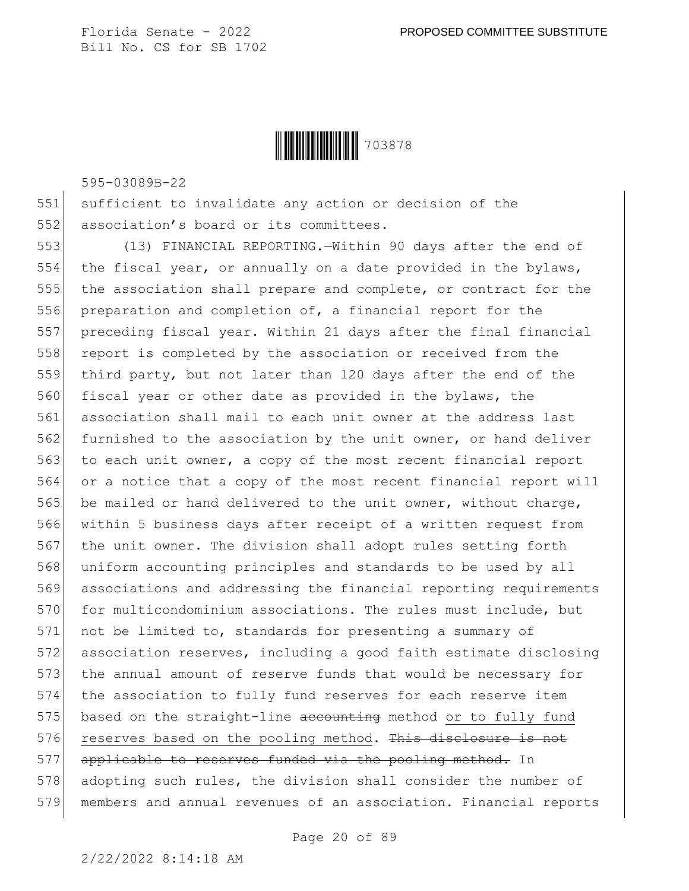sufficient to invalidate any action or decision of the association's board or its committees.

(13) FINANCIAL REPORTING.—Within 90 days after the end of the fiscal year, or annually on a date provided in the bylaws, the association shall prepare and complete, or contract for the preparation and completion of, a financial report for the preceding fiscal year. Within 21 days after the final financial report is completed by the association or received from the third party, but not later than 120 days after the end of the fiscal year or other date as provided in the bylaws, the association shall mail to each unit owner at the address last furnished to the association by the unit owner, or hand deliver to each unit owner, a copy of the most recent financial report or a notice that a copy of the most recent financial report will be mailed or hand delivered to the unit owner, without charge, within 5 business days after receipt of a written request from the unit owner. The division shall adopt rules setting forth uniform accounting principles and standards to be used by all associations and addressing the financial reporting requirements for multicondominium associations. The rules must include, but not be limited to, standards for presenting a summary of association reserves, including a good faith estimate disclosing the annual amount of reserve funds that would be necessary for the association to fully fund reserves for each reserve item based on the straight-line ~~accounting~~ method or to fully fund reserves based on the pooling method. ~~This disclosure is not applicable to reserves funded via the pooling method.~~ In adopting such rules, the division shall consider the number of members and annual revenues of an association. Financial reports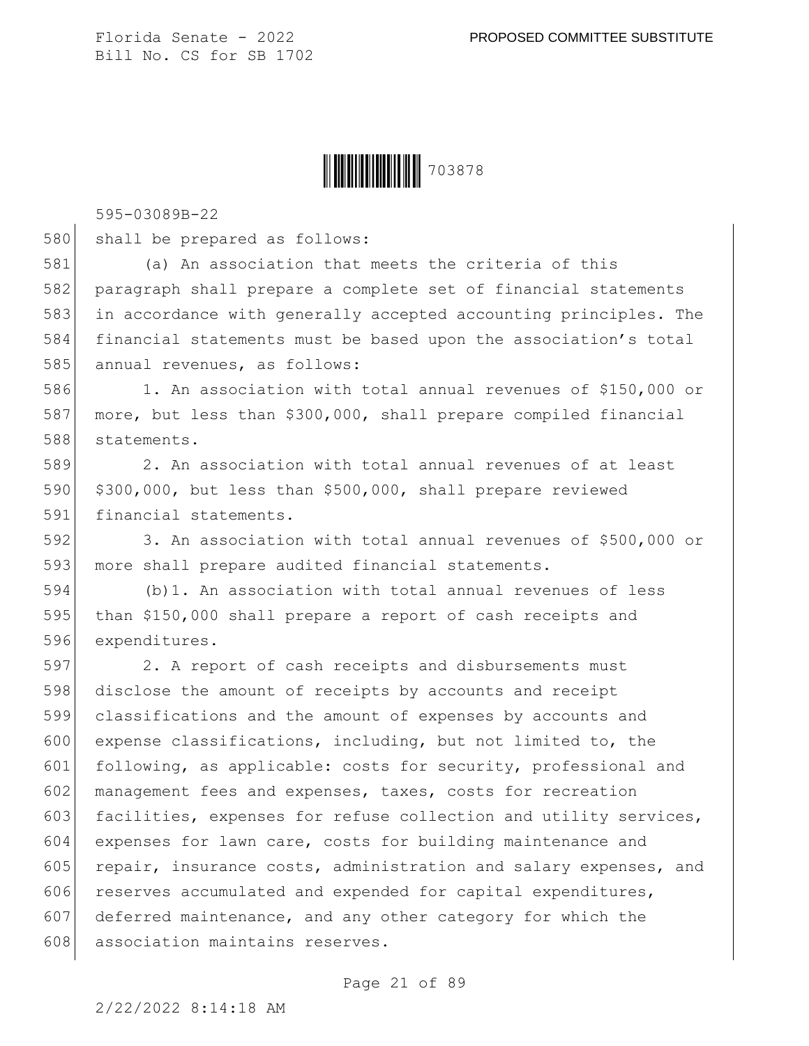shall be prepared as follows:

(a) An association that meets the criteria of this paragraph shall prepare a complete set of financial statements in accordance with generally accepted accounting principles. The financial statements must be based upon the association's total annual revenues, as follows:

1. An association with total annual revenues of $150,000 or more, but less than $300,000, shall prepare compiled financial statements.

2. An association with total annual revenues of at least $300,000, but less than $500,000, shall prepare reviewed financial statements.

3. An association with total annual revenues of $500,000 or more shall prepare audited financial statements.

(b)1. An association with total annual revenues of less than $150,000 shall prepare a report of cash receipts and expenditures.

2. A report of cash receipts and disbursements must disclose the amount of receipts by accounts and receipt classifications and the amount of expenses by accounts and expense classifications, including, but not limited to, the following, as applicable: costs for security, professional and management fees and expenses, taxes, costs for recreation facilities, expenses for refuse collection and utility services, expenses for lawn care, costs for building maintenance and repair, insurance costs, administration and salary expenses, and reserves accumulated and expended for capital expenditures, deferred maintenance, and any other category for which the association maintains reserves.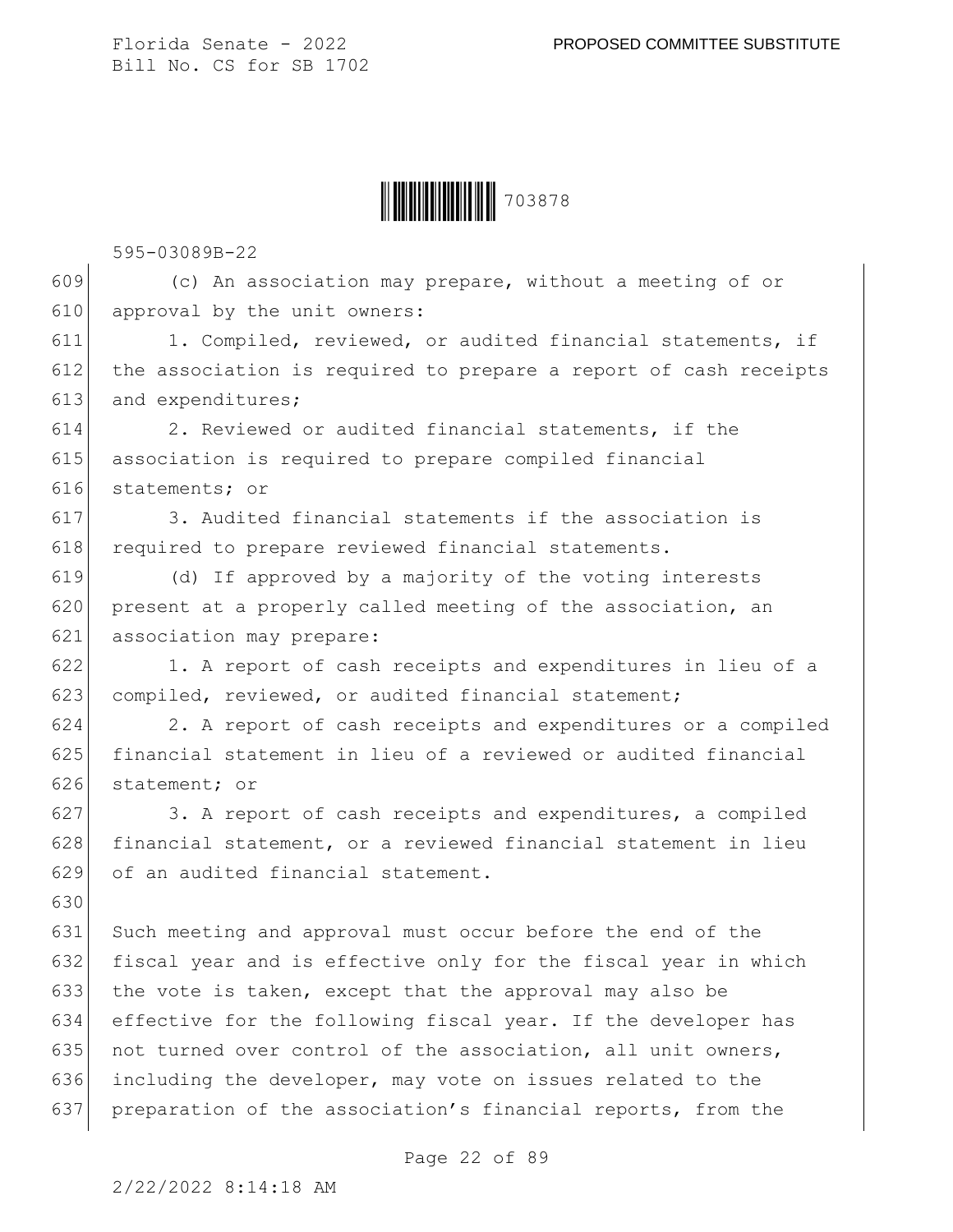(c) An association may prepare, without a meeting of or approval by the unit owners:

1. Compiled, reviewed, or audited financial statements, if the association is required to prepare a report of cash receipts and expenditures;

2. Reviewed or audited financial statements, if the association is required to prepare compiled financial statements; or

3. Audited financial statements if the association is required to prepare reviewed financial statements.

(d) If approved by a majority of the voting interests present at a properly called meeting of the association, an association may prepare:

1. A report of cash receipts and expenditures in lieu of a compiled, reviewed, or audited financial statement;

2. A report of cash receipts and expenditures or a compiled financial statement in lieu of a reviewed or audited financial statement; or

3. A report of cash receipts and expenditures, a compiled financial statement, or a reviewed financial statement in lieu of an audited financial statement.

Such meeting and approval must occur before the end of the fiscal year and is effective only for the fiscal year in which the vote is taken, except that the approval may also be effective for the following fiscal year. If the developer has not turned over control of the association, all unit owners, including the developer, may vote on issues related to the preparation of the association's financial reports, from the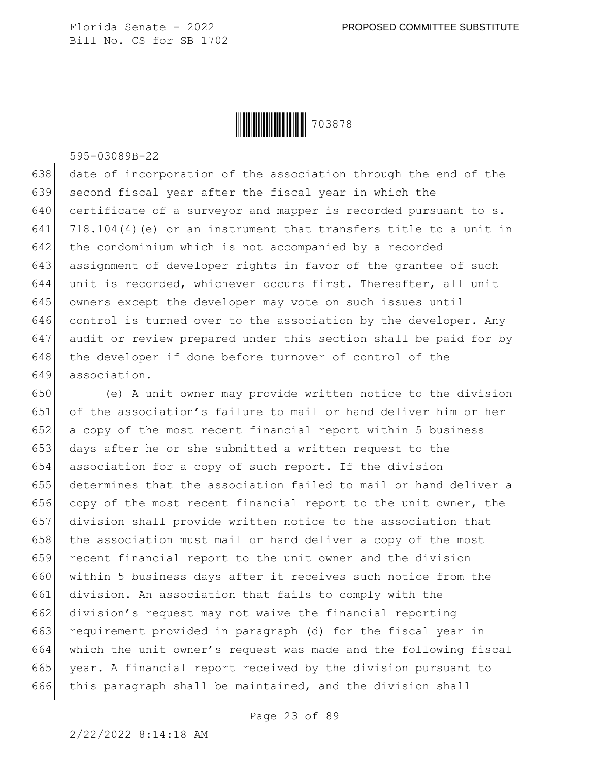date of incorporation of the association through the end of the second fiscal year after the fiscal year in which the certificate of a surveyor and mapper is recorded pursuant to s. 718.104(4)(e) or an instrument that transfers title to a unit in the condominium which is not accompanied by a recorded assignment of developer rights in favor of the grantee of such unit is recorded, whichever occurs first. Thereafter, all unit owners except the developer may vote on such issues until control is turned over to the association by the developer. Any audit or review prepared under this section shall be paid for by the developer if done before turnover of control of the association.

(e) A unit owner may provide written notice to the division of the association's failure to mail or hand deliver him or her a copy of the most recent financial report within 5 business days after he or she submitted a written request to the association for a copy of such report. If the division determines that the association failed to mail or hand deliver a copy of the most recent financial report to the unit owner, the division shall provide written notice to the association that the association must mail or hand deliver a copy of the most recent financial report to the unit owner and the division within 5 business days after it receives such notice from the division. An association that fails to comply with the division's request may not waive the financial reporting requirement provided in paragraph (d) for the fiscal year in which the unit owner's request was made and the following fiscal year. A financial report received by the division pursuant to this paragraph shall be maintained, and the division shall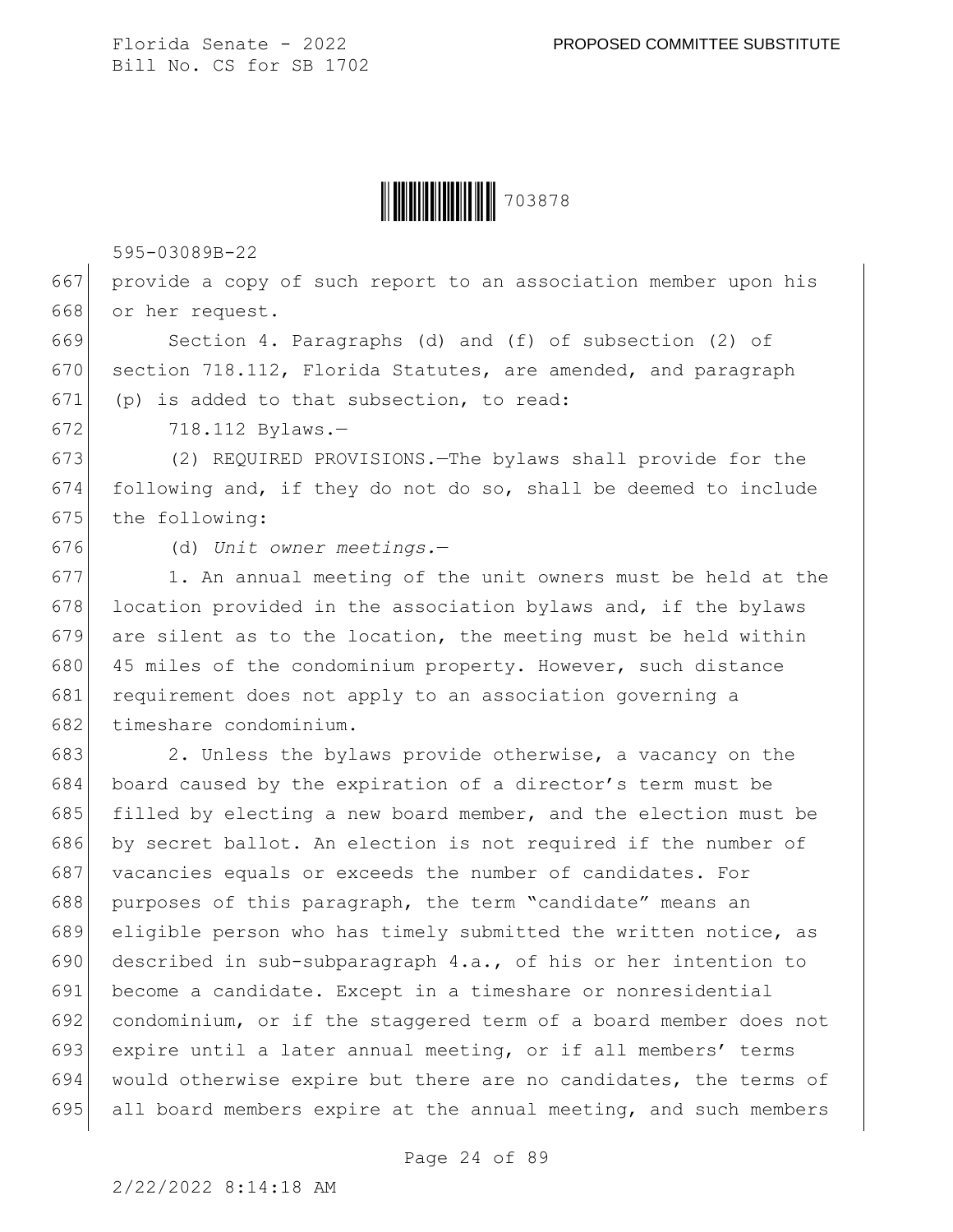provide a copy of such report to an association member upon his or her request.

Section 4. Paragraphs (d) and (f) of subsection (2) of section 718.112, Florida Statutes, are amended, and paragraph (p) is added to that subsection, to read:

718.112 Bylaws.—

(2) REQUIRED PROVISIONS.—The bylaws shall provide for the following and, if they do not do so, shall be deemed to include the following:

(d) *Unit owner meetings.*—

1. An annual meeting of the unit owners must be held at the location provided in the association bylaws and, if the bylaws are silent as to the location, the meeting must be held within 45 miles of the condominium property. However, such distance requirement does not apply to an association governing a timeshare condominium.

2. Unless the bylaws provide otherwise, a vacancy on the board caused by the expiration of a director's term must be filled by electing a new board member, and the election must be by secret ballot. An election is not required if the number of vacancies equals or exceeds the number of candidates. For purposes of this paragraph, the term "candidate" means an eligible person who has timely submitted the written notice, as described in sub-subparagraph 4.a., of his or her intention to become a candidate. Except in a timeshare or nonresidential condominium, or if the staggered term of a board member does not expire until a later annual meeting, or if all members' terms would otherwise expire but there are no candidates, the terms of all board members expire at the annual meeting, and such members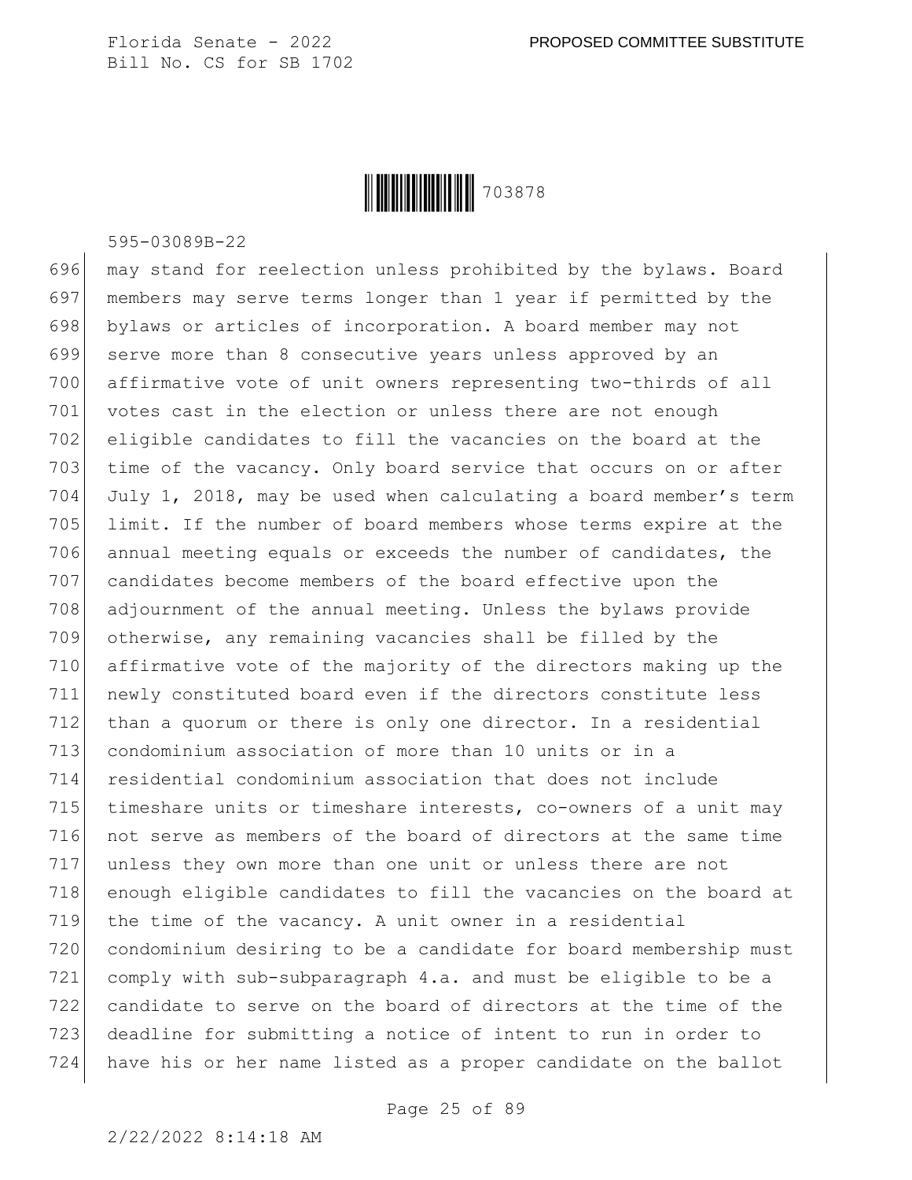may stand for reelection unless prohibited by the bylaws. Board members may serve terms longer than 1 year if permitted by the bylaws or articles of incorporation. A board member may not serve more than 8 consecutive years unless approved by an affirmative vote of unit owners representing two-thirds of all votes cast in the election or unless there are not enough eligible candidates to fill the vacancies on the board at the time of the vacancy. Only board service that occurs on or after July 1, 2018, may be used when calculating a board member's term limit. If the number of board members whose terms expire at the annual meeting equals or exceeds the number of candidates, the candidates become members of the board effective upon the adjournment of the annual meeting. Unless the bylaws provide otherwise, any remaining vacancies shall be filled by the affirmative vote of the majority of the directors making up the newly constituted board even if the directors constitute less than a quorum or there is only one director. In a residential condominium association of more than 10 units or in a residential condominium association that does not include timeshare units or timeshare interests, co-owners of a unit may not serve as members of the board of directors at the same time unless they own more than one unit or unless there are not enough eligible candidates to fill the vacancies on the board at the time of the vacancy. A unit owner in a residential condominium desiring to be a candidate for board membership must comply with sub-subparagraph 4.a. and must be eligible to be a candidate to serve on the board of directors at the time of the deadline for submitting a notice of intent to run in order to have his or her name listed as a proper candidate on the ballot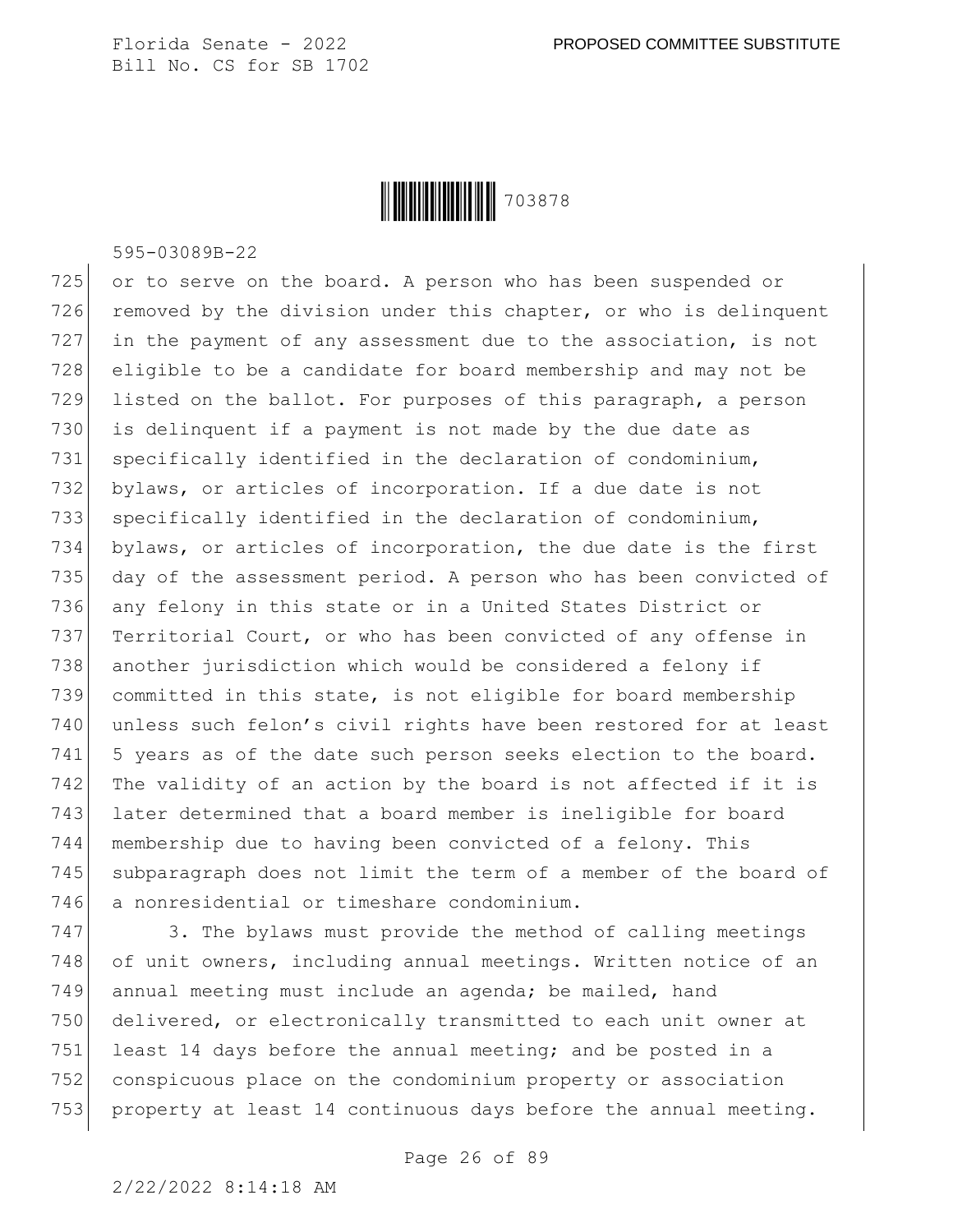or to serve on the board. A person who has been suspended or removed by the division under this chapter, or who is delinquent in the payment of any assessment due to the association, is not eligible to be a candidate for board membership and may not be listed on the ballot. For purposes of this paragraph, a person is delinquent if a payment is not made by the due date as specifically identified in the declaration of condominium, bylaws, or articles of incorporation. If a due date is not specifically identified in the declaration of condominium, bylaws, or articles of incorporation, the due date is the first day of the assessment period. A person who has been convicted of any felony in this state or in a United States District or Territorial Court, or who has been convicted of any offense in another jurisdiction which would be considered a felony if committed in this state, is not eligible for board membership unless such felon's civil rights have been restored for at least 5 years as of the date such person seeks election to the board. The validity of an action by the board is not affected if it is later determined that a board member is ineligible for board membership due to having been convicted of a felony. This subparagraph does not limit the term of a member of the board of a nonresidential or timeshare condominium.

3. The bylaws must provide the method of calling meetings of unit owners, including annual meetings. Written notice of an annual meeting must include an agenda; be mailed, hand delivered, or electronically transmitted to each unit owner at least 14 days before the annual meeting; and be posted in a conspicuous place on the condominium property or association property at least 14 continuous days before the annual meeting.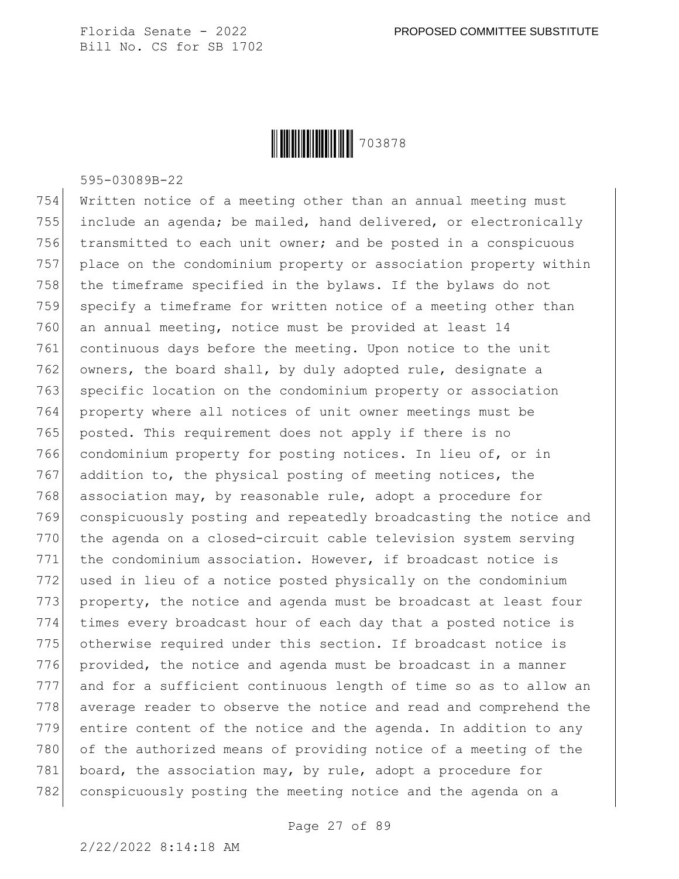Written notice of a meeting other than an annual meeting must include an agenda; be mailed, hand delivered, or electronically transmitted to each unit owner; and be posted in a conspicuous place on the condominium property or association property within the timeframe specified in the bylaws. If the bylaws do not specify a timeframe for written notice of a meeting other than an annual meeting, notice must be provided at least 14 continuous days before the meeting. Upon notice to the unit owners, the board shall, by duly adopted rule, designate a specific location on the condominium property or association property where all notices of unit owner meetings must be posted. This requirement does not apply if there is no condominium property for posting notices. In lieu of, or in addition to, the physical posting of meeting notices, the association may, by reasonable rule, adopt a procedure for conspicuously posting and repeatedly broadcasting the notice and the agenda on a closed-circuit cable television system serving the condominium association. However, if broadcast notice is used in lieu of a notice posted physically on the condominium property, the notice and agenda must be broadcast at least four times every broadcast hour of each day that a posted notice is otherwise required under this section. If broadcast notice is provided, the notice and agenda must be broadcast in a manner and for a sufficient continuous length of time so as to allow an average reader to observe the notice and read and comprehend the entire content of the notice and the agenda. In addition to any of the authorized means of providing notice of a meeting of the board, the association may, by rule, adopt a procedure for conspicuously posting the meeting notice and the agenda on a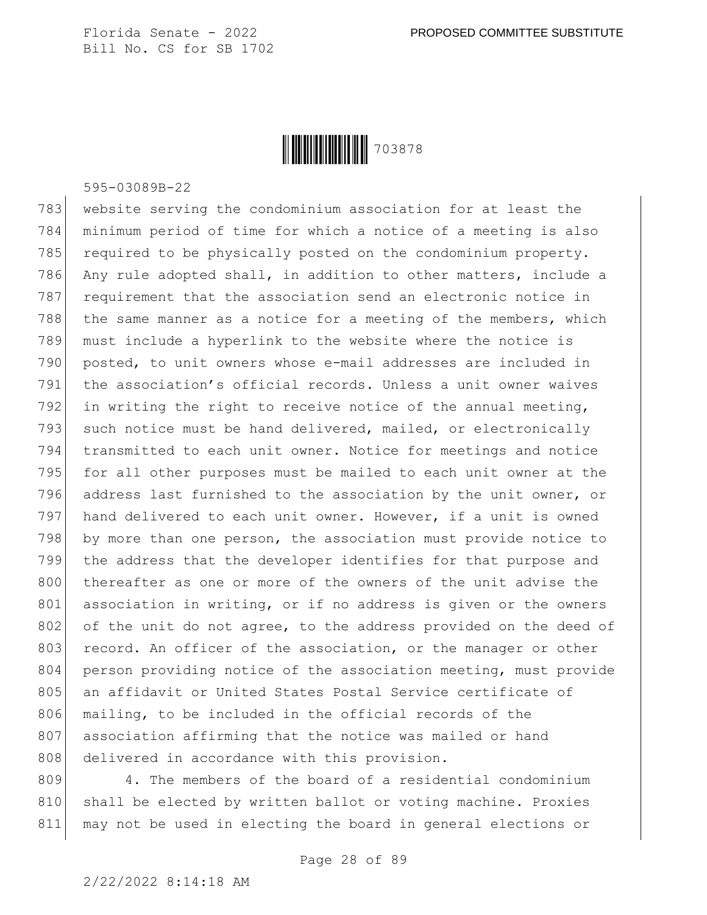website serving the condominium association for at least the minimum period of time for which a notice of a meeting is also required to be physically posted on the condominium property. Any rule adopted shall, in addition to other matters, include a requirement that the association send an electronic notice in the same manner as a notice for a meeting of the members, which must include a hyperlink to the website where the notice is posted, to unit owners whose e-mail addresses are included in the association's official records. Unless a unit owner waives in writing the right to receive notice of the annual meeting, such notice must be hand delivered, mailed, or electronically transmitted to each unit owner. Notice for meetings and notice for all other purposes must be mailed to each unit owner at the address last furnished to the association by the unit owner, or hand delivered to each unit owner. However, if a unit is owned by more than one person, the association must provide notice to the address that the developer identifies for that purpose and thereafter as one or more of the owners of the unit advise the association in writing, or if no address is given or the owners of the unit do not agree, to the address provided on the deed of record. An officer of the association, or the manager or other person providing notice of the association meeting, must provide an affidavit or United States Postal Service certificate of mailing, to be included in the official records of the association affirming that the notice was mailed or hand delivered in accordance with this provision.

4. The members of the board of a residential condominium shall be elected by written ballot or voting machine. Proxies may not be used in electing the board in general elections or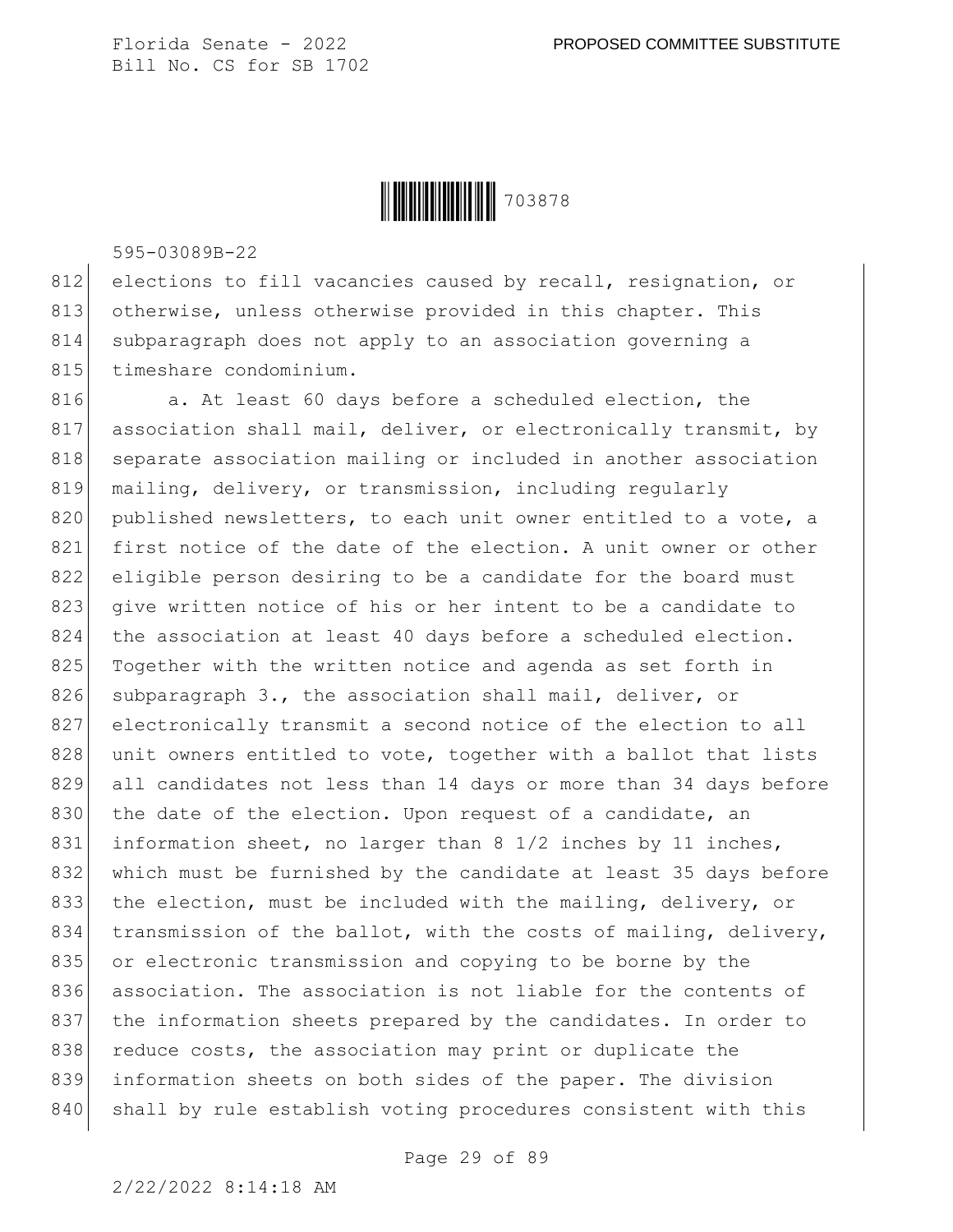elections to fill vacancies caused by recall, resignation, or otherwise, unless otherwise provided in this chapter. This subparagraph does not apply to an association governing a timeshare condominium.

a. At least 60 days before a scheduled election, the association shall mail, deliver, or electronically transmit, by separate association mailing or included in another association mailing, delivery, or transmission, including regularly published newsletters, to each unit owner entitled to a vote, a first notice of the date of the election. A unit owner or other eligible person desiring to be a candidate for the board must give written notice of his or her intent to be a candidate to the association at least 40 days before a scheduled election. Together with the written notice and agenda as set forth in subparagraph 3., the association shall mail, deliver, or electronically transmit a second notice of the election to all unit owners entitled to vote, together with a ballot that lists all candidates not less than 14 days or more than 34 days before the date of the election. Upon request of a candidate, an information sheet, no larger than 8 1/2 inches by 11 inches, which must be furnished by the candidate at least 35 days before the election, must be included with the mailing, delivery, or transmission of the ballot, with the costs of mailing, delivery, or electronic transmission and copying to be borne by the association. The association is not liable for the contents of the information sheets prepared by the candidates. In order to reduce costs, the association may print or duplicate the information sheets on both sides of the paper. The division shall by rule establish voting procedures consistent with this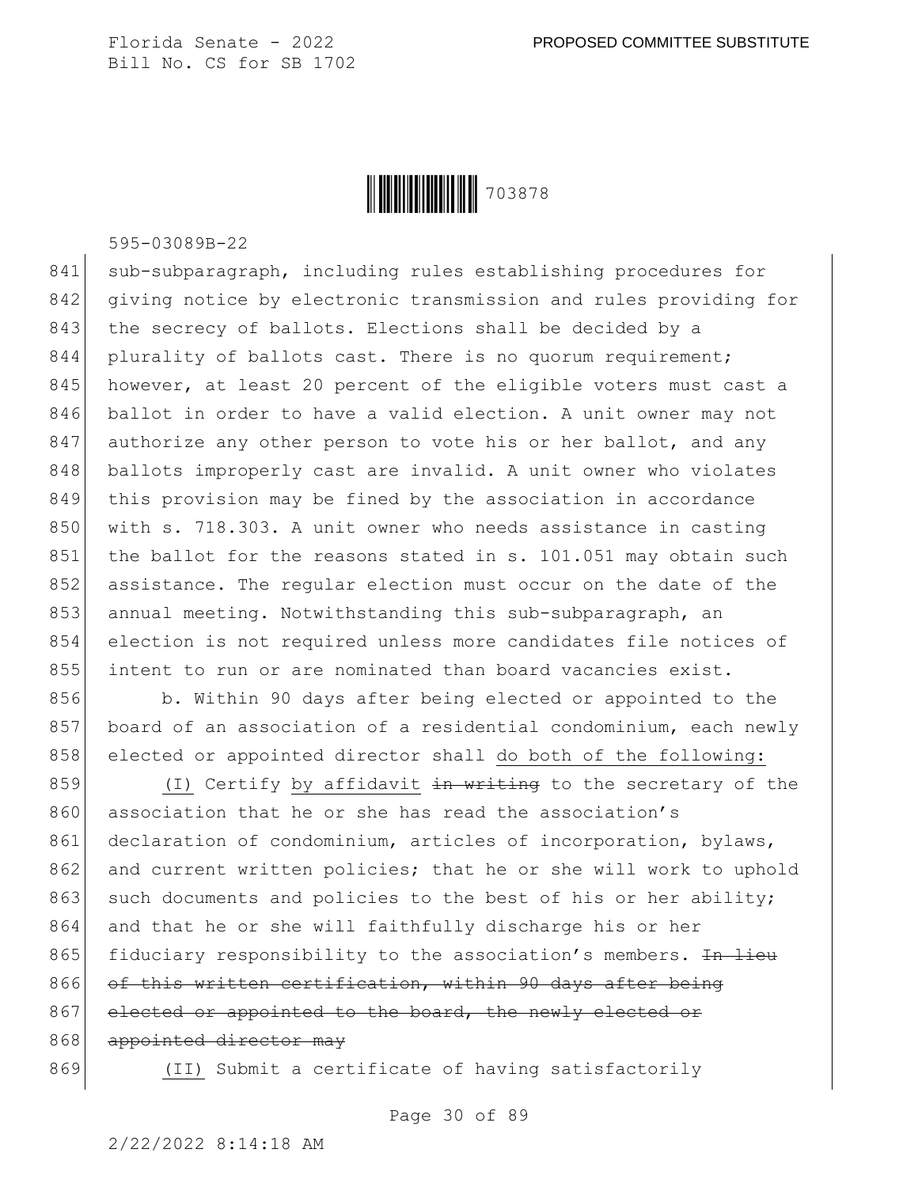sub-subparagraph, including rules establishing procedures for giving notice by electronic transmission and rules providing for the secrecy of ballots. Elections shall be decided by a plurality of ballots cast. There is no quorum requirement; however, at least 20 percent of the eligible voters must cast a ballot in order to have a valid election. A unit owner may not authorize any other person to vote his or her ballot, and any ballots improperly cast are invalid. A unit owner who violates this provision may be fined by the association in accordance with s. 718.303. A unit owner who needs assistance in casting the ballot for the reasons stated in s. 101.051 may obtain such assistance. The regular election must occur on the date of the annual meeting. Notwithstanding this sub-subparagraph, an election is not required unless more candidates file notices of intent to run or are nominated than board vacancies exist.

b. Within 90 days after being elected or appointed to the board of an association of a residential condominium, each newly elected or appointed director shall <u>do both of the following:</u>

<u>(I)</u> Certify <u>by affidavit</u> ~~in writing~~ to the secretary of the association that he or she has read the association's declaration of condominium, articles of incorporation, bylaws, and current written policies; that he or she will work to uphold such documents and policies to the best of his or her ability; and that he or she will faithfully discharge his or her fiduciary responsibility to the association's members. ~~In lieu of this written certification, within 90 days after being elected or appointed to the board, the newly elected or appointed director may~~

<u>(II)</u> Submit a certificate of having satisfactorily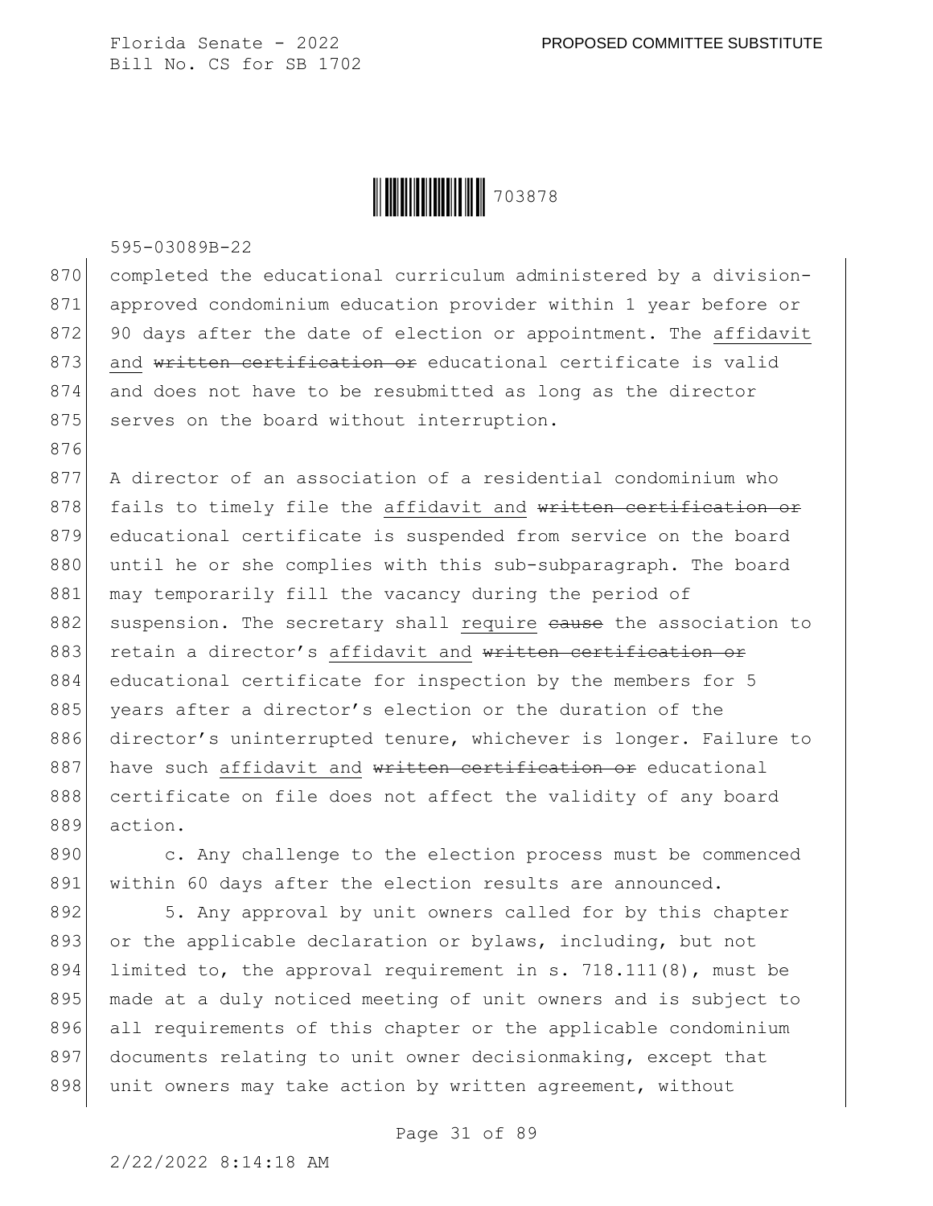completed the educational curriculum administered by a division-approved condominium education provider within 1 year before or 90 days after the date of election or appointment. The affidavit and ~~written certification or~~ educational certificate is valid and does not have to be resubmitted as long as the director serves on the board without interruption.

A director of an association of a residential condominium who fails to timely file the affidavit and ~~written certification or~~ educational certificate is suspended from service on the board until he or she complies with this sub-subparagraph. The board may temporarily fill the vacancy during the period of suspension. The secretary shall require ~~cause~~ the association to retain a director's affidavit and ~~written certification or~~ educational certificate for inspection by the members for 5 years after a director's election or the duration of the director's uninterrupted tenure, whichever is longer. Failure to have such affidavit and ~~written certification or~~ educational certificate on file does not affect the validity of any board action.

c. Any challenge to the election process must be commenced within 60 days after the election results are announced.

5. Any approval by unit owners called for by this chapter or the applicable declaration or bylaws, including, but not limited to, the approval requirement in s. 718.111(8), must be made at a duly noticed meeting of unit owners and is subject to all requirements of this chapter or the applicable condominium documents relating to unit owner decisionmaking, except that unit owners may take action by written agreement, without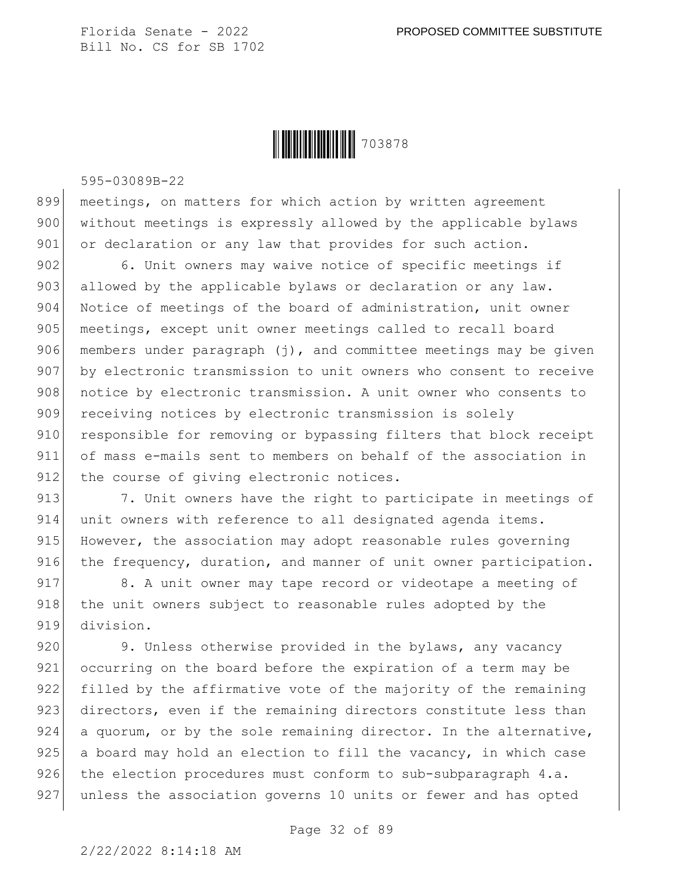meetings, on matters for which action by written agreement without meetings is expressly allowed by the applicable bylaws or declaration or any law that provides for such action.

6. Unit owners may waive notice of specific meetings if allowed by the applicable bylaws or declaration or any law. Notice of meetings of the board of administration, unit owner meetings, except unit owner meetings called to recall board members under paragraph (j), and committee meetings may be given by electronic transmission to unit owners who consent to receive notice by electronic transmission. A unit owner who consents to receiving notices by electronic transmission is solely responsible for removing or bypassing filters that block receipt of mass e-mails sent to members on behalf of the association in the course of giving electronic notices.

7. Unit owners have the right to participate in meetings of unit owners with reference to all designated agenda items. However, the association may adopt reasonable rules governing the frequency, duration, and manner of unit owner participation.

8. A unit owner may tape record or videotape a meeting of the unit owners subject to reasonable rules adopted by the division.

9. Unless otherwise provided in the bylaws, any vacancy occurring on the board before the expiration of a term may be filled by the affirmative vote of the majority of the remaining directors, even if the remaining directors constitute less than a quorum, or by the sole remaining director. In the alternative, a board may hold an election to fill the vacancy, in which case the election procedures must conform to sub-subparagraph 4.a. unless the association governs 10 units or fewer and has opted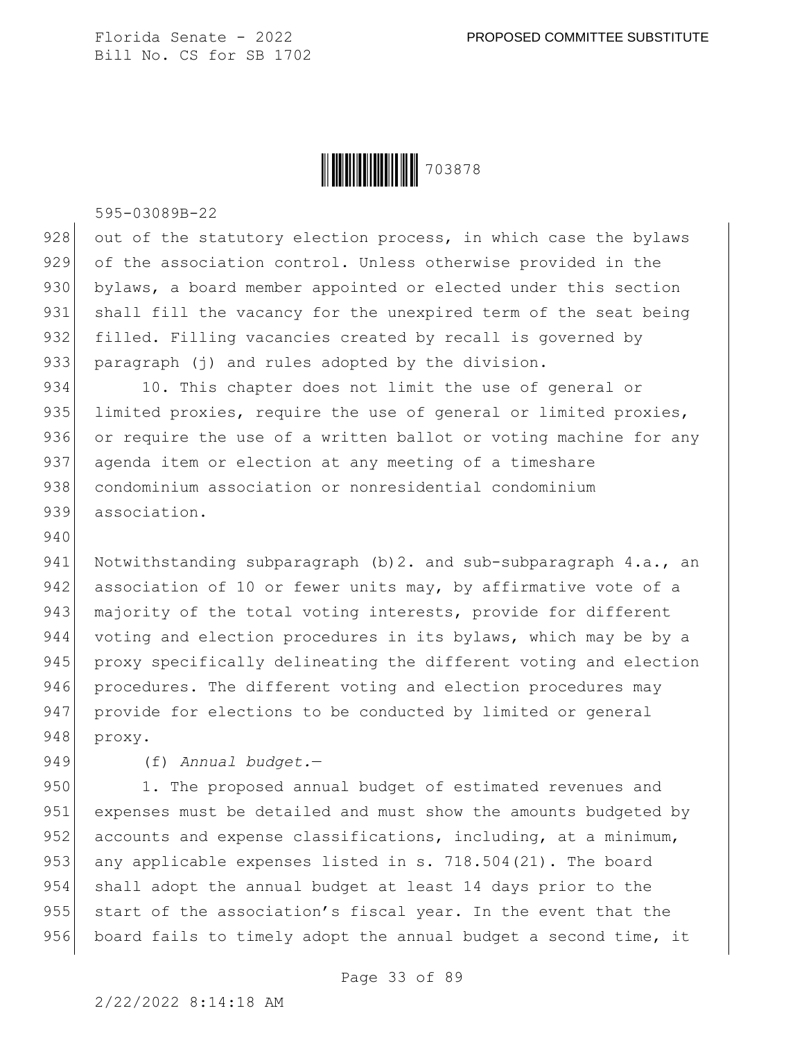out of the statutory election process, in which case the bylaws of the association control. Unless otherwise provided in the bylaws, a board member appointed or elected under this section shall fill the vacancy for the unexpired term of the seat being filled. Filling vacancies created by recall is governed by paragraph (j) and rules adopted by the division.

10. This chapter does not limit the use of general or limited proxies, require the use of general or limited proxies, or require the use of a written ballot or voting machine for any agenda item or election at any meeting of a timeshare condominium association or nonresidential condominium association.

Notwithstanding subparagraph (b)2. and sub-subparagraph 4.a., an association of 10 or fewer units may, by affirmative vote of a majority of the total voting interests, provide for different voting and election procedures in its bylaws, which may be by a proxy specifically delineating the different voting and election procedures. The different voting and election procedures may provide for elections to be conducted by limited or general proxy.

(f) *Annual budget.*—

1. The proposed annual budget of estimated revenues and expenses must be detailed and must show the amounts budgeted by accounts and expense classifications, including, at a minimum, any applicable expenses listed in s. 718.504(21). The board shall adopt the annual budget at least 14 days prior to the start of the association's fiscal year. In the event that the board fails to timely adopt the annual budget a second time, it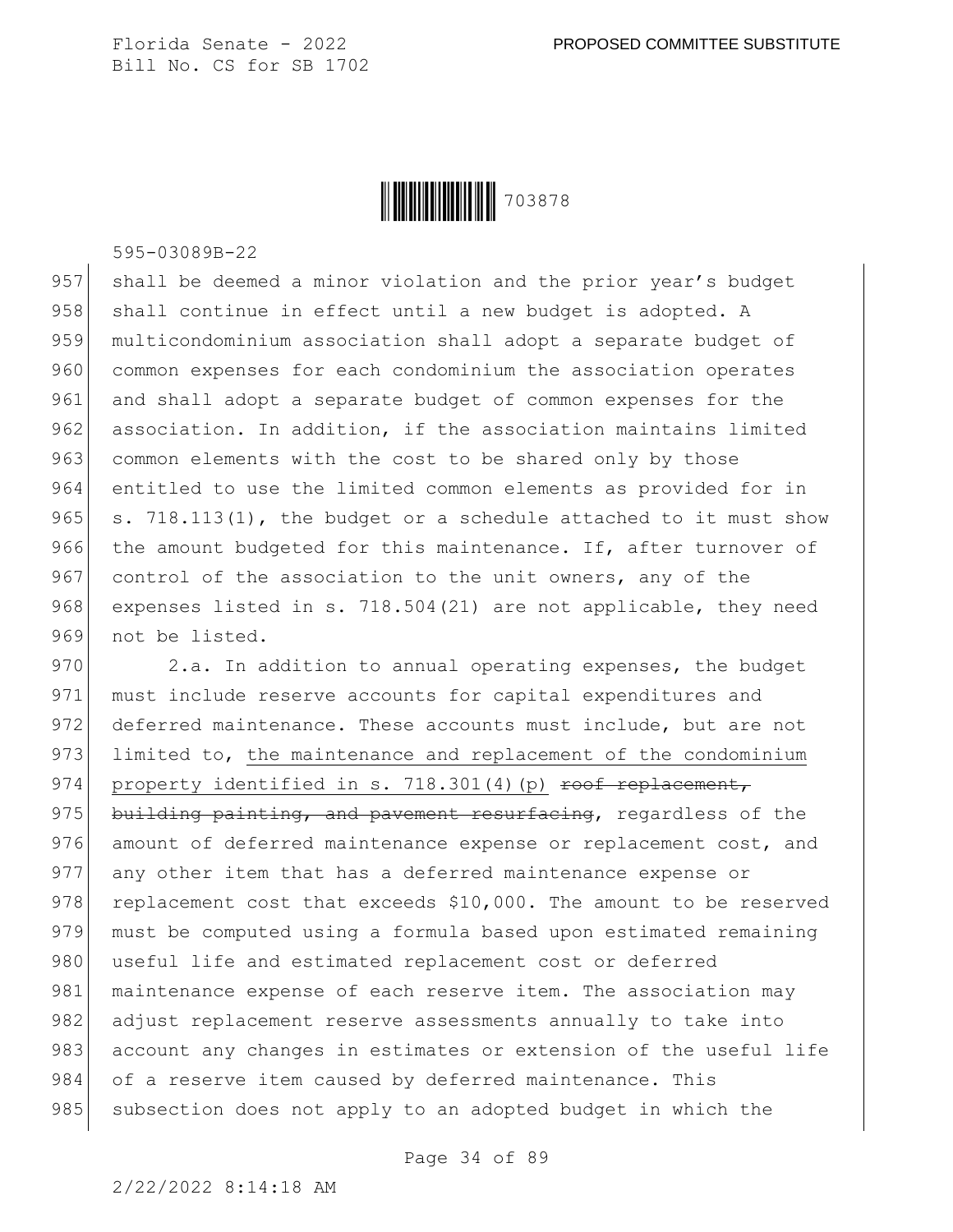shall be deemed a minor violation and the prior year's budget shall continue in effect until a new budget is adopted. A multicondominium association shall adopt a separate budget of common expenses for each condominium the association operates and shall adopt a separate budget of common expenses for the association. In addition, if the association maintains limited common elements with the cost to be shared only by those entitled to use the limited common elements as provided for in s. 718.113(1), the budget or a schedule attached to it must show the amount budgeted for this maintenance. If, after turnover of control of the association to the unit owners, any of the expenses listed in s. 718.504(21) are not applicable, they need not be listed.

2.a. In addition to annual operating expenses, the budget must include reserve accounts for capital expenditures and deferred maintenance. These accounts must include, but are not limited to, <u>the maintenance and replacement of the condominium property identified in s. 718.301(4)(p)</u> ~~roof replacement, building painting, and pavement resurfacing~~, regardless of the amount of deferred maintenance expense or replacement cost, and any other item that has a deferred maintenance expense or replacement cost that exceeds $10,000. The amount to be reserved must be computed using a formula based upon estimated remaining useful life and estimated replacement cost or deferred maintenance expense of each reserve item. The association may adjust replacement reserve assessments annually to take into account any changes in estimates or extension of the useful life of a reserve item caused by deferred maintenance. This subsection does not apply to an adopted budget in which the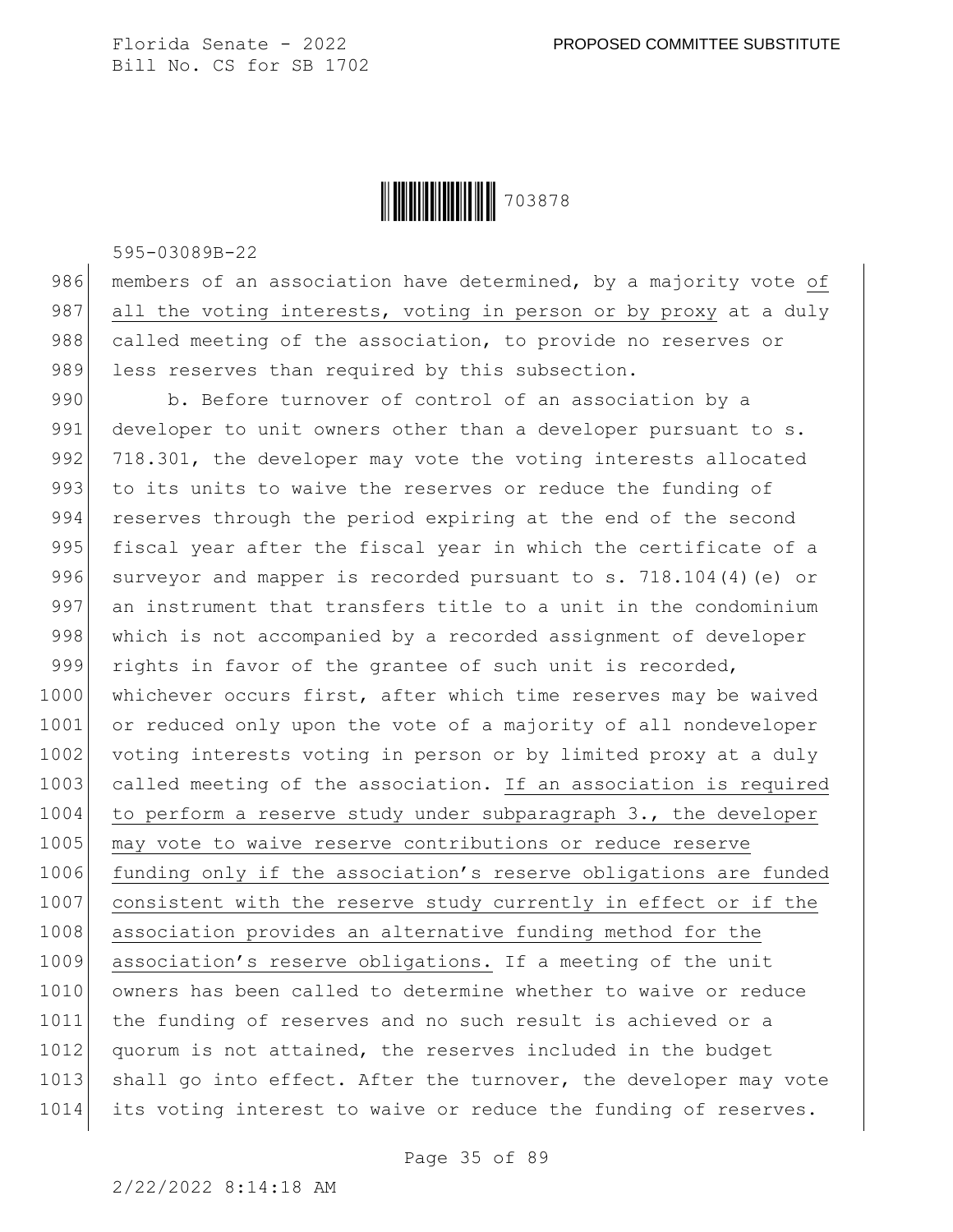members of an association have determined, by a majority vote of all the voting interests, voting in person or by proxy at a duly called meeting of the association, to provide no reserves or less reserves than required by this subsection.

b. Before turnover of control of an association by a developer to unit owners other than a developer pursuant to s. 718.301, the developer may vote the voting interests allocated to its units to waive the reserves or reduce the funding of reserves through the period expiring at the end of the second fiscal year after the fiscal year in which the certificate of a surveyor and mapper is recorded pursuant to s. 718.104(4)(e) or an instrument that transfers title to a unit in the condominium which is not accompanied by a recorded assignment of developer rights in favor of the grantee of such unit is recorded, whichever occurs first, after which time reserves may be waived or reduced only upon the vote of a majority of all nondeveloper voting interests voting in person or by limited proxy at a duly called meeting of the association. If an association is required to perform a reserve study under subparagraph 3., the developer may vote to waive reserve contributions or reduce reserve funding only if the association's reserve obligations are funded consistent with the reserve study currently in effect or if the association provides an alternative funding method for the association's reserve obligations. If a meeting of the unit owners has been called to determine whether to waive or reduce the funding of reserves and no such result is achieved or a quorum is not attained, the reserves included in the budget shall go into effect. After the turnover, the developer may vote its voting interest to waive or reduce the funding of reserves.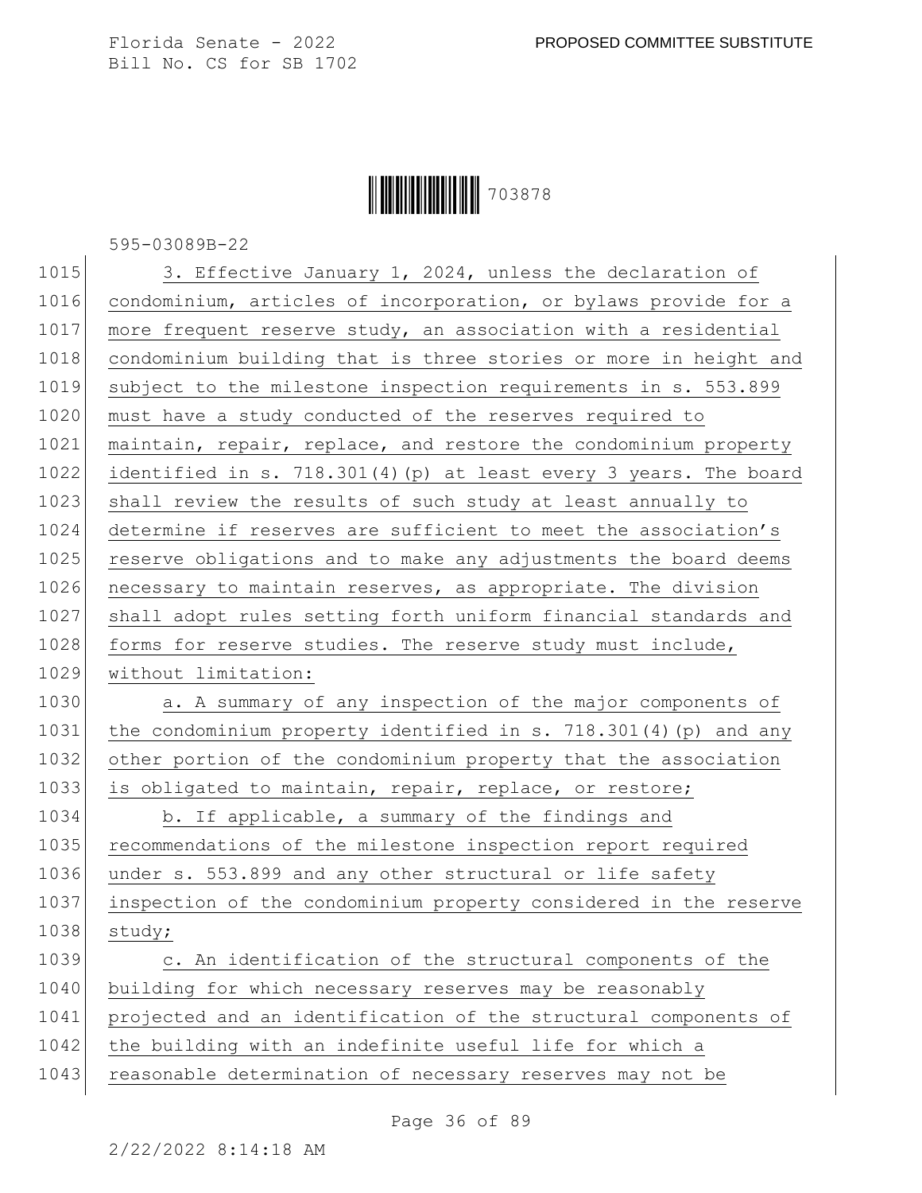3. Effective January 1, 2024, unless the declaration of condominium, articles of incorporation, or bylaws provide for a more frequent reserve study, an association with a residential condominium building that is three stories or more in height and subject to the milestone inspection requirements in s. 553.899 must have a study conducted of the reserves required to maintain, repair, replace, and restore the condominium property identified in s. 718.301(4)(p) at least every 3 years. The board shall review the results of such study at least annually to determine if reserves are sufficient to meet the association's reserve obligations and to make any adjustments the board deems necessary to maintain reserves, as appropriate. The division shall adopt rules setting forth uniform financial standards and forms for reserve studies. The reserve study must include, without limitation:

a. A summary of any inspection of the major components of the condominium property identified in s. 718.301(4)(p) and any other portion of the condominium property that the association is obligated to maintain, repair, replace, or restore;

b. If applicable, a summary of the findings and recommendations of the milestone inspection report required under s. 553.899 and any other structural or life safety inspection of the condominium property considered in the reserve study;

c. An identification of the structural components of the building for which necessary reserves may be reasonably projected and an identification of the structural components of the building with an indefinite useful life for which a reasonable determination of necessary reserves may not be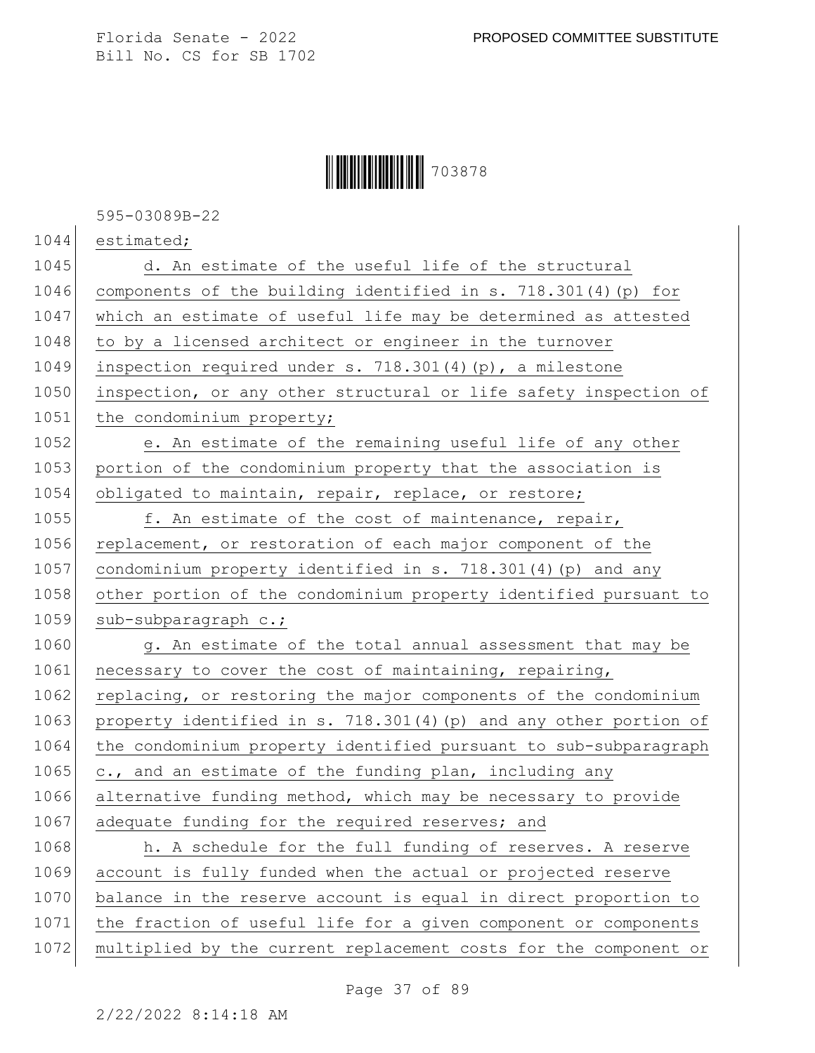estimated;

d. An estimate of the useful life of the structural components of the building identified in s. 718.301(4)(p) for which an estimate of useful life may be determined as attested to by a licensed architect or engineer in the turnover inspection required under s. 718.301(4)(p), a milestone inspection, or any other structural or life safety inspection of the condominium property;

e. An estimate of the remaining useful life of any other portion of the condominium property that the association is obligated to maintain, repair, replace, or restore;

f. An estimate of the cost of maintenance, repair, replacement, or restoration of each major component of the condominium property identified in s. 718.301(4)(p) and any other portion of the condominium property identified pursuant to sub-subparagraph c.;

g. An estimate of the total annual assessment that may be necessary to cover the cost of maintaining, repairing, replacing, or restoring the major components of the condominium property identified in s. 718.301(4)(p) and any other portion of the condominium property identified pursuant to sub-subparagraph c., and an estimate of the funding plan, including any alternative funding method, which may be necessary to provide adequate funding for the required reserves; and

h. A schedule for the full funding of reserves. A reserve account is fully funded when the actual or projected reserve balance in the reserve account is equal in direct proportion to the fraction of useful life for a given component or components multiplied by the current replacement costs for the component or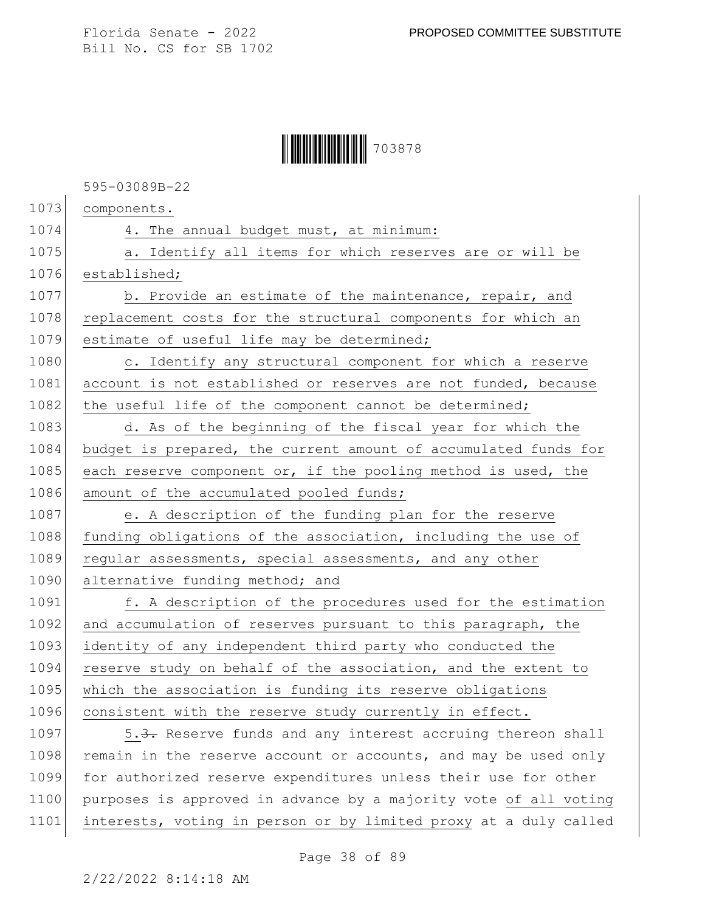components.

4. The annual budget must, at minimum:

a. Identify all items for which reserves are or will be established;

b. Provide an estimate of the maintenance, repair, and replacement costs for the structural components for which an estimate of useful life may be determined;

c. Identify any structural component for which a reserve account is not established or reserves are not funded, because the useful life of the component cannot be determined;

d. As of the beginning of the fiscal year for which the budget is prepared, the current amount of accumulated funds for each reserve component or, if the pooling method is used, the amount of the accumulated pooled funds;

e. A description of the funding plan for the reserve funding obligations of the association, including the use of regular assessments, special assessments, and any other alternative funding method; and

f. A description of the procedures used for the estimation and accumulation of reserves pursuant to this paragraph, the identity of any independent third party who conducted the reserve study on behalf of the association, and the extent to which the association is funding its reserve obligations consistent with the reserve study currently in effect.

5.~~3.~~ Reserve funds and any interest accruing thereon shall remain in the reserve account or accounts, and may be used only for authorized reserve expenditures unless their use for other purposes is approved in advance by a majority vote of all voting interests, voting in person or by limited proxy at a duly called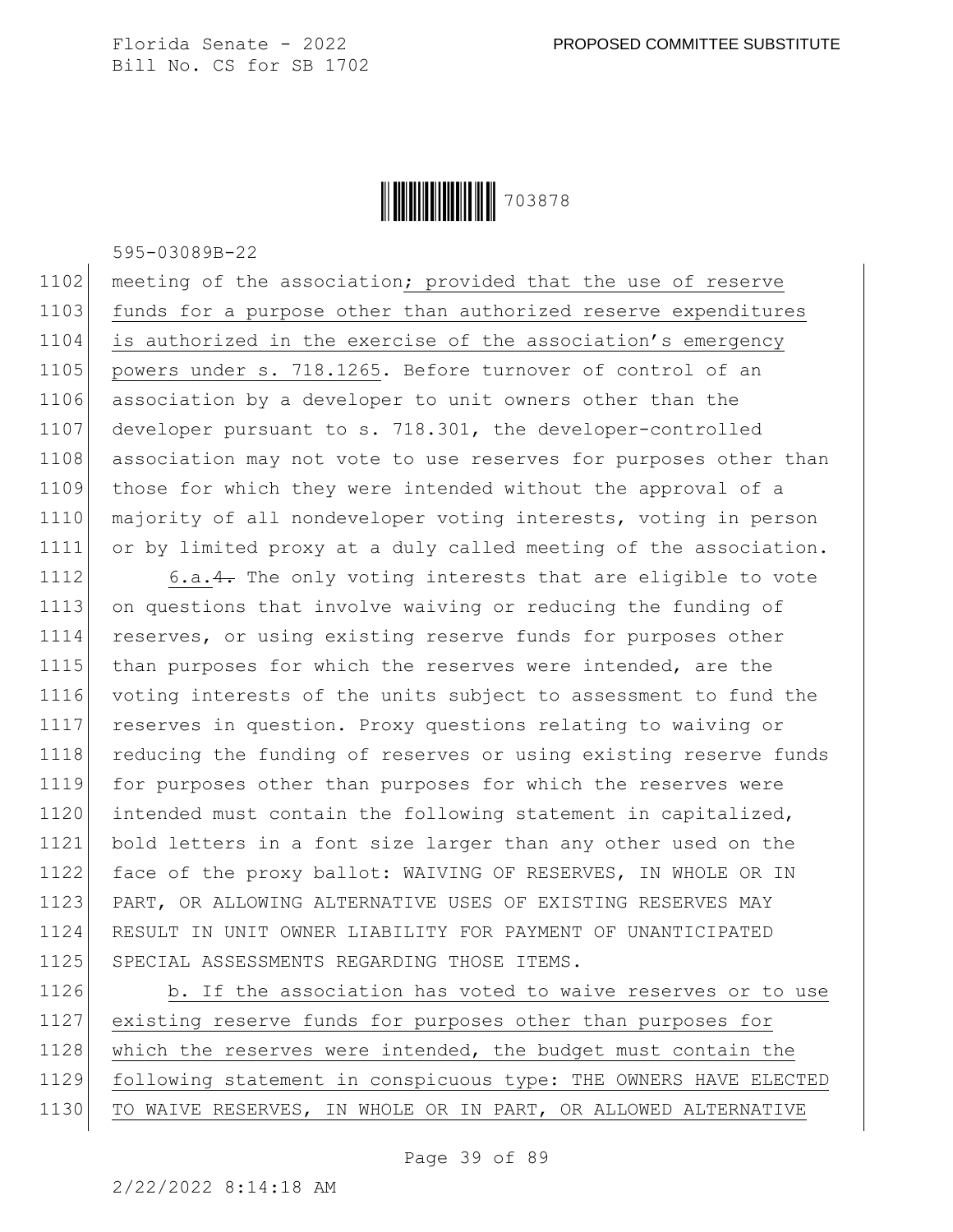meeting of the association; provided that the use of reserve funds for a purpose other than authorized reserve expenditures is authorized in the exercise of the association's emergency powers under s. 718.1265. Before turnover of control of an association by a developer to unit owners other than the developer pursuant to s. 718.301, the developer-controlled association may not vote to use reserves for purposes other than those for which they were intended without the approval of a majority of all nondeveloper voting interests, voting in person or by limited proxy at a duly called meeting of the association.

6.a.~~4.~~ The only voting interests that are eligible to vote on questions that involve waiving or reducing the funding of reserves, or using existing reserve funds for purposes other than purposes for which the reserves were intended, are the voting interests of the units subject to assessment to fund the reserves in question. Proxy questions relating to waiving or reducing the funding of reserves or using existing reserve funds for purposes other than purposes for which the reserves were intended must contain the following statement in capitalized, bold letters in a font size larger than any other used on the face of the proxy ballot: WAIVING OF RESERVES, IN WHOLE OR IN PART, OR ALLOWING ALTERNATIVE USES OF EXISTING RESERVES MAY RESULT IN UNIT OWNER LIABILITY FOR PAYMENT OF UNANTICIPATED SPECIAL ASSESSMENTS REGARDING THOSE ITEMS.

b. If the association has voted to waive reserves or to use existing reserve funds for purposes other than purposes for which the reserves were intended, the budget must contain the following statement in conspicuous type: THE OWNERS HAVE ELECTED TO WAIVE RESERVES, IN WHOLE OR IN PART, OR ALLOWED ALTERNATIVE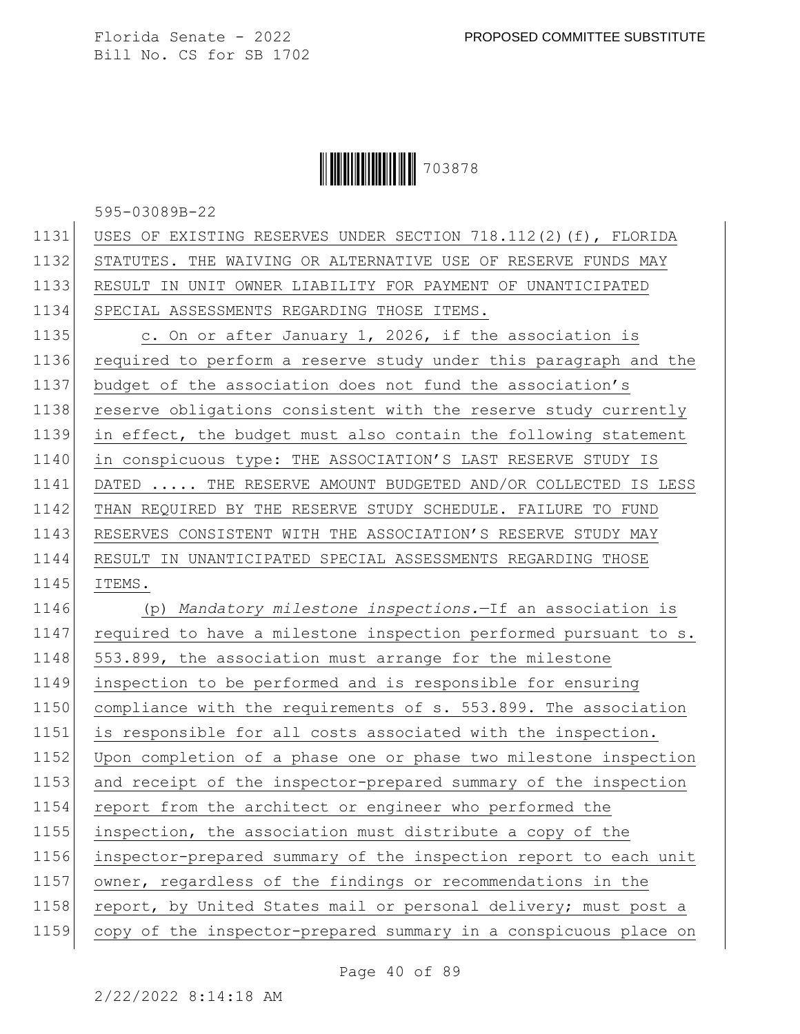USES OF EXISTING RESERVES UNDER SECTION 718.112(2)(f), FLORIDA STATUTES. THE WAIVING OR ALTERNATIVE USE OF RESERVE FUNDS MAY RESULT IN UNIT OWNER LIABILITY FOR PAYMENT OF UNANTICIPATED SPECIAL ASSESSMENTS REGARDING THOSE ITEMS.

c. On or after January 1, 2026, if the association is required to perform a reserve study under this paragraph and the budget of the association does not fund the association's reserve obligations consistent with the reserve study currently in effect, the budget must also contain the following statement in conspicuous type: THE ASSOCIATION'S LAST RESERVE STUDY IS DATED ..... THE RESERVE AMOUNT BUDGETED AND/OR COLLECTED IS LESS THAN REQUIRED BY THE RESERVE STUDY SCHEDULE. FAILURE TO FUND RESERVES CONSISTENT WITH THE ASSOCIATION'S RESERVE STUDY MAY RESULT IN UNANTICIPATED SPECIAL ASSESSMENTS REGARDING THOSE ITEMS.

(p) *Mandatory milestone inspections.*—If an association is required to have a milestone inspection performed pursuant to s. 553.899, the association must arrange for the milestone inspection to be performed and is responsible for ensuring compliance with the requirements of s. 553.899. The association is responsible for all costs associated with the inspection. Upon completion of a phase one or phase two milestone inspection and receipt of the inspector-prepared summary of the inspection report from the architect or engineer who performed the inspection, the association must distribute a copy of the inspector-prepared summary of the inspection report to each unit owner, regardless of the findings or recommendations in the report, by United States mail or personal delivery; must post a copy of the inspector-prepared summary in a conspicuous place on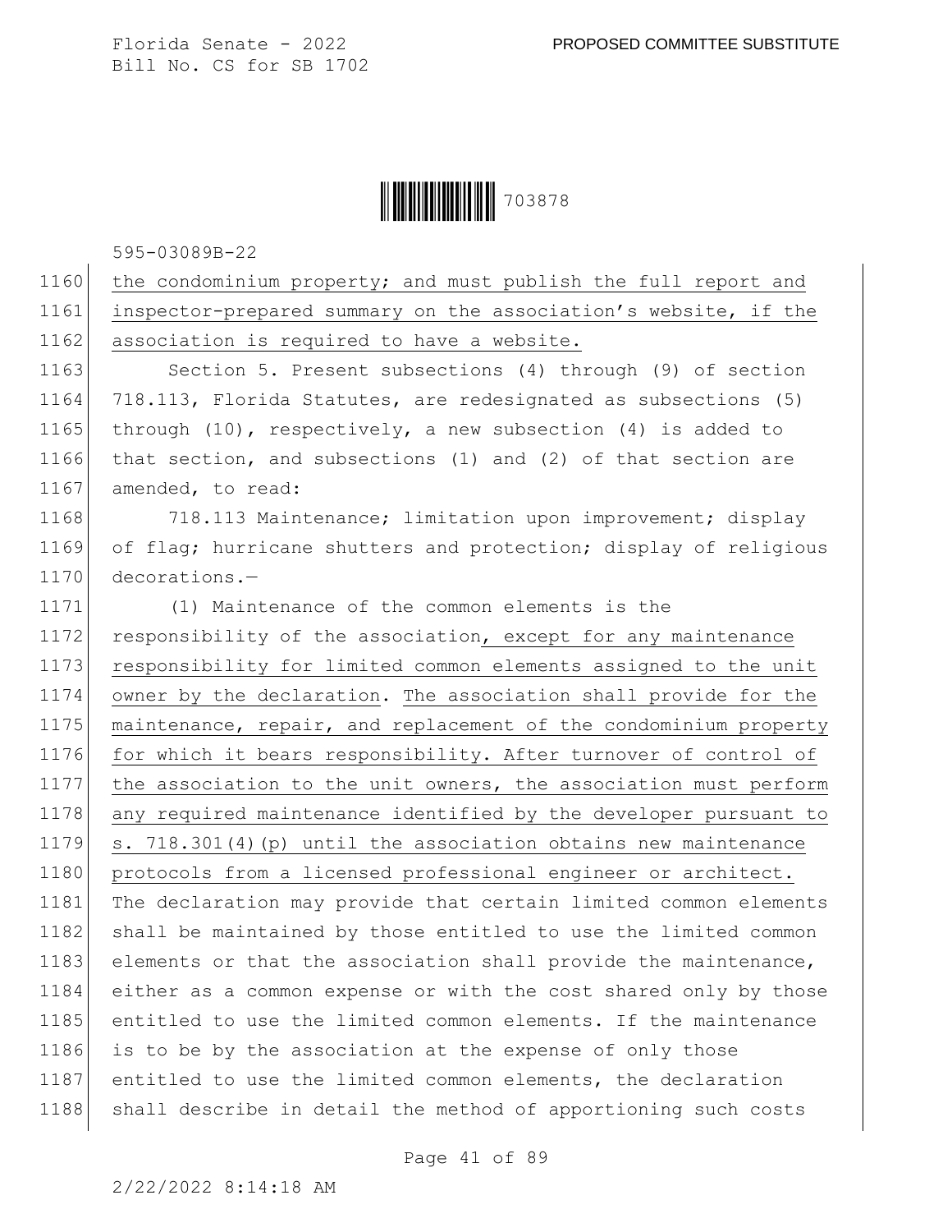the condominium property; and must publish the full report and inspector-prepared summary on the association's website, if the association is required to have a website.

Section 5. Present subsections (4) through (9) of section 718.113, Florida Statutes, are redesignated as subsections (5) through (10), respectively, a new subsection (4) is added to that section, and subsections (1) and (2) of that section are amended, to read:

718.113 Maintenance; limitation upon improvement; display of flag; hurricane shutters and protection; display of religious decorations.—

(1) Maintenance of the common elements is the responsibility of the association, except for any maintenance responsibility for limited common elements assigned to the unit owner by the declaration. The association shall provide for the maintenance, repair, and replacement of the condominium property for which it bears responsibility. After turnover of control of the association to the unit owners, the association must perform any required maintenance identified by the developer pursuant to s. 718.301(4)(p) until the association obtains new maintenance protocols from a licensed professional engineer or architect. The declaration may provide that certain limited common elements shall be maintained by those entitled to use the limited common elements or that the association shall provide the maintenance, either as a common expense or with the cost shared only by those entitled to use the limited common elements. If the maintenance is to be by the association at the expense of only those entitled to use the limited common elements, the declaration shall describe in detail the method of apportioning such costs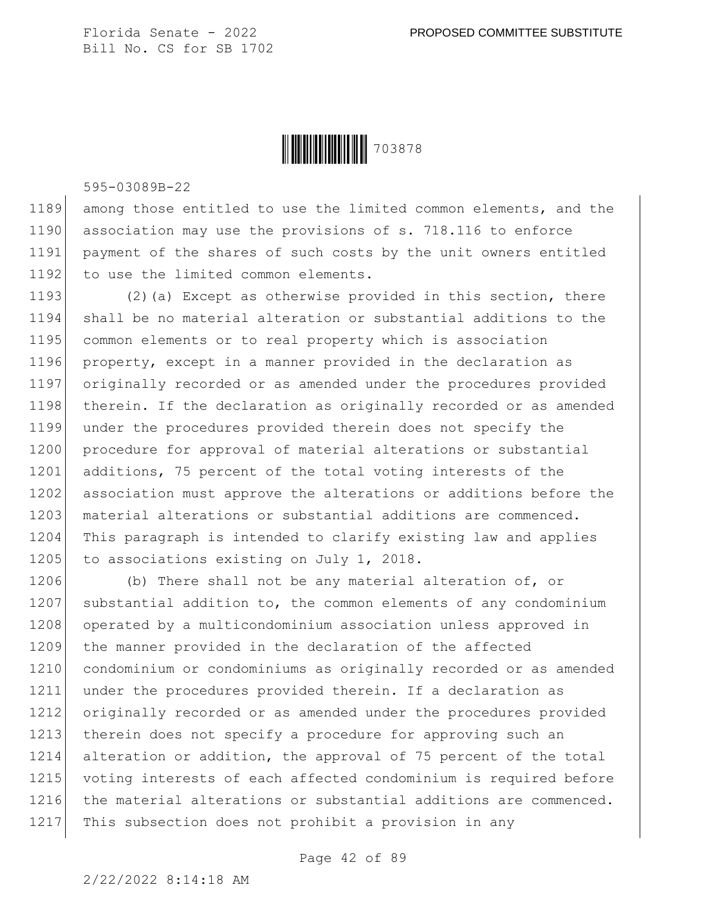among those entitled to use the limited common elements, and the association may use the provisions of s. 718.116 to enforce payment of the shares of such costs by the unit owners entitled to use the limited common elements.

(2)(a) Except as otherwise provided in this section, there shall be no material alteration or substantial additions to the common elements or to real property which is association property, except in a manner provided in the declaration as originally recorded or as amended under the procedures provided therein. If the declaration as originally recorded or as amended under the procedures provided therein does not specify the procedure for approval of material alterations or substantial additions, 75 percent of the total voting interests of the association must approve the alterations or additions before the material alterations or substantial additions are commenced. This paragraph is intended to clarify existing law and applies to associations existing on July 1, 2018.

(b) There shall not be any material alteration of, or substantial addition to, the common elements of any condominium operated by a multicondominium association unless approved in the manner provided in the declaration of the affected condominium or condominiums as originally recorded or as amended under the procedures provided therein. If a declaration as originally recorded or as amended under the procedures provided therein does not specify a procedure for approving such an alteration or addition, the approval of 75 percent of the total voting interests of each affected condominium is required before the material alterations or substantial additions are commenced. This subsection does not prohibit a provision in any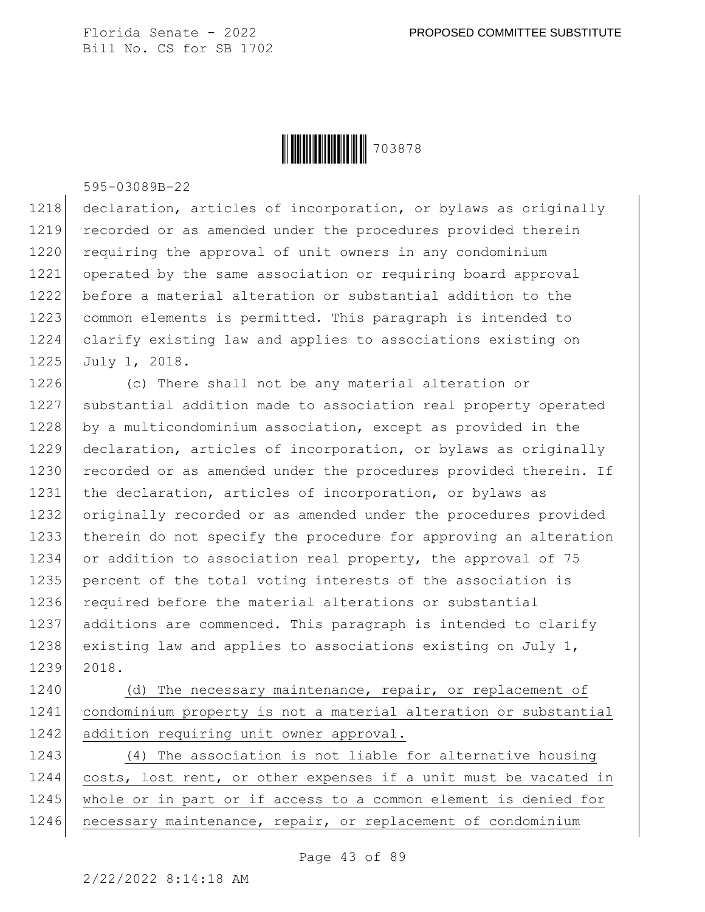declaration, articles of incorporation, or bylaws as originally recorded or as amended under the procedures provided therein requiring the approval of unit owners in any condominium operated by the same association or requiring board approval before a material alteration or substantial addition to the common elements is permitted. This paragraph is intended to clarify existing law and applies to associations existing on July 1, 2018.

(c) There shall not be any material alteration or substantial addition made to association real property operated by a multicondominium association, except as provided in the declaration, articles of incorporation, or bylaws as originally recorded or as amended under the procedures provided therein. If the declaration, articles of incorporation, or bylaws as originally recorded or as amended under the procedures provided therein do not specify the procedure for approving an alteration or addition to association real property, the approval of 75 percent of the total voting interests of the association is required before the material alterations or substantial additions are commenced. This paragraph is intended to clarify existing law and applies to associations existing on July 1, 2018.

(d) The necessary maintenance, repair, or replacement of condominium property is not a material alteration or substantial addition requiring unit owner approval.

(4) The association is not liable for alternative housing costs, lost rent, or other expenses if a unit must be vacated in whole or in part or if access to a common element is denied for necessary maintenance, repair, or replacement of condominium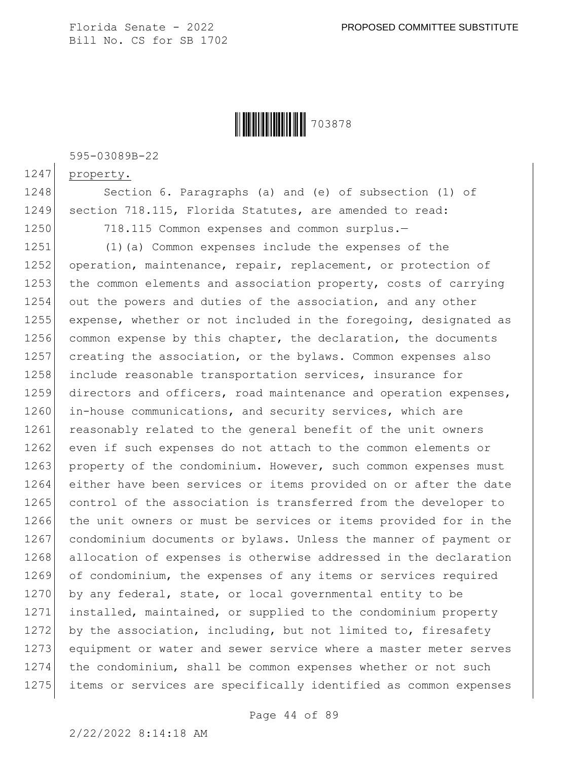property.

Section 6. Paragraphs (a) and (e) of subsection (1) of section 718.115, Florida Statutes, are amended to read:

718.115 Common expenses and common surplus.—

(1)(a) Common expenses include the expenses of the operation, maintenance, repair, replacement, or protection of the common elements and association property, costs of carrying out the powers and duties of the association, and any other expense, whether or not included in the foregoing, designated as common expense by this chapter, the declaration, the documents creating the association, or the bylaws. Common expenses also include reasonable transportation services, insurance for directors and officers, road maintenance and operation expenses, in-house communications, and security services, which are reasonably related to the general benefit of the unit owners even if such expenses do not attach to the common elements or property of the condominium. However, such common expenses must either have been services or items provided on or after the date control of the association is transferred from the developer to the unit owners or must be services or items provided for in the condominium documents or bylaws. Unless the manner of payment or allocation of expenses is otherwise addressed in the declaration of condominium, the expenses of any items or services required by any federal, state, or local governmental entity to be installed, maintained, or supplied to the condominium property by the association, including, but not limited to, firesafety equipment or water and sewer service where a master meter serves the condominium, shall be common expenses whether or not such items or services are specifically identified as common expenses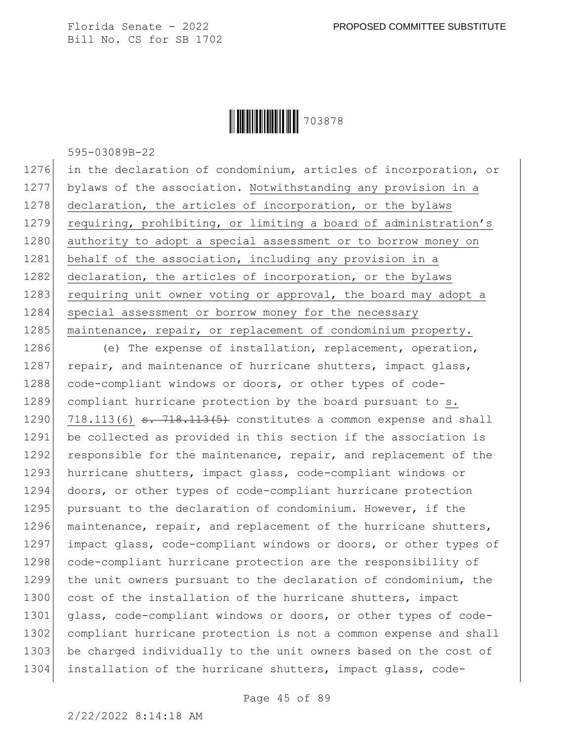in the declaration of condominium, articles of incorporation, or bylaws of the association. Notwithstanding any provision in a declaration, the articles of incorporation, or the bylaws requiring, prohibiting, or limiting a board of administration's authority to adopt a special assessment or to borrow money on behalf of the association, including any provision in a declaration, the articles of incorporation, or the bylaws requiring unit owner voting or approval, the board may adopt a special assessment or borrow money for the necessary maintenance, repair, or replacement of condominium property.

(e) The expense of installation, replacement, operation, repair, and maintenance of hurricane shutters, impact glass, code-compliant windows or doors, or other types of code-compliant hurricane protection by the board pursuant to s. 718.113(6) ~~s. 718.113(5)~~ constitutes a common expense and shall be collected as provided in this section if the association is responsible for the maintenance, repair, and replacement of the hurricane shutters, impact glass, code-compliant windows or doors, or other types of code-compliant hurricane protection pursuant to the declaration of condominium. However, if the maintenance, repair, and replacement of the hurricane shutters, impact glass, code-compliant windows or doors, or other types of code-compliant hurricane protection are the responsibility of the unit owners pursuant to the declaration of condominium, the cost of the installation of the hurricane shutters, impact glass, code-compliant windows or doors, or other types of code-compliant hurricane protection is not a common expense and shall be charged individually to the unit owners based on the cost of installation of the hurricane shutters, impact glass, code-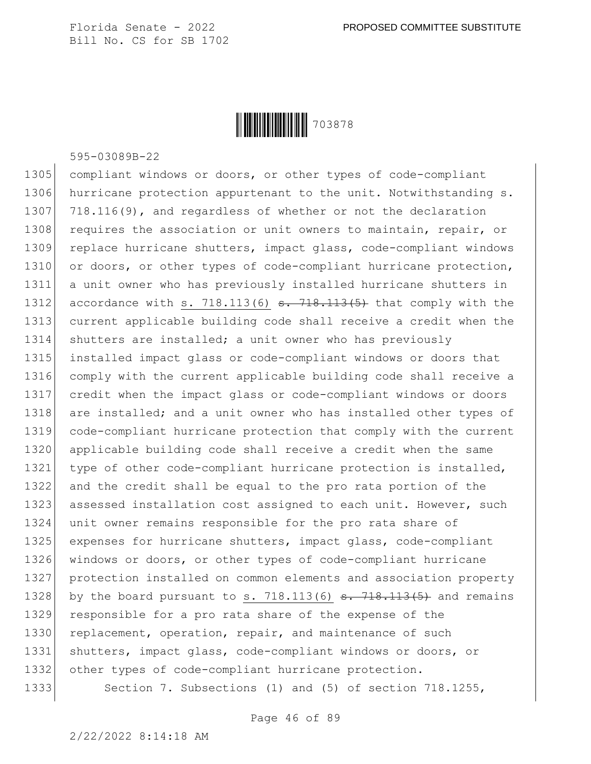compliant windows or doors, or other types of code-compliant hurricane protection appurtenant to the unit. Notwithstanding s. 718.116(9), and regardless of whether or not the declaration requires the association or unit owners to maintain, repair, or replace hurricane shutters, impact glass, code-compliant windows or doors, or other types of code-compliant hurricane protection, a unit owner who has previously installed hurricane shutters in accordance with s. 718.113(6) ~~s. 718.113(5)~~ that comply with the current applicable building code shall receive a credit when the shutters are installed; a unit owner who has previously installed impact glass or code-compliant windows or doors that comply with the current applicable building code shall receive a credit when the impact glass or code-compliant windows or doors are installed; and a unit owner who has installed other types of code-compliant hurricane protection that comply with the current applicable building code shall receive a credit when the same type of other code-compliant hurricane protection is installed, and the credit shall be equal to the pro rata portion of the assessed installation cost assigned to each unit. However, such unit owner remains responsible for the pro rata share of expenses for hurricane shutters, impact glass, code-compliant windows or doors, or other types of code-compliant hurricane protection installed on common elements and association property by the board pursuant to s. 718.113(6) ~~s. 718.113(5)~~ and remains responsible for a pro rata share of the expense of the replacement, operation, repair, and maintenance of such shutters, impact glass, code-compliant windows or doors, or other types of code-compliant hurricane protection.

Section 7. Subsections (1) and (5) of section 718.1255,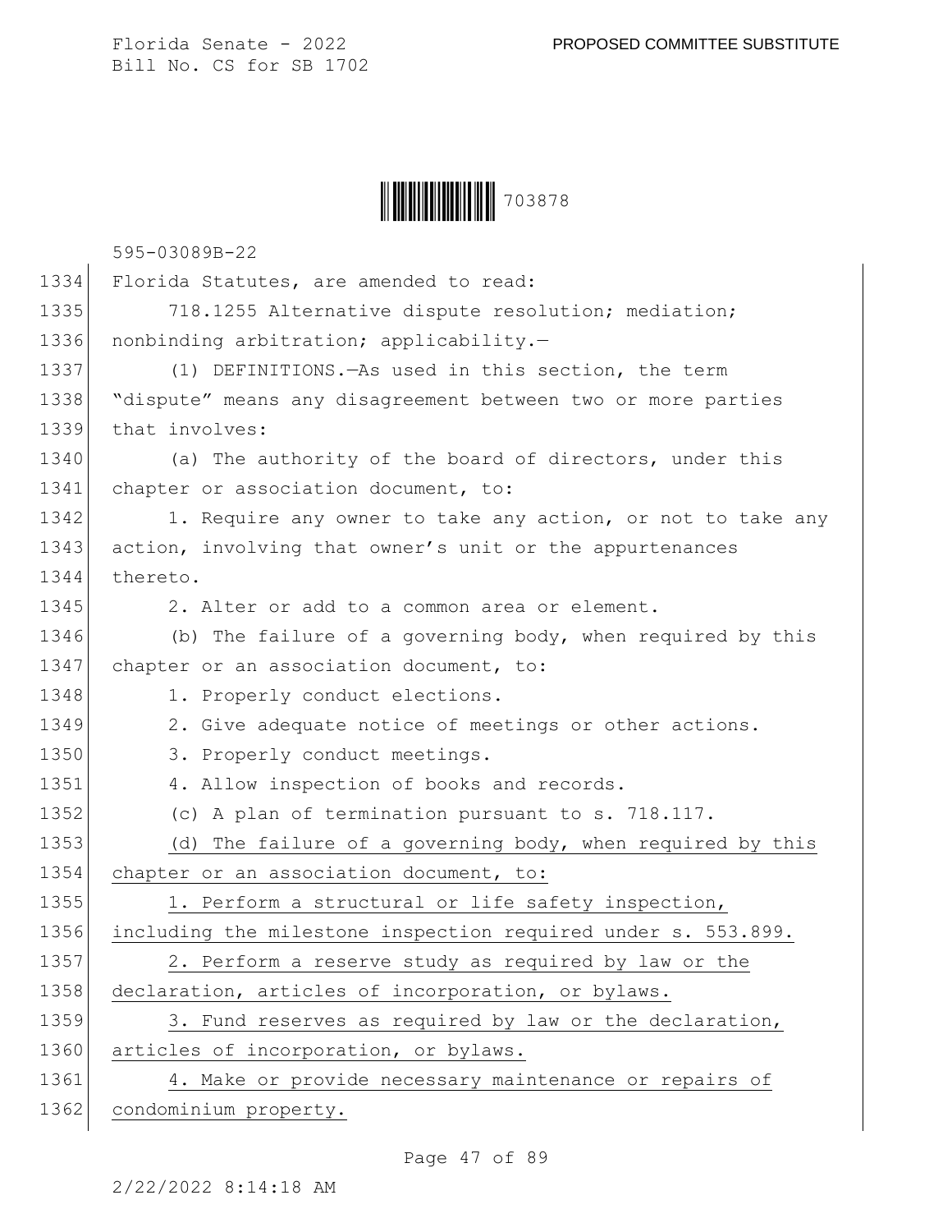Florida Statutes, are amended to read:

718.1255 Alternative dispute resolution; mediation; nonbinding arbitration; applicability.—

(1) DEFINITIONS.—As used in this section, the term "dispute" means any disagreement between two or more parties that involves:

(a) The authority of the board of directors, under this chapter or association document, to:

1. Require any owner to take any action, or not to take any action, involving that owner's unit or the appurtenances thereto.

2. Alter or add to a common area or element.

(b) The failure of a governing body, when required by this chapter or an association document, to:

1. Properly conduct elections.

2. Give adequate notice of meetings or other actions.

3. Properly conduct meetings.

4. Allow inspection of books and records.

(c) A plan of termination pursuant to s. 718.117.

(d) The failure of a governing body, when required by this chapter or an association document, to:

1. Perform a structural or life safety inspection, including the milestone inspection required under s. 553.899.

2. Perform a reserve study as required by law or the declaration, articles of incorporation, or bylaws.

3. Fund reserves as required by law or the declaration, articles of incorporation, or bylaws.

4. Make or provide necessary maintenance or repairs of condominium property.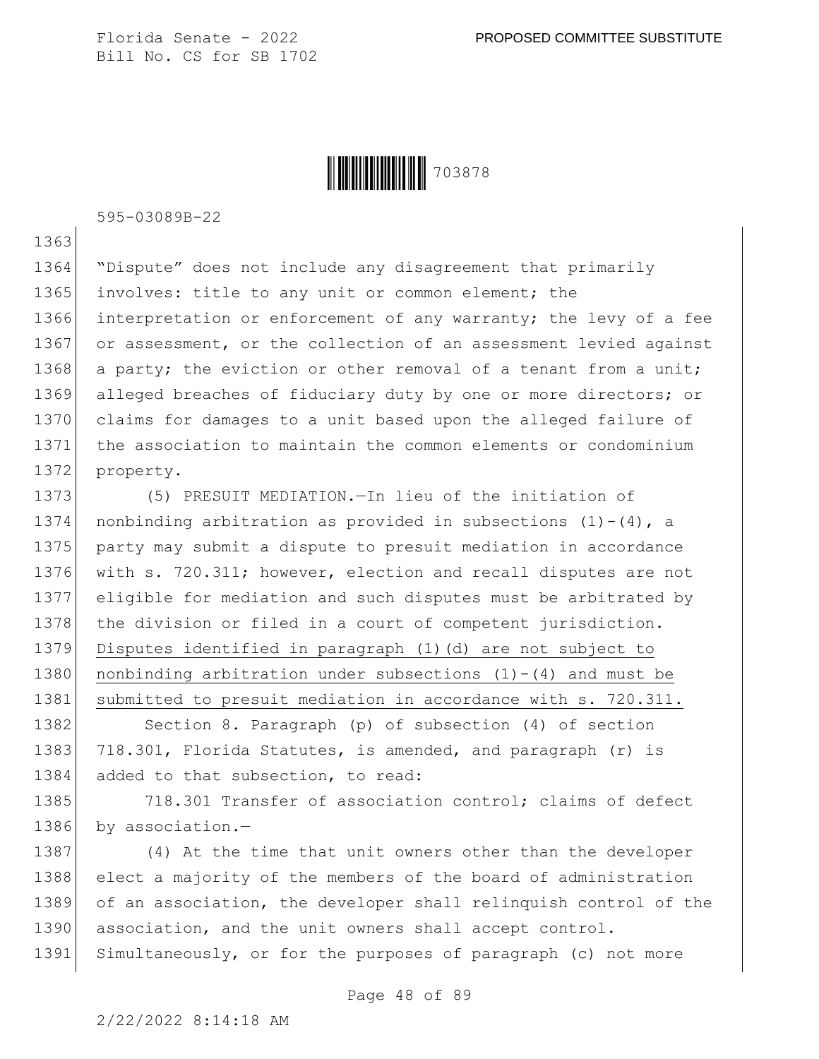"Dispute" does not include any disagreement that primarily involves: title to any unit or common element; the interpretation or enforcement of any warranty; the levy of a fee or assessment, or the collection of an assessment levied against a party; the eviction or other removal of a tenant from a unit; alleged breaches of fiduciary duty by one or more directors; or claims for damages to a unit based upon the alleged failure of the association to maintain the common elements or condominium property.

(5) PRESUIT MEDIATION.—In lieu of the initiation of nonbinding arbitration as provided in subsections (1)-(4), a party may submit a dispute to presuit mediation in accordance with s. 720.311; however, election and recall disputes are not eligible for mediation and such disputes must be arbitrated by the division or filed in a court of competent jurisdiction. Disputes identified in paragraph (1)(d) are not subject to nonbinding arbitration under subsections (1)-(4) and must be submitted to presuit mediation in accordance with s. 720.311.

Section 8. Paragraph (p) of subsection (4) of section 718.301, Florida Statutes, is amended, and paragraph (r) is added to that subsection, to read:

718.301 Transfer of association control; claims of defect by association.—

(4) At the time that unit owners other than the developer elect a majority of the members of the board of administration of an association, the developer shall relinquish control of the association, and the unit owners shall accept control. Simultaneously, or for the purposes of paragraph (c) not more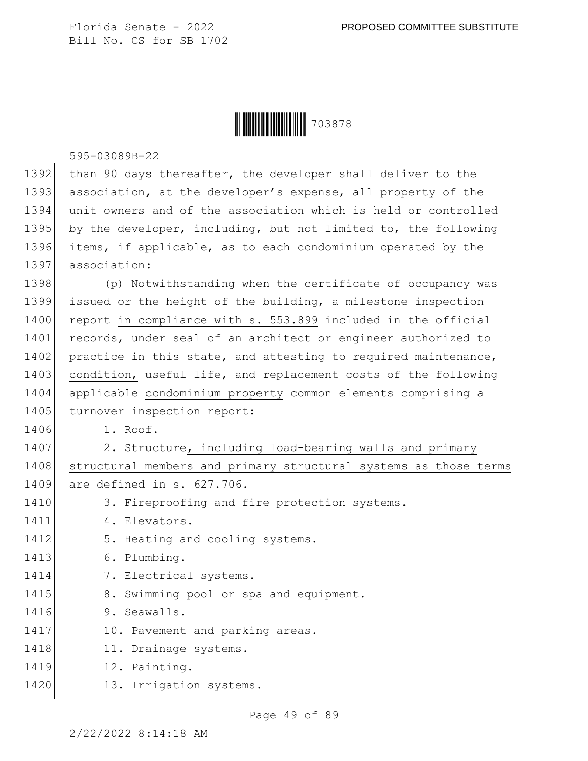than 90 days thereafter, the developer shall deliver to the association, at the developer's expense, all property of the unit owners and of the association which is held or controlled by the developer, including, but not limited to, the following items, if applicable, as to each condominium operated by the association:

(p) Notwithstanding when the certificate of occupancy was issued or the height of the building, a milestone inspection report in compliance with s. 553.899 included in the official records, under seal of an architect or engineer authorized to practice in this state, and attesting to required maintenance, condition, useful life, and replacement costs of the following applicable condominium property ~~common elements~~ comprising a turnover inspection report:

1. Roof.
2. Structure, including load-bearing walls and primary structural members and primary structural systems as those terms are defined in s. 627.706.
3. Fireproofing and fire protection systems.
4. Elevators.
5. Heating and cooling systems.
6. Plumbing.
7. Electrical systems.
8. Swimming pool or spa and equipment.
9. Seawalls.
10. Pavement and parking areas.
11. Drainage systems.
12. Painting.
13. Irrigation systems.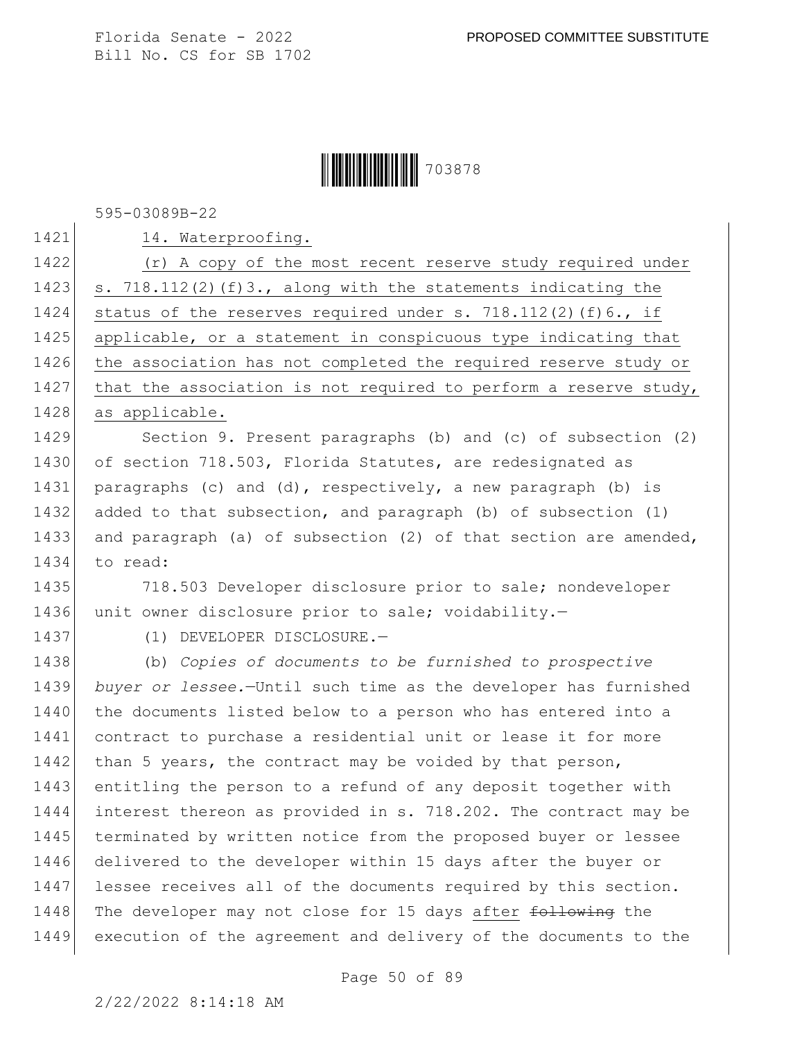14. Waterproofing.

(r) A copy of the most recent reserve study required under s. 718.112(2)(f)3., along with the statements indicating the status of the reserves required under s. 718.112(2)(f)6., if applicable, or a statement in conspicuous type indicating that the association has not completed the required reserve study or that the association is not required to perform a reserve study, as applicable.

Section 9. Present paragraphs (b) and (c) of subsection (2) of section 718.503, Florida Statutes, are redesignated as paragraphs (c) and (d), respectively, a new paragraph (b) is added to that subsection, and paragraph (b) of subsection (1) and paragraph (a) of subsection (2) of that section are amended, to read:

718.503 Developer disclosure prior to sale; nondeveloper unit owner disclosure prior to sale; voidability.—

(1) DEVELOPER DISCLOSURE.—

(b) *Copies of documents to be furnished to prospective buyer or lessee.*—Until such time as the developer has furnished the documents listed below to a person who has entered into a contract to purchase a residential unit or lease it for more than 5 years, the contract may be voided by that person, entitling the person to a refund of any deposit together with interest thereon as provided in s. 718.202. The contract may be terminated by written notice from the proposed buyer or lessee delivered to the developer within 15 days after the buyer or lessee receives all of the documents required by this section. The developer may not close for 15 days after ~~following~~ the execution of the agreement and delivery of the documents to the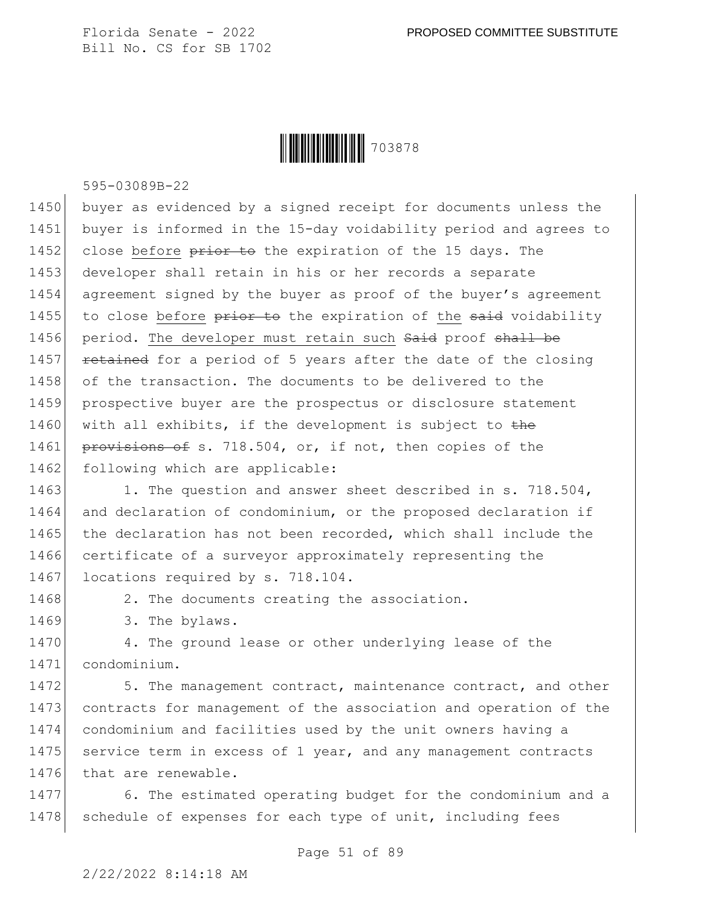buyer as evidenced by a signed receipt for documents unless the buyer is informed in the 15-day voidability period and agrees to close before ~~prior to~~ the expiration of the 15 days. The developer shall retain in his or her records a separate agreement signed by the buyer as proof of the buyer's agreement to close before ~~prior to~~ the expiration of the ~~said~~ voidability period. The developer must retain such ~~Said~~ proof ~~shall be retained~~ for a period of 5 years after the date of the closing of the transaction. The documents to be delivered to the prospective buyer are the prospectus or disclosure statement with all exhibits, if the development is subject to ~~the provisions of~~ s. 718.504, or, if not, then copies of the following which are applicable:

1. The question and answer sheet described in s. 718.504, and declaration of condominium, or the proposed declaration if the declaration has not been recorded, which shall include the certificate of a surveyor approximately representing the locations required by s. 718.104.

2. The documents creating the association.

3. The bylaws.

4. The ground lease or other underlying lease of the condominium.

5. The management contract, maintenance contract, and other contracts for management of the association and operation of the condominium and facilities used by the unit owners having a service term in excess of 1 year, and any management contracts that are renewable.

6. The estimated operating budget for the condominium and a schedule of expenses for each type of unit, including fees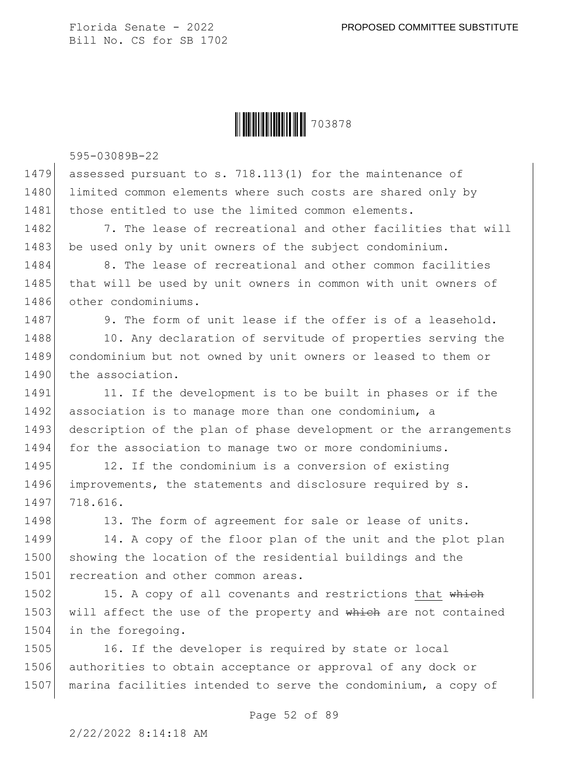assessed pursuant to s. 718.113(1) for the maintenance of limited common elements where such costs are shared only by those entitled to use the limited common elements.

7. The lease of recreational and other facilities that will be used only by unit owners of the subject condominium.

8. The lease of recreational and other common facilities that will be used by unit owners in common with unit owners of other condominiums.

9. The form of unit lease if the offer is of a leasehold.

10. Any declaration of servitude of properties serving the condominium but not owned by unit owners or leased to them or the association.

11. If the development is to be built in phases or if the association is to manage more than one condominium, a description of the plan of phase development or the arrangements for the association to manage two or more condominiums.

12. If the condominium is a conversion of existing improvements, the statements and disclosure required by s. 718.616.

13. The form of agreement for sale or lease of units.

14. A copy of the floor plan of the unit and the plot plan showing the location of the residential buildings and the recreation and other common areas.

15. A copy of all covenants and restrictions that ~~which~~ will affect the use of the property and ~~which~~ are not contained in the foregoing.

16. If the developer is required by state or local authorities to obtain acceptance or approval of any dock or marina facilities intended to serve the condominium, a copy of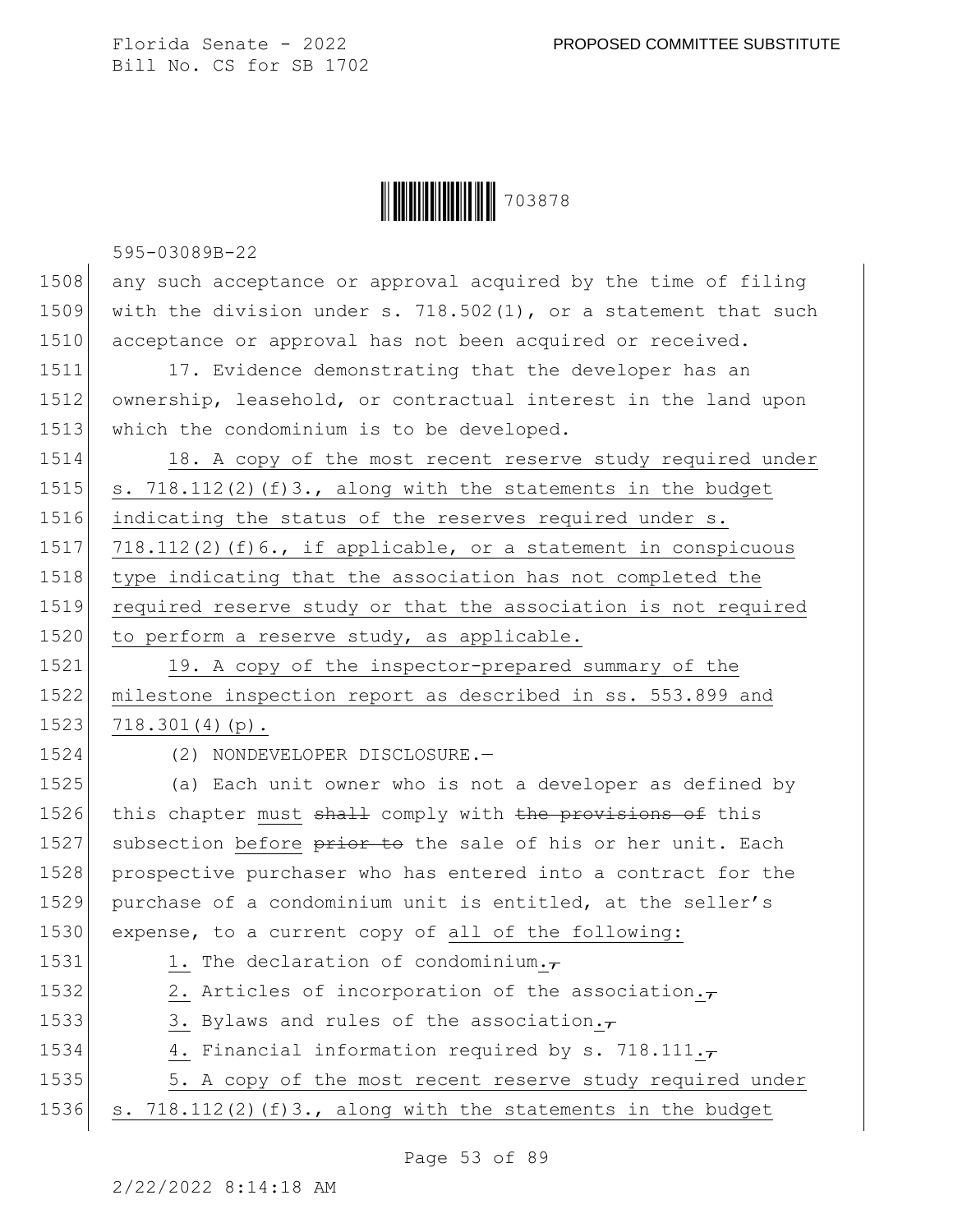any such acceptance or approval acquired by the time of filing with the division under s. 718.502(1), or a statement that such acceptance or approval has not been acquired or received.

17. Evidence demonstrating that the developer has an ownership, leasehold, or contractual interest in the land upon which the condominium is to be developed.

18. A copy of the most recent reserve study required under s. 718.112(2)(f)3., along with the statements in the budget indicating the status of the reserves required under s. 718.112(2)(f)6., if applicable, or a statement in conspicuous type indicating that the association has not completed the required reserve study or that the association is not required to perform a reserve study, as applicable.

19. A copy of the inspector-prepared summary of the milestone inspection report as described in ss. 553.899 and 718.301(4)(p).

(2) NONDEVELOPER DISCLOSURE.—

(a) Each unit owner who is not a developer as defined by this chapter must ~~shall~~ comply with ~~the provisions of~~ this subsection before ~~prior to~~ the sale of his or her unit. Each prospective purchaser who has entered into a contract for the purchase of a condominium unit is entitled, at the seller's expense, to a current copy of all of the following:

1. The declaration of condominium.~~,~~

2. Articles of incorporation of the association.~~,~~

3. Bylaws and rules of the association.~~,~~

4. Financial information required by s. 718.111.~~,~~

5. A copy of the most recent reserve study required under s. 718.112(2)(f)3., along with the statements in the budget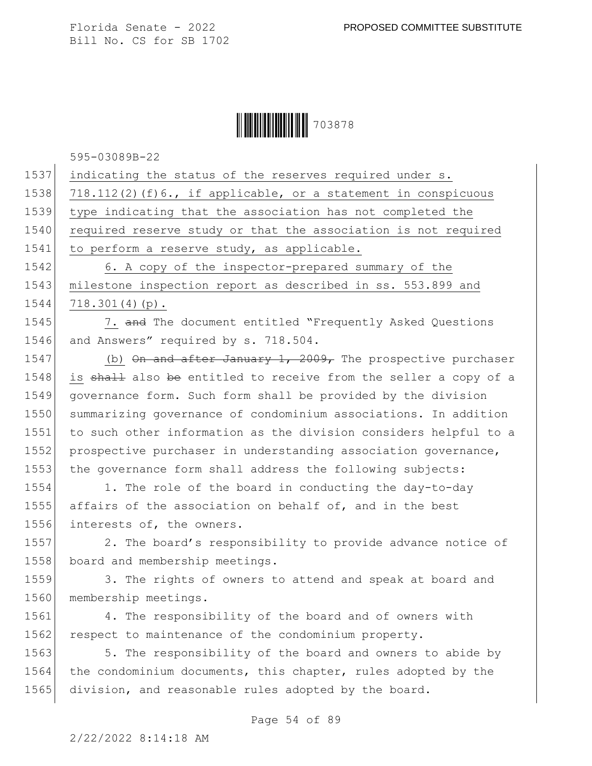indicating the status of the reserves required under s. 718.112(2)(f)6., if applicable, or a statement in conspicuous type indicating that the association has not completed the required reserve study or that the association is not required to perform a reserve study, as applicable.

6. A copy of the inspector-prepared summary of the milestone inspection report as described in ss. 553.899 and 718.301(4)(p).

7. ~~and~~ The document entitled "Frequently Asked Questions and Answers" required by s. 718.504.

(b) ~~On and after January 1, 2009,~~ The prospective purchaser is ~~shall~~ also ~~be~~ entitled to receive from the seller a copy of a governance form. Such form shall be provided by the division summarizing governance of condominium associations. In addition to such other information as the division considers helpful to a prospective purchaser in understanding association governance, the governance form shall address the following subjects:

1. The role of the board in conducting the day-to-day affairs of the association on behalf of, and in the best interests of, the owners.

2. The board's responsibility to provide advance notice of board and membership meetings.

3. The rights of owners to attend and speak at board and membership meetings.

4. The responsibility of the board and of owners with respect to maintenance of the condominium property.

5. The responsibility of the board and owners to abide by the condominium documents, this chapter, rules adopted by the division, and reasonable rules adopted by the board.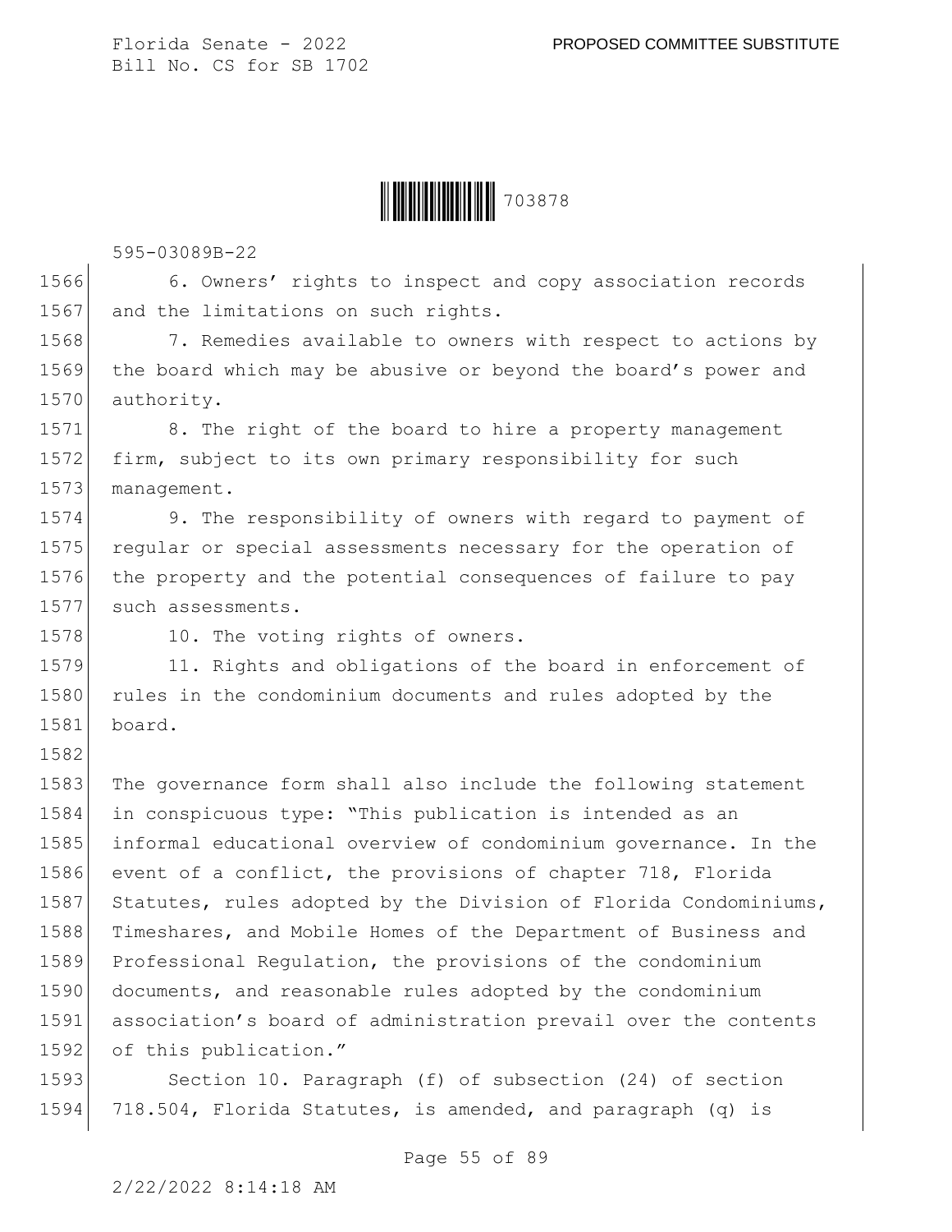6. Owners' rights to inspect and copy association records and the limitations on such rights.

7. Remedies available to owners with respect to actions by the board which may be abusive or beyond the board's power and authority.

8. The right of the board to hire a property management firm, subject to its own primary responsibility for such management.

9. The responsibility of owners with regard to payment of regular or special assessments necessary for the operation of the property and the potential consequences of failure to pay such assessments.

10. The voting rights of owners.

11. Rights and obligations of the board in enforcement of rules in the condominium documents and rules adopted by the board.

The governance form shall also include the following statement in conspicuous type: "This publication is intended as an informal educational overview of condominium governance. In the event of a conflict, the provisions of chapter 718, Florida Statutes, rules adopted by the Division of Florida Condominiums, Timeshares, and Mobile Homes of the Department of Business and Professional Regulation, the provisions of the condominium documents, and reasonable rules adopted by the condominium association's board of administration prevail over the contents of this publication."

Section 10. Paragraph (f) of subsection (24) of section 718.504, Florida Statutes, is amended, and paragraph (q) is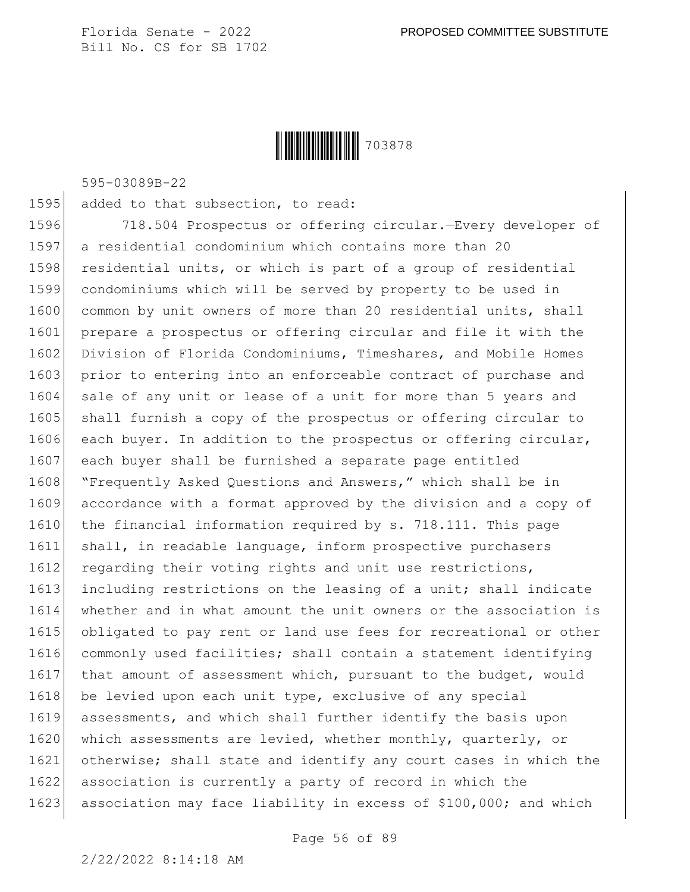added to that subsection, to read:

718.504 Prospectus or offering circular.—Every developer of a residential condominium which contains more than 20 residential units, or which is part of a group of residential condominiums which will be served by property to be used in common by unit owners of more than 20 residential units, shall prepare a prospectus or offering circular and file it with the Division of Florida Condominiums, Timeshares, and Mobile Homes prior to entering into an enforceable contract of purchase and sale of any unit or lease of a unit for more than 5 years and shall furnish a copy of the prospectus or offering circular to each buyer. In addition to the prospectus or offering circular, each buyer shall be furnished a separate page entitled "Frequently Asked Questions and Answers," which shall be in accordance with a format approved by the division and a copy of the financial information required by s. 718.111. This page shall, in readable language, inform prospective purchasers regarding their voting rights and unit use restrictions, including restrictions on the leasing of a unit; shall indicate whether and in what amount the unit owners or the association is obligated to pay rent or land use fees for recreational or other commonly used facilities; shall contain a statement identifying that amount of assessment which, pursuant to the budget, would be levied upon each unit type, exclusive of any special assessments, and which shall further identify the basis upon which assessments are levied, whether monthly, quarterly, or otherwise; shall state and identify any court cases in which the association is currently a party of record in which the association may face liability in excess of $100,000; and which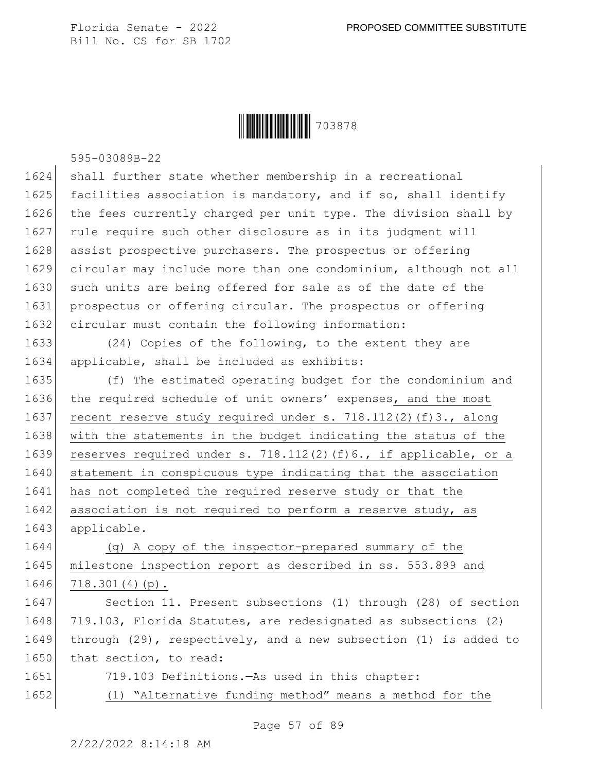shall further state whether membership in a recreational facilities association is mandatory, and if so, shall identify the fees currently charged per unit type. The division shall by rule require such other disclosure as in its judgment will assist prospective purchasers. The prospectus or offering circular may include more than one condominium, although not all such units are being offered for sale as of the date of the prospectus or offering circular. The prospectus or offering circular must contain the following information:

(24) Copies of the following, to the extent they are applicable, shall be included as exhibits:

(f) The estimated operating budget for the condominium and the required schedule of unit owners' expenses, and the most recent reserve study required under s. 718.112(2)(f)3., along with the statements in the budget indicating the status of the reserves required under s. 718.112(2)(f)6., if applicable, or a statement in conspicuous type indicating that the association has not completed the required reserve study or that the association is not required to perform a reserve study, as applicable.

(q) A copy of the inspector-prepared summary of the milestone inspection report as described in ss. 553.899 and 718.301(4)(p).

Section 11. Present subsections (1) through (28) of section 719.103, Florida Statutes, are redesignated as subsections (2) through (29), respectively, and a new subsection (1) is added to that section, to read:

719.103 Definitions.—As used in this chapter:

(1) "Alternative funding method" means a method for the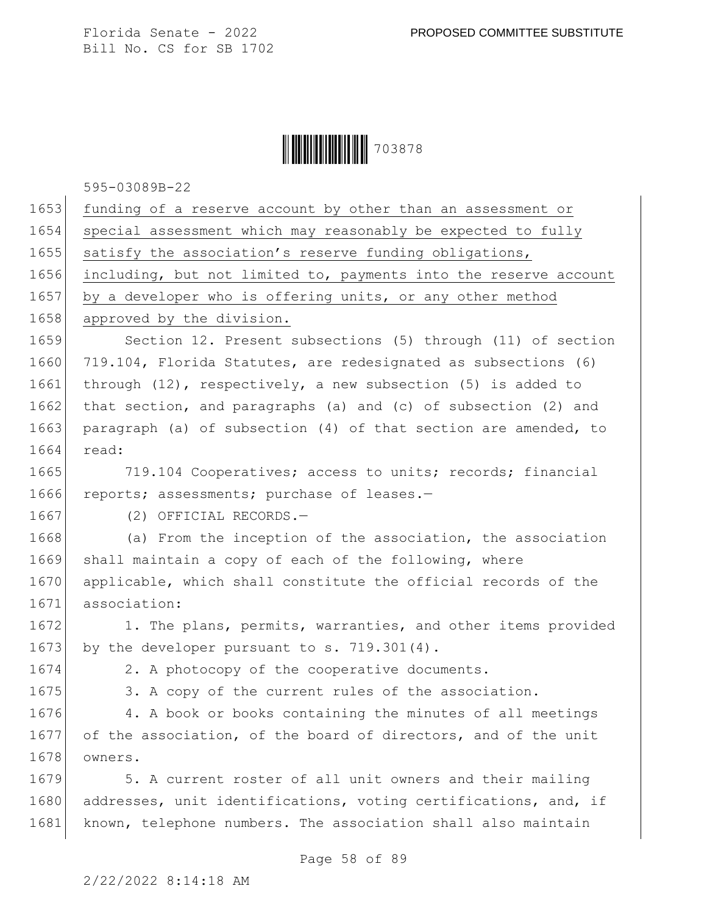funding of a reserve account by other than an assessment or special assessment which may reasonably be expected to fully satisfy the association's reserve funding obligations, including, but not limited to, payments into the reserve account by a developer who is offering units, or any other method approved by the division.

Section 12. Present subsections (5) through (11) of section 719.104, Florida Statutes, are redesignated as subsections (6) through (12), respectively, a new subsection (5) is added to that section, and paragraphs (a) and (c) of subsection (2) and paragraph (a) of subsection (4) of that section are amended, to read:

719.104 Cooperatives; access to units; records; financial reports; assessments; purchase of leases.—

(2) OFFICIAL RECORDS.—

(a) From the inception of the association, the association shall maintain a copy of each of the following, where applicable, which shall constitute the official records of the association:

1. The plans, permits, warranties, and other items provided by the developer pursuant to s. 719.301(4).

2. A photocopy of the cooperative documents.

3. A copy of the current rules of the association.

4. A book or books containing the minutes of all meetings of the association, of the board of directors, and of the unit owners.

5. A current roster of all unit owners and their mailing addresses, unit identifications, voting certifications, and, if known, telephone numbers. The association shall also maintain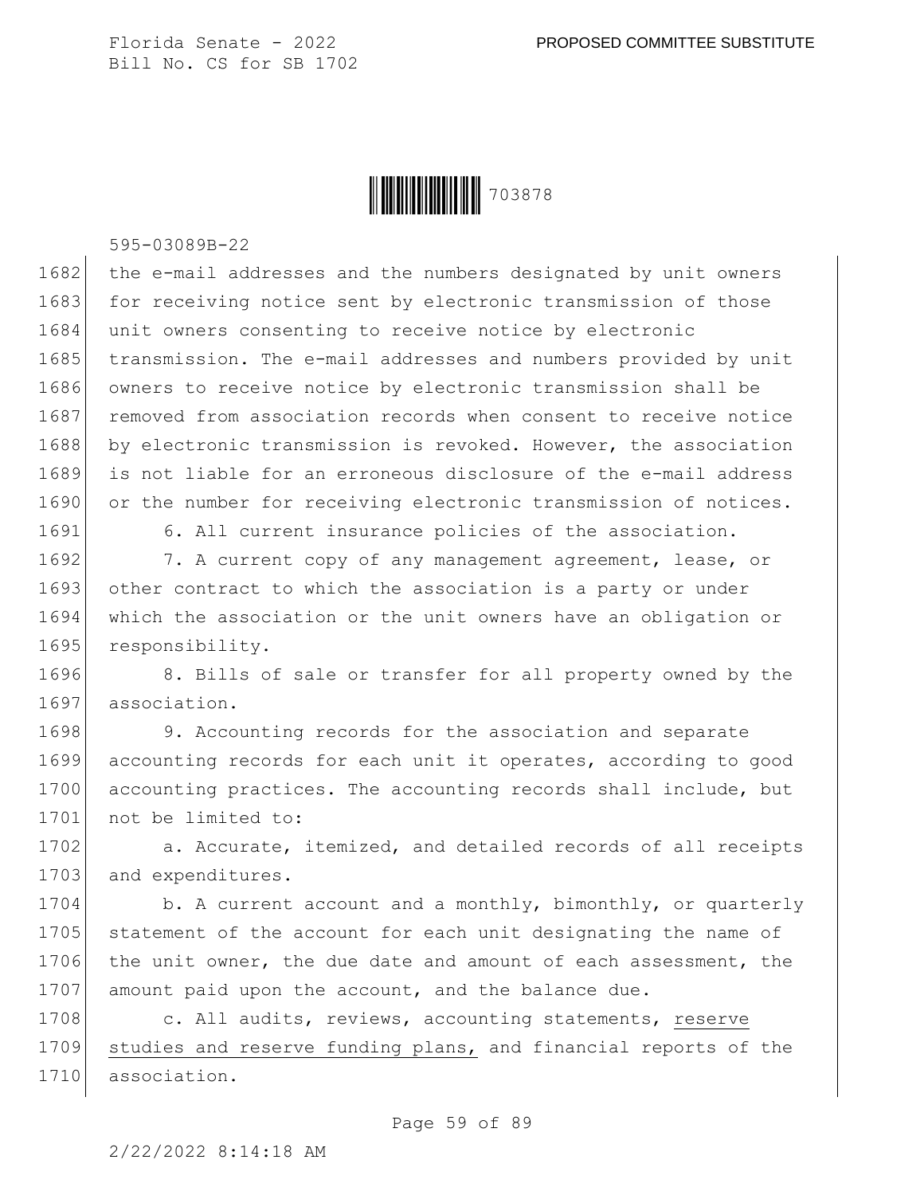the e-mail addresses and the numbers designated by unit owners for receiving notice sent by electronic transmission of those unit owners consenting to receive notice by electronic transmission. The e-mail addresses and numbers provided by unit owners to receive notice by electronic transmission shall be removed from association records when consent to receive notice by electronic transmission is revoked. However, the association is not liable for an erroneous disclosure of the e-mail address or the number for receiving electronic transmission of notices.

6. All current insurance policies of the association.

7. A current copy of any management agreement, lease, or other contract to which the association is a party or under which the association or the unit owners have an obligation or responsibility.

8. Bills of sale or transfer for all property owned by the association.

9. Accounting records for the association and separate accounting records for each unit it operates, according to good accounting practices. The accounting records shall include, but not be limited to:

a. Accurate, itemized, and detailed records of all receipts and expenditures.

b. A current account and a monthly, bimonthly, or quarterly statement of the account for each unit designating the name of the unit owner, the due date and amount of each assessment, the amount paid upon the account, and the balance due.

c. All audits, reviews, accounting statements, reserve studies and reserve funding plans, and financial reports of the association.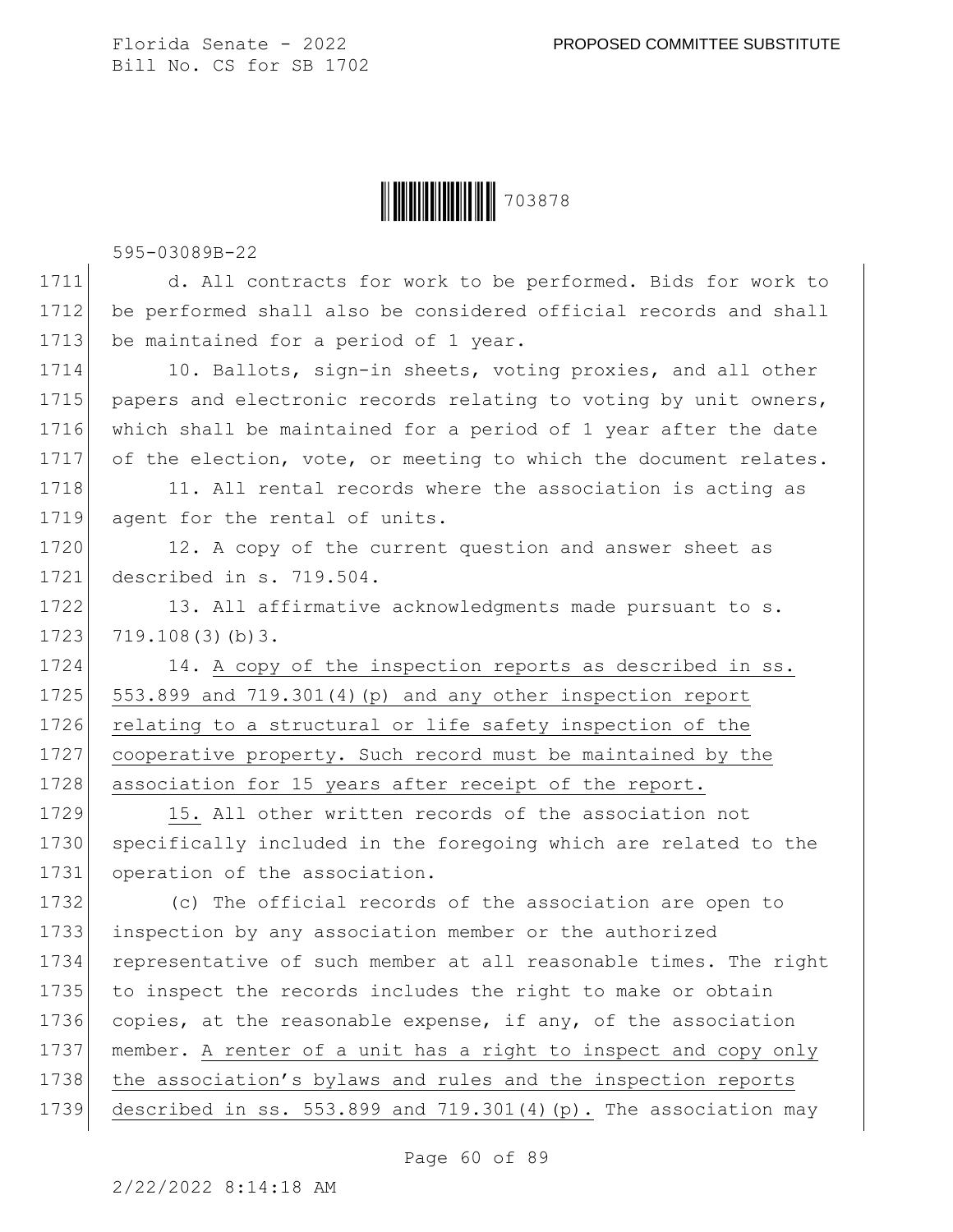d. All contracts for work to be performed. Bids for work to be performed shall also be considered official records and shall be maintained for a period of 1 year.

10. Ballots, sign-in sheets, voting proxies, and all other papers and electronic records relating to voting by unit owners, which shall be maintained for a period of 1 year after the date of the election, vote, or meeting to which the document relates.

11. All rental records where the association is acting as agent for the rental of units.

12. A copy of the current question and answer sheet as described in s. 719.504.

13. All affirmative acknowledgments made pursuant to s. 719.108(3)(b)3.

14. A copy of the inspection reports as described in ss. 553.899 and 719.301(4)(p) and any other inspection report relating to a structural or life safety inspection of the cooperative property. Such record must be maintained by the association for 15 years after receipt of the report.

15. All other written records of the association not specifically included in the foregoing which are related to the operation of the association.

(c) The official records of the association are open to inspection by any association member or the authorized representative of such member at all reasonable times. The right to inspect the records includes the right to make or obtain copies, at the reasonable expense, if any, of the association member. A renter of a unit has a right to inspect and copy only the association's bylaws and rules and the inspection reports described in ss. 553.899 and 719.301(4)(p). The association may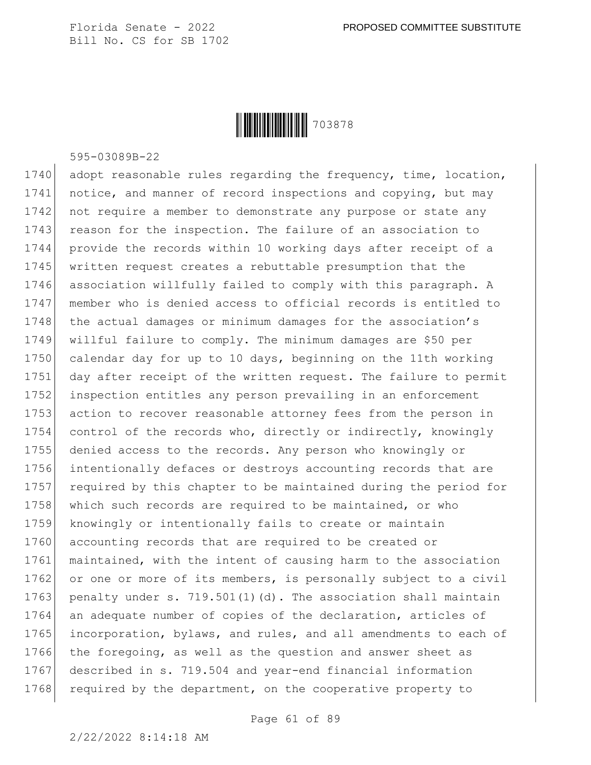adopt reasonable rules regarding the frequency, time, location, notice, and manner of record inspections and copying, but may not require a member to demonstrate any purpose or state any reason for the inspection. The failure of an association to provide the records within 10 working days after receipt of a written request creates a rebuttable presumption that the association willfully failed to comply with this paragraph. A member who is denied access to official records is entitled to the actual damages or minimum damages for the association's willful failure to comply. The minimum damages are $50 per calendar day for up to 10 days, beginning on the 11th working day after receipt of the written request. The failure to permit inspection entitles any person prevailing in an enforcement action to recover reasonable attorney fees from the person in control of the records who, directly or indirectly, knowingly denied access to the records. Any person who knowingly or intentionally defaces or destroys accounting records that are required by this chapter to be maintained during the period for which such records are required to be maintained, or who knowingly or intentionally fails to create or maintain accounting records that are required to be created or maintained, with the intent of causing harm to the association or one or more of its members, is personally subject to a civil penalty under s. 719.501(1)(d). The association shall maintain an adequate number of copies of the declaration, articles of incorporation, bylaws, and rules, and all amendments to each of the foregoing, as well as the question and answer sheet as described in s. 719.504 and year-end financial information required by the department, on the cooperative property to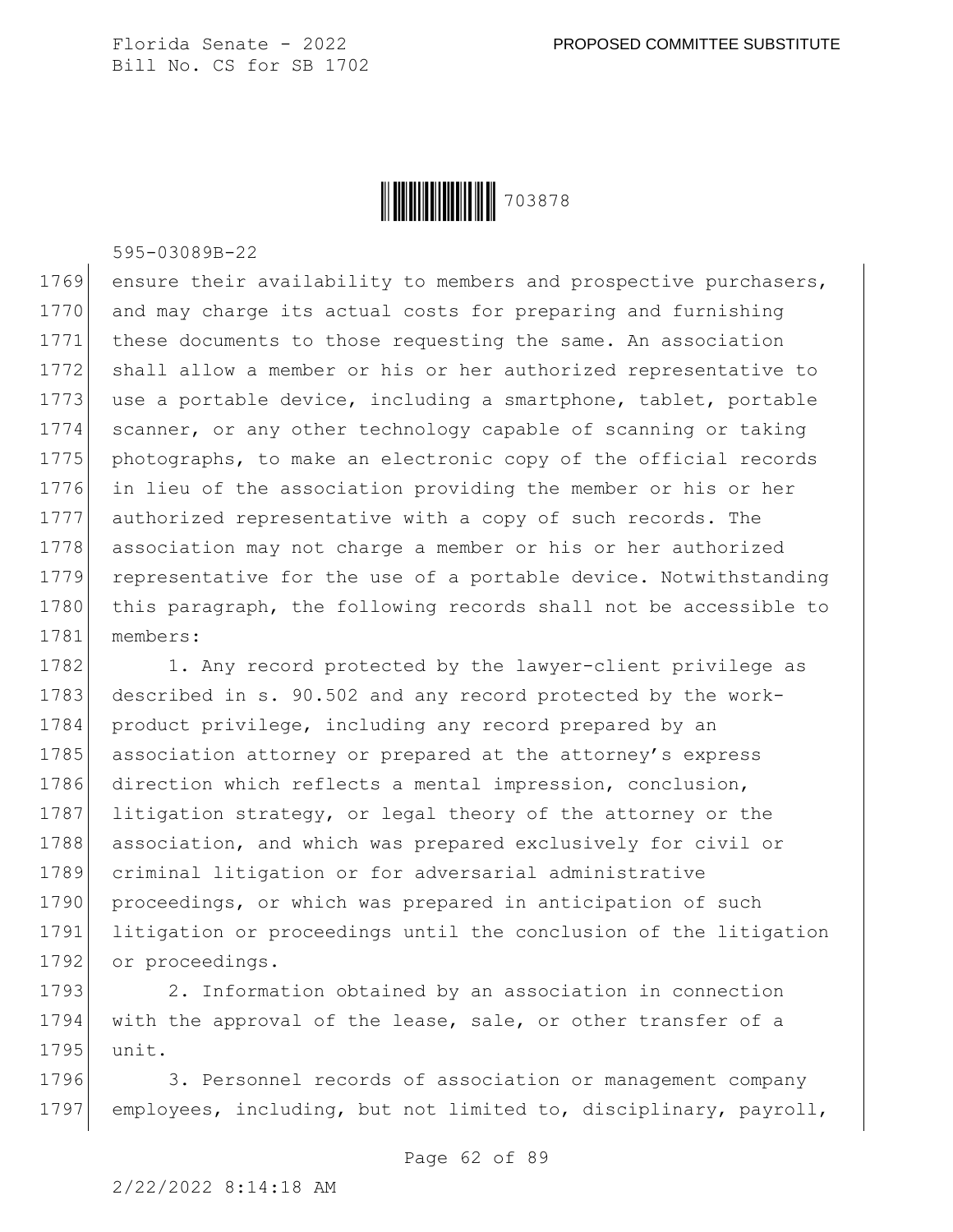ensure their availability to members and prospective purchasers, and may charge its actual costs for preparing and furnishing these documents to those requesting the same. An association shall allow a member or his or her authorized representative to use a portable device, including a smartphone, tablet, portable scanner, or any other technology capable of scanning or taking photographs, to make an electronic copy of the official records in lieu of the association providing the member or his or her authorized representative with a copy of such records. The association may not charge a member or his or her authorized representative for the use of a portable device. Notwithstanding this paragraph, the following records shall not be accessible to members:

1. Any record protected by the lawyer-client privilege as described in s. 90.502 and any record protected by the work-product privilege, including any record prepared by an association attorney or prepared at the attorney's express direction which reflects a mental impression, conclusion, litigation strategy, or legal theory of the attorney or the association, and which was prepared exclusively for civil or criminal litigation or for adversarial administrative proceedings, or which was prepared in anticipation of such litigation or proceedings until the conclusion of the litigation or proceedings.

2. Information obtained by an association in connection with the approval of the lease, sale, or other transfer of a unit.

3. Personnel records of association or management company employees, including, but not limited to, disciplinary, payroll,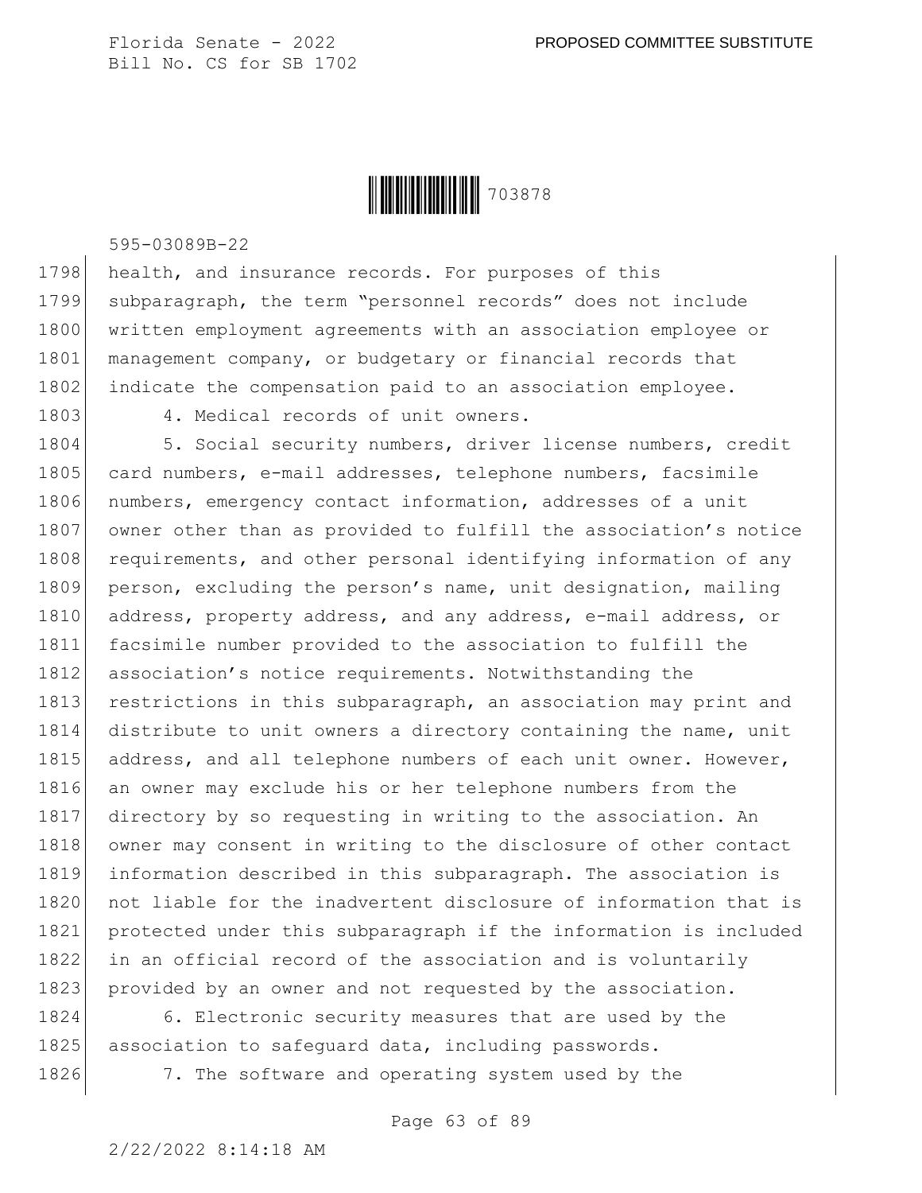health, and insurance records. For purposes of this subparagraph, the term "personnel records" does not include written employment agreements with an association employee or management company, or budgetary or financial records that indicate the compensation paid to an association employee.

4. Medical records of unit owners.

5. Social security numbers, driver license numbers, credit card numbers, e-mail addresses, telephone numbers, facsimile numbers, emergency contact information, addresses of a unit owner other than as provided to fulfill the association's notice requirements, and other personal identifying information of any person, excluding the person's name, unit designation, mailing address, property address, and any address, e-mail address, or facsimile number provided to the association to fulfill the association's notice requirements. Notwithstanding the restrictions in this subparagraph, an association may print and distribute to unit owners a directory containing the name, unit address, and all telephone numbers of each unit owner. However, an owner may exclude his or her telephone numbers from the directory by so requesting in writing to the association. An owner may consent in writing to the disclosure of other contact information described in this subparagraph. The association is not liable for the inadvertent disclosure of information that is protected under this subparagraph if the information is included in an official record of the association and is voluntarily provided by an owner and not requested by the association.

6. Electronic security measures that are used by the association to safeguard data, including passwords.

7. The software and operating system used by the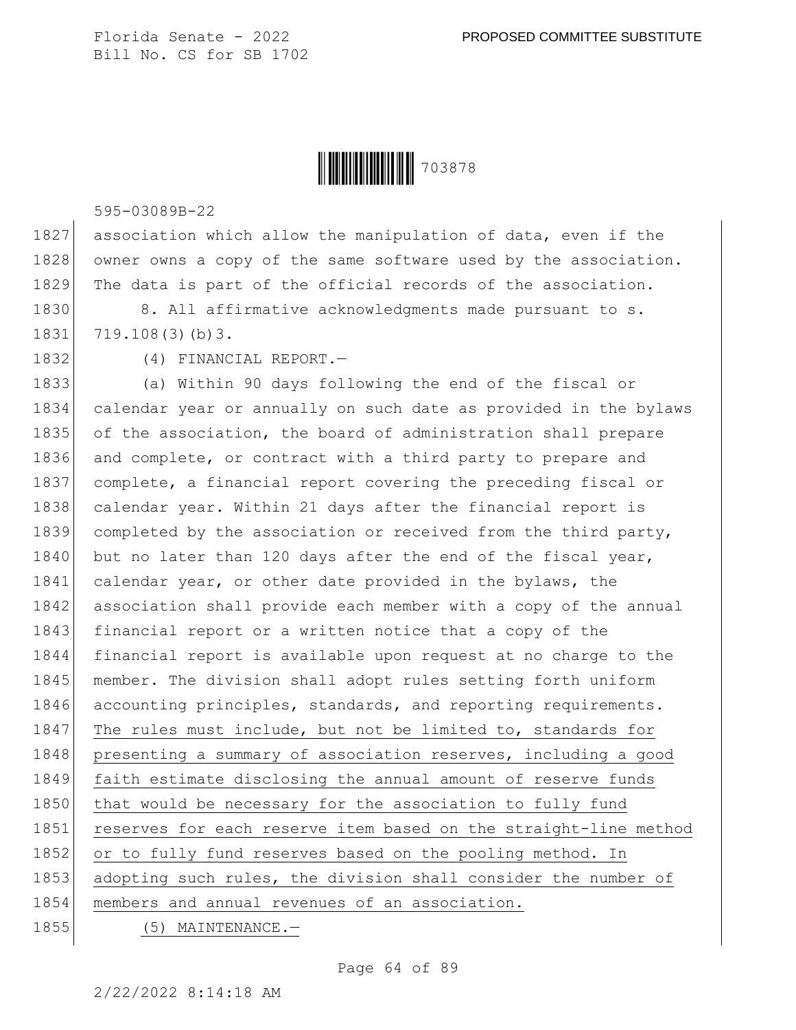association which allow the manipulation of data, even if the owner owns a copy of the same software used by the association. The data is part of the official records of the association.

8. All affirmative acknowledgments made pursuant to s. 719.108(3)(b)3.

(4) FINANCIAL REPORT.—

(a) Within 90 days following the end of the fiscal or calendar year or annually on such date as provided in the bylaws of the association, the board of administration shall prepare and complete, or contract with a third party to prepare and complete, a financial report covering the preceding fiscal or calendar year. Within 21 days after the financial report is completed by the association or received from the third party, but no later than 120 days after the end of the fiscal year, calendar year, or other date provided in the bylaws, the association shall provide each member with a copy of the annual financial report or a written notice that a copy of the financial report is available upon request at no charge to the member. The division shall adopt rules setting forth uniform accounting principles, standards, and reporting requirements. The rules must include, but not be limited to, standards for presenting a summary of association reserves, including a good faith estimate disclosing the annual amount of reserve funds that would be necessary for the association to fully fund reserves for each reserve item based on the straight-line method or to fully fund reserves based on the pooling method. In adopting such rules, the division shall consider the number of members and annual revenues of an association.

(5) MAINTENANCE.—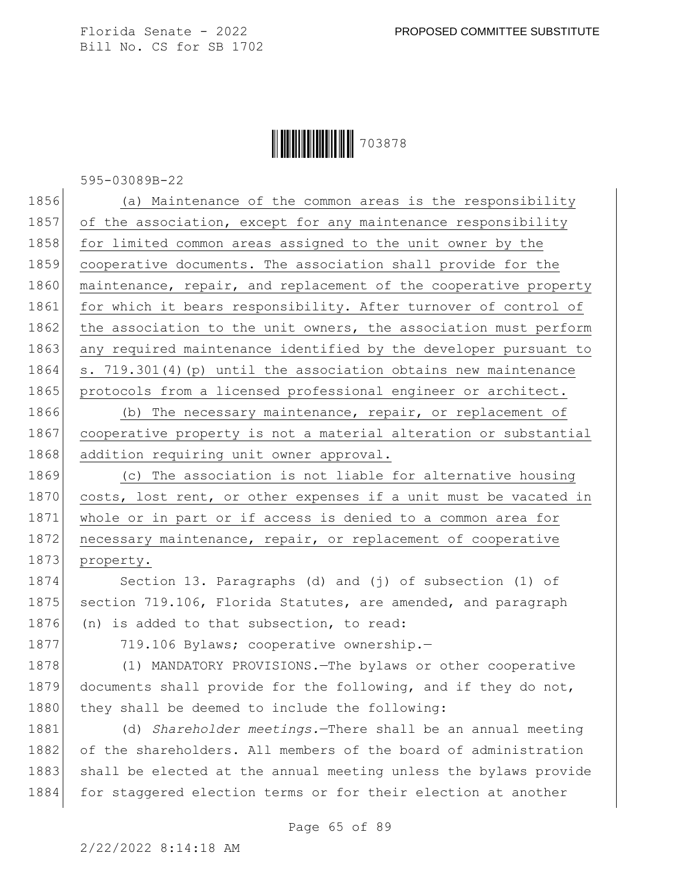(a) Maintenance of the common areas is the responsibility of the association, except for any maintenance responsibility for limited common areas assigned to the unit owner by the cooperative documents. The association shall provide for the maintenance, repair, and replacement of the cooperative property for which it bears responsibility. After turnover of control of the association to the unit owners, the association must perform any required maintenance identified by the developer pursuant to s. 719.301(4)(p) until the association obtains new maintenance protocols from a licensed professional engineer or architect.

(b) The necessary maintenance, repair, or replacement of cooperative property is not a material alteration or substantial addition requiring unit owner approval.

(c) The association is not liable for alternative housing costs, lost rent, or other expenses if a unit must be vacated in whole or in part or if access is denied to a common area for necessary maintenance, repair, or replacement of cooperative property.

Section 13. Paragraphs (d) and (j) of subsection (1) of section 719.106, Florida Statutes, are amended, and paragraph (n) is added to that subsection, to read:

719.106 Bylaws; cooperative ownership.—

(1) MANDATORY PROVISIONS.—The bylaws or other cooperative documents shall provide for the following, and if they do not, they shall be deemed to include the following:

(d) *Shareholder meetings.*—There shall be an annual meeting of the shareholders. All members of the board of administration shall be elected at the annual meeting unless the bylaws provide for staggered election terms or for their election at another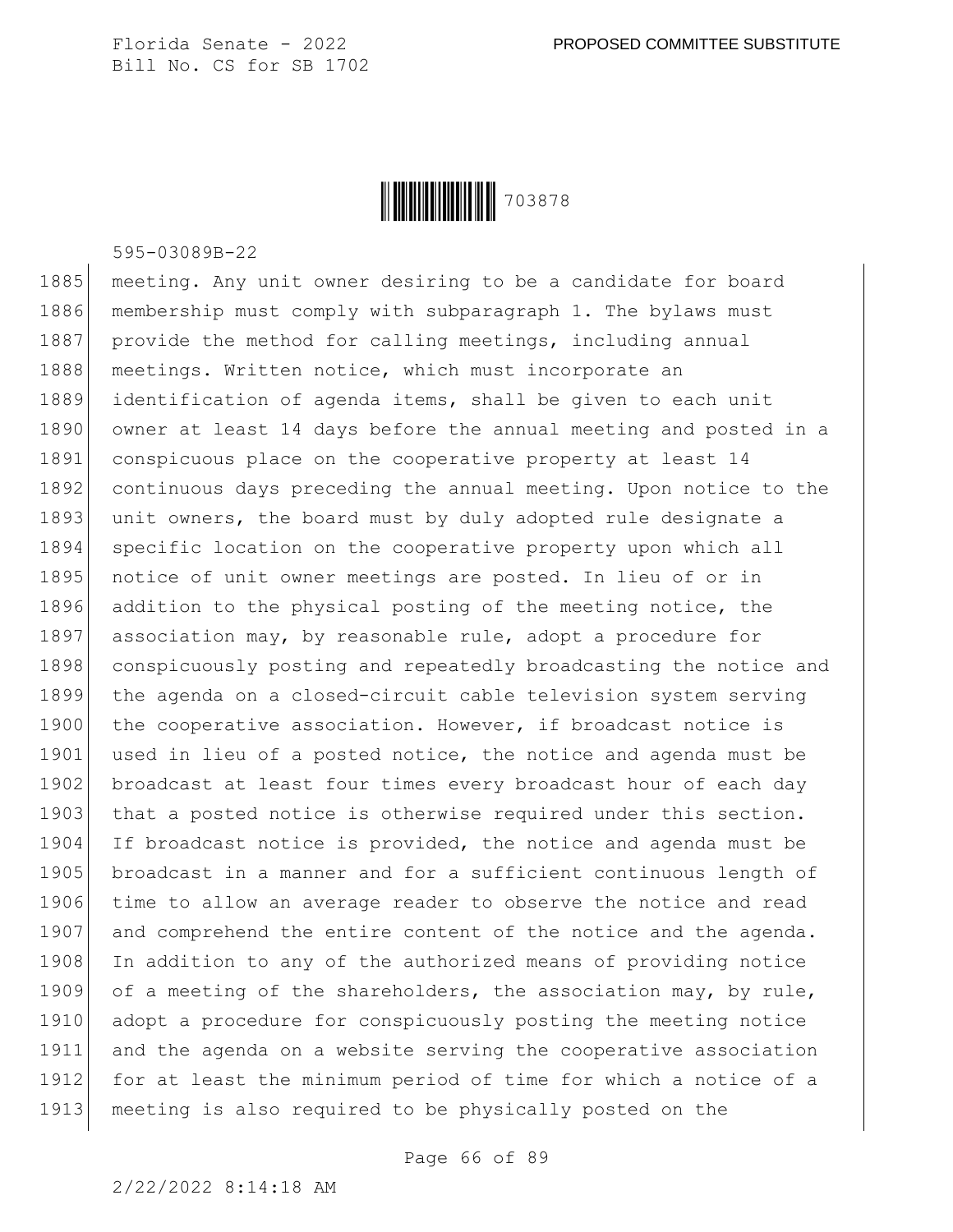meeting. Any unit owner desiring to be a candidate for board membership must comply with subparagraph 1. The bylaws must provide the method for calling meetings, including annual meetings. Written notice, which must incorporate an identification of agenda items, shall be given to each unit owner at least 14 days before the annual meeting and posted in a conspicuous place on the cooperative property at least 14 continuous days preceding the annual meeting. Upon notice to the unit owners, the board must by duly adopted rule designate a specific location on the cooperative property upon which all notice of unit owner meetings are posted. In lieu of or in addition to the physical posting of the meeting notice, the association may, by reasonable rule, adopt a procedure for conspicuously posting and repeatedly broadcasting the notice and the agenda on a closed-circuit cable television system serving the cooperative association. However, if broadcast notice is used in lieu of a posted notice, the notice and agenda must be broadcast at least four times every broadcast hour of each day that a posted notice is otherwise required under this section. If broadcast notice is provided, the notice and agenda must be broadcast in a manner and for a sufficient continuous length of time to allow an average reader to observe the notice and read and comprehend the entire content of the notice and the agenda. In addition to any of the authorized means of providing notice of a meeting of the shareholders, the association may, by rule, adopt a procedure for conspicuously posting the meeting notice and the agenda on a website serving the cooperative association for at least the minimum period of time for which a notice of a meeting is also required to be physically posted on the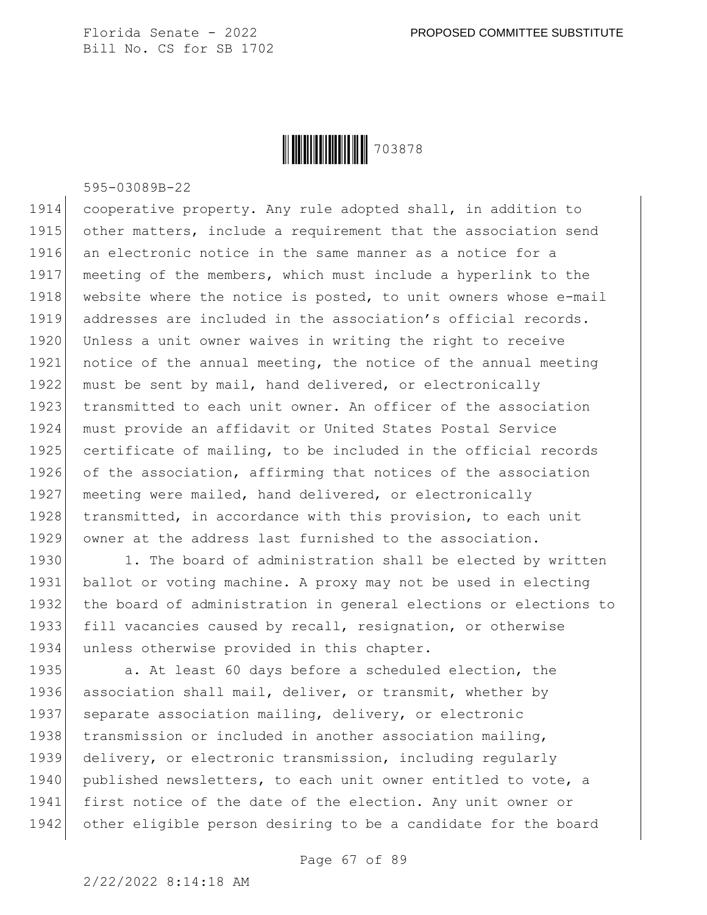cooperative property. Any rule adopted shall, in addition to other matters, include a requirement that the association send an electronic notice in the same manner as a notice for a meeting of the members, which must include a hyperlink to the website where the notice is posted, to unit owners whose e-mail addresses are included in the association's official records. Unless a unit owner waives in writing the right to receive notice of the annual meeting, the notice of the annual meeting must be sent by mail, hand delivered, or electronically transmitted to each unit owner. An officer of the association must provide an affidavit or United States Postal Service certificate of mailing, to be included in the official records of the association, affirming that notices of the association meeting were mailed, hand delivered, or electronically transmitted, in accordance with this provision, to each unit owner at the address last furnished to the association.

1. The board of administration shall be elected by written ballot or voting machine. A proxy may not be used in electing the board of administration in general elections or elections to fill vacancies caused by recall, resignation, or otherwise unless otherwise provided in this chapter.

a. At least 60 days before a scheduled election, the association shall mail, deliver, or transmit, whether by separate association mailing, delivery, or electronic transmission or included in another association mailing, delivery, or electronic transmission, including regularly published newsletters, to each unit owner entitled to vote, a first notice of the date of the election. Any unit owner or other eligible person desiring to be a candidate for the board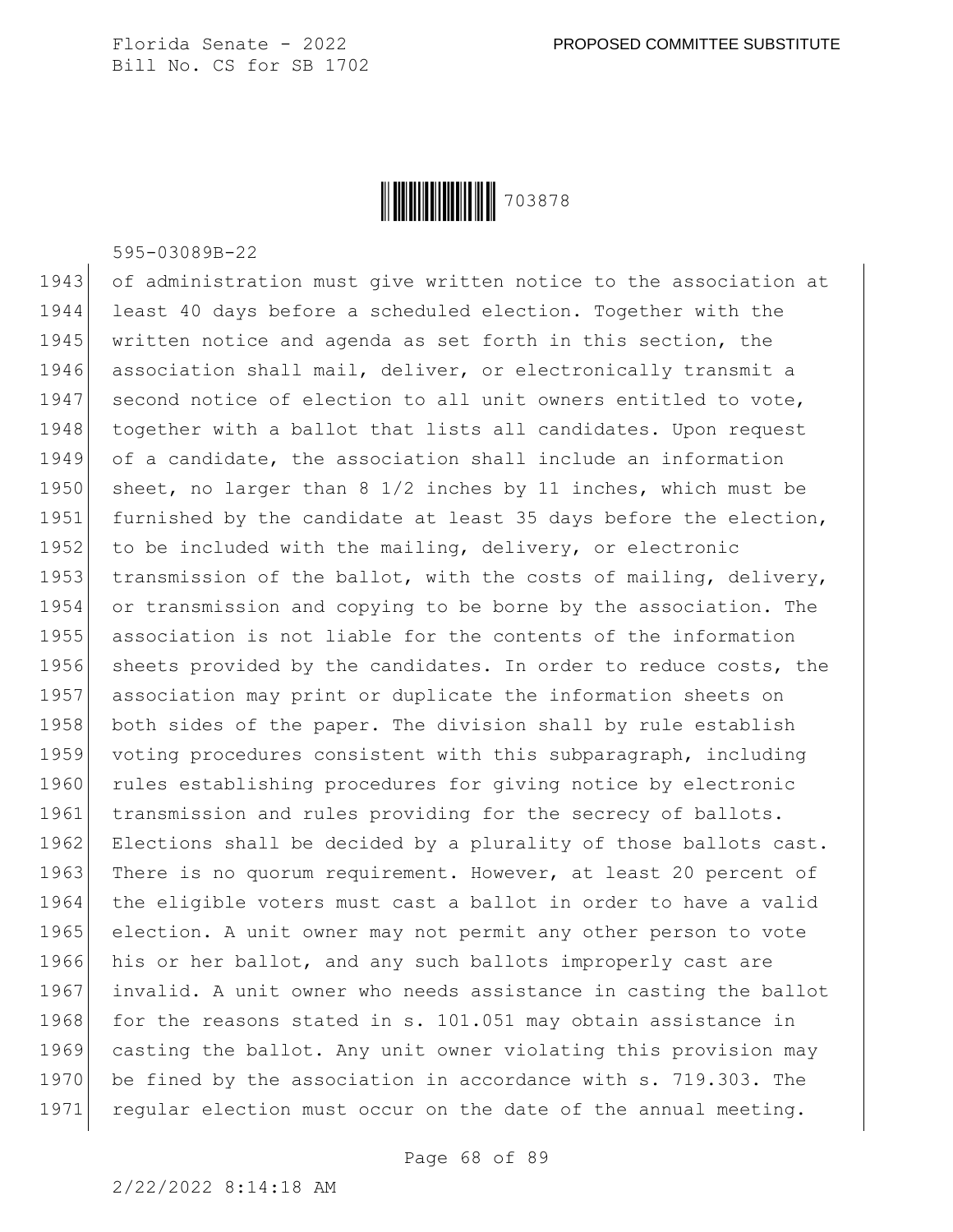of administration must give written notice to the association at least 40 days before a scheduled election. Together with the written notice and agenda as set forth in this section, the association shall mail, deliver, or electronically transmit a second notice of election to all unit owners entitled to vote, together with a ballot that lists all candidates. Upon request of a candidate, the association shall include an information sheet, no larger than 8 1/2 inches by 11 inches, which must be furnished by the candidate at least 35 days before the election, to be included with the mailing, delivery, or electronic transmission of the ballot, with the costs of mailing, delivery, or transmission and copying to be borne by the association. The association is not liable for the contents of the information sheets provided by the candidates. In order to reduce costs, the association may print or duplicate the information sheets on both sides of the paper. The division shall by rule establish voting procedures consistent with this subparagraph, including rules establishing procedures for giving notice by electronic transmission and rules providing for the secrecy of ballots. Elections shall be decided by a plurality of those ballots cast. There is no quorum requirement. However, at least 20 percent of the eligible voters must cast a ballot in order to have a valid election. A unit owner may not permit any other person to vote his or her ballot, and any such ballots improperly cast are invalid. A unit owner who needs assistance in casting the ballot for the reasons stated in s. 101.051 may obtain assistance in casting the ballot. Any unit owner violating this provision may be fined by the association in accordance with s. 719.303. The regular election must occur on the date of the annual meeting.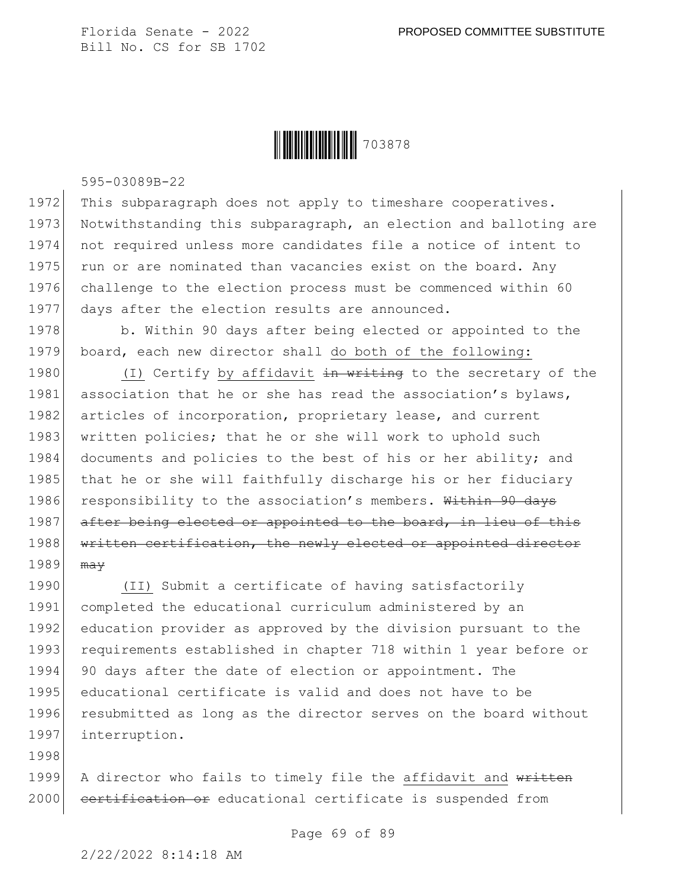This subparagraph does not apply to timeshare cooperatives. Notwithstanding this subparagraph, an election and balloting are not required unless more candidates file a notice of intent to run or are nominated than vacancies exist on the board. Any challenge to the election process must be commenced within 60 days after the election results are announced.

b. Within 90 days after being elected or appointed to the board, each new director shall do both of the following:

(I) Certify by affidavit ~~in writing~~ to the secretary of the association that he or she has read the association's bylaws, articles of incorporation, proprietary lease, and current written policies; that he or she will work to uphold such documents and policies to the best of his or her ability; and that he or she will faithfully discharge his or her fiduciary responsibility to the association's members. ~~Within 90 days after being elected or appointed to the board, in lieu of this written certification, the newly elected or appointed director may~~

(II) Submit a certificate of having satisfactorily completed the educational curriculum administered by an education provider as approved by the division pursuant to the requirements established in chapter 718 within 1 year before or 90 days after the date of election or appointment. The educational certificate is valid and does not have to be resubmitted as long as the director serves on the board without interruption.

A director who fails to timely file the affidavit and ~~written certification or~~ educational certificate is suspended from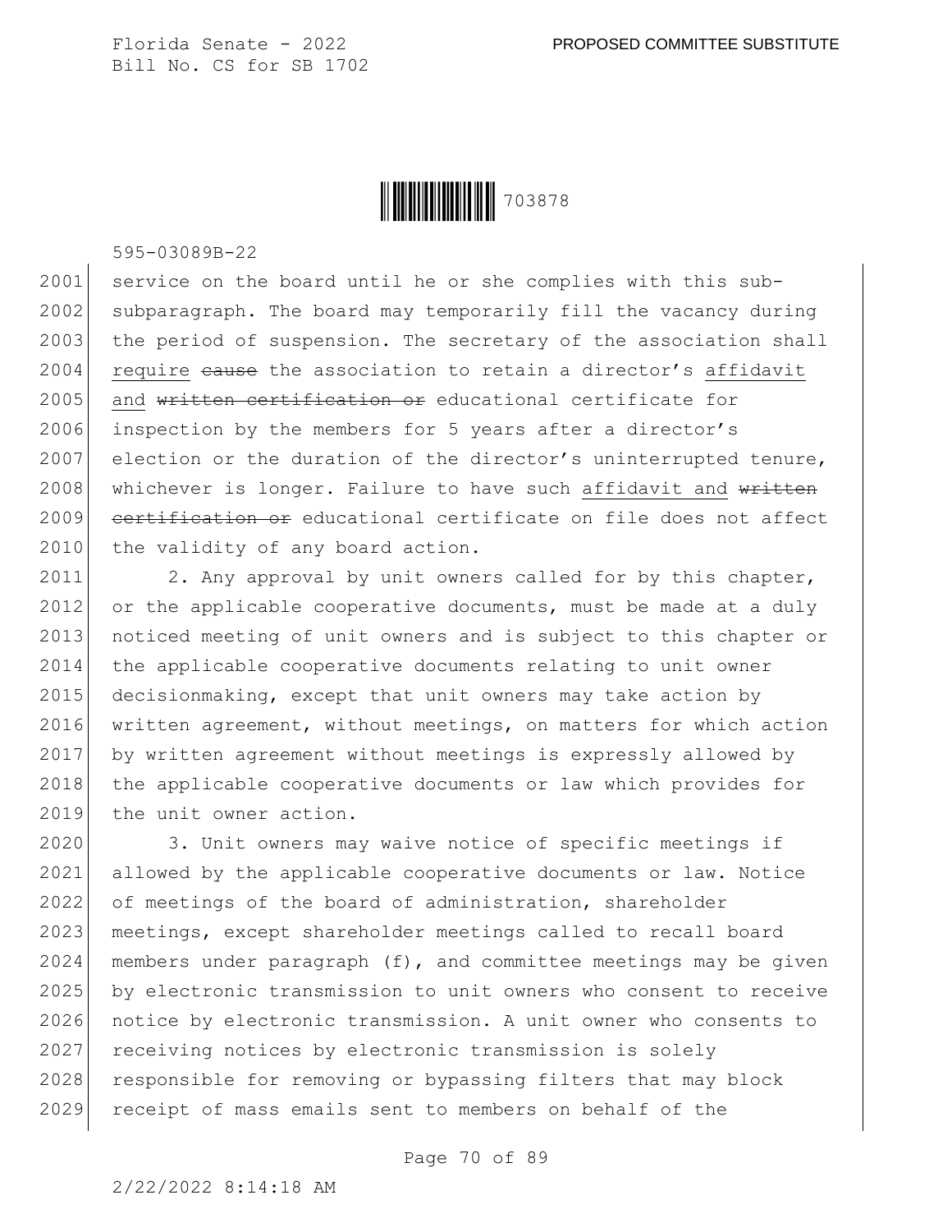service on the board until he or she complies with this sub-subparagraph. The board may temporarily fill the vacancy during the period of suspension. The secretary of the association shall require ~~cause~~ the association to retain a director's affidavit and ~~written certification or~~ educational certificate for inspection by the members for 5 years after a director's election or the duration of the director's uninterrupted tenure, whichever is longer. Failure to have such affidavit and ~~written certification or~~ educational certificate on file does not affect the validity of any board action.

2. Any approval by unit owners called for by this chapter, or the applicable cooperative documents, must be made at a duly noticed meeting of unit owners and is subject to this chapter or the applicable cooperative documents relating to unit owner decisionmaking, except that unit owners may take action by written agreement, without meetings, on matters for which action by written agreement without meetings is expressly allowed by the applicable cooperative documents or law which provides for the unit owner action.

3. Unit owners may waive notice of specific meetings if allowed by the applicable cooperative documents or law. Notice of meetings of the board of administration, shareholder meetings, except shareholder meetings called to recall board members under paragraph (f), and committee meetings may be given by electronic transmission to unit owners who consent to receive notice by electronic transmission. A unit owner who consents to receiving notices by electronic transmission is solely responsible for removing or bypassing filters that may block receipt of mass emails sent to members on behalf of the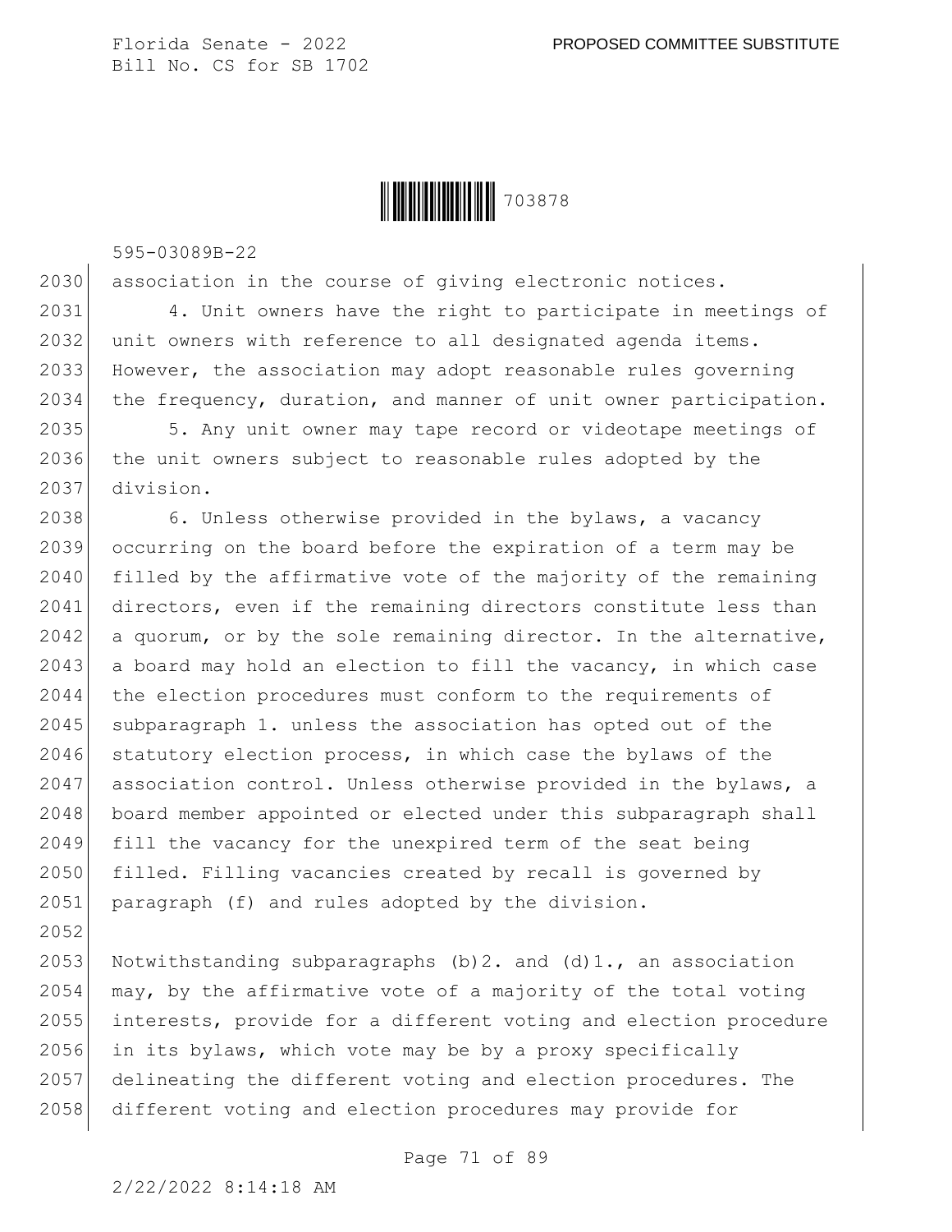association in the course of giving electronic notices.

4. Unit owners have the right to participate in meetings of unit owners with reference to all designated agenda items. However, the association may adopt reasonable rules governing the frequency, duration, and manner of unit owner participation.

5. Any unit owner may tape record or videotape meetings of the unit owners subject to reasonable rules adopted by the division.

6. Unless otherwise provided in the bylaws, a vacancy occurring on the board before the expiration of a term may be filled by the affirmative vote of the majority of the remaining directors, even if the remaining directors constitute less than a quorum, or by the sole remaining director. In the alternative, a board may hold an election to fill the vacancy, in which case the election procedures must conform to the requirements of subparagraph 1. unless the association has opted out of the statutory election process, in which case the bylaws of the association control. Unless otherwise provided in the bylaws, a board member appointed or elected under this subparagraph shall fill the vacancy for the unexpired term of the seat being filled. Filling vacancies created by recall is governed by paragraph (f) and rules adopted by the division.

Notwithstanding subparagraphs (b)2. and (d)1., an association may, by the affirmative vote of a majority of the total voting interests, provide for a different voting and election procedure in its bylaws, which vote may be by a proxy specifically delineating the different voting and election procedures. The different voting and election procedures may provide for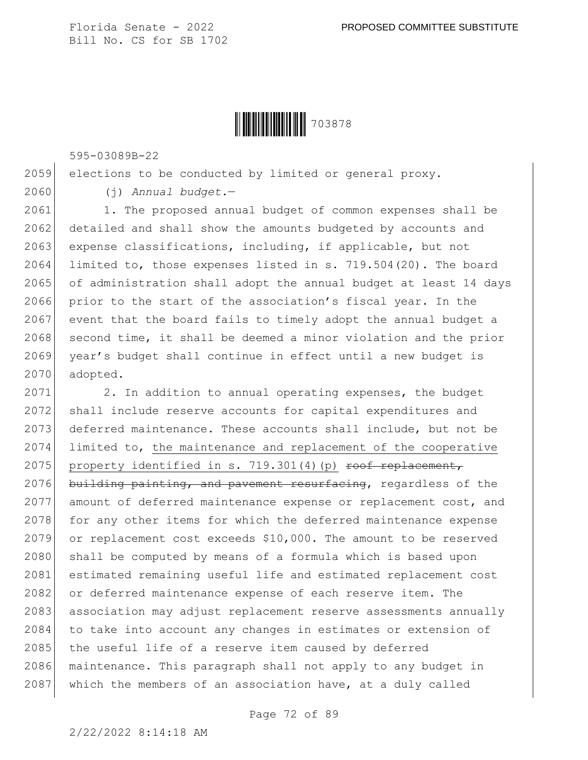elections to be conducted by limited or general proxy.

(j) *Annual budget.*—

1. The proposed annual budget of common expenses shall be detailed and shall show the amounts budgeted by accounts and expense classifications, including, if applicable, but not limited to, those expenses listed in s. 719.504(20). The board of administration shall adopt the annual budget at least 14 days prior to the start of the association's fiscal year. In the event that the board fails to timely adopt the annual budget a second time, it shall be deemed a minor violation and the prior year's budget shall continue in effect until a new budget is adopted.

2. In addition to annual operating expenses, the budget shall include reserve accounts for capital expenditures and deferred maintenance. These accounts shall include, but not be limited to, <u>the maintenance and replacement of the cooperative property identified in s. 719.301(4)(p)</u> ~~roof replacement, building painting, and pavement resurfacing~~, regardless of the amount of deferred maintenance expense or replacement cost, and for any other items for which the deferred maintenance expense or replacement cost exceeds $10,000. The amount to be reserved shall be computed by means of a formula which is based upon estimated remaining useful life and estimated replacement cost or deferred maintenance expense of each reserve item. The association may adjust replacement reserve assessments annually to take into account any changes in estimates or extension of the useful life of a reserve item caused by deferred maintenance. This paragraph shall not apply to any budget in which the members of an association have, at a duly called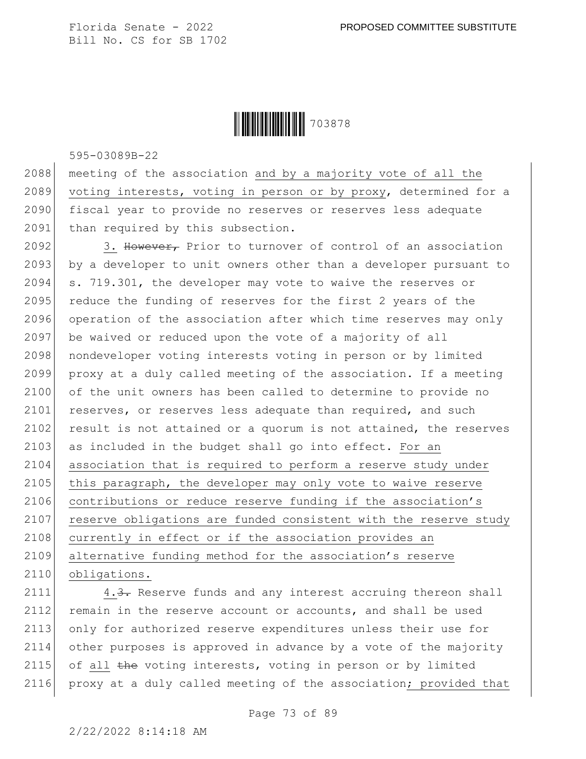meeting of the association and by a majority vote of all the voting interests, voting in person or by proxy, determined for a fiscal year to provide no reserves or reserves less adequate than required by this subsection.

3. ~~However,~~ Prior to turnover of control of an association by a developer to unit owners other than a developer pursuant to s. 719.301, the developer may vote to waive the reserves or reduce the funding of reserves for the first 2 years of the operation of the association after which time reserves may only be waived or reduced upon the vote of a majority of all nondeveloper voting interests voting in person or by limited proxy at a duly called meeting of the association. If a meeting of the unit owners has been called to determine to provide no reserves, or reserves less adequate than required, and such result is not attained or a quorum is not attained, the reserves as included in the budget shall go into effect. For an association that is required to perform a reserve study under this paragraph, the developer may only vote to waive reserve contributions or reduce reserve funding if the association's reserve obligations are funded consistent with the reserve study currently in effect or if the association provides an alternative funding method for the association's reserve obligations.

4.~~3.~~ Reserve funds and any interest accruing thereon shall remain in the reserve account or accounts, and shall be used only for authorized reserve expenditures unless their use for other purposes is approved in advance by a vote of the majority of all ~~the~~ voting interests, voting in person or by limited proxy at a duly called meeting of the association; provided that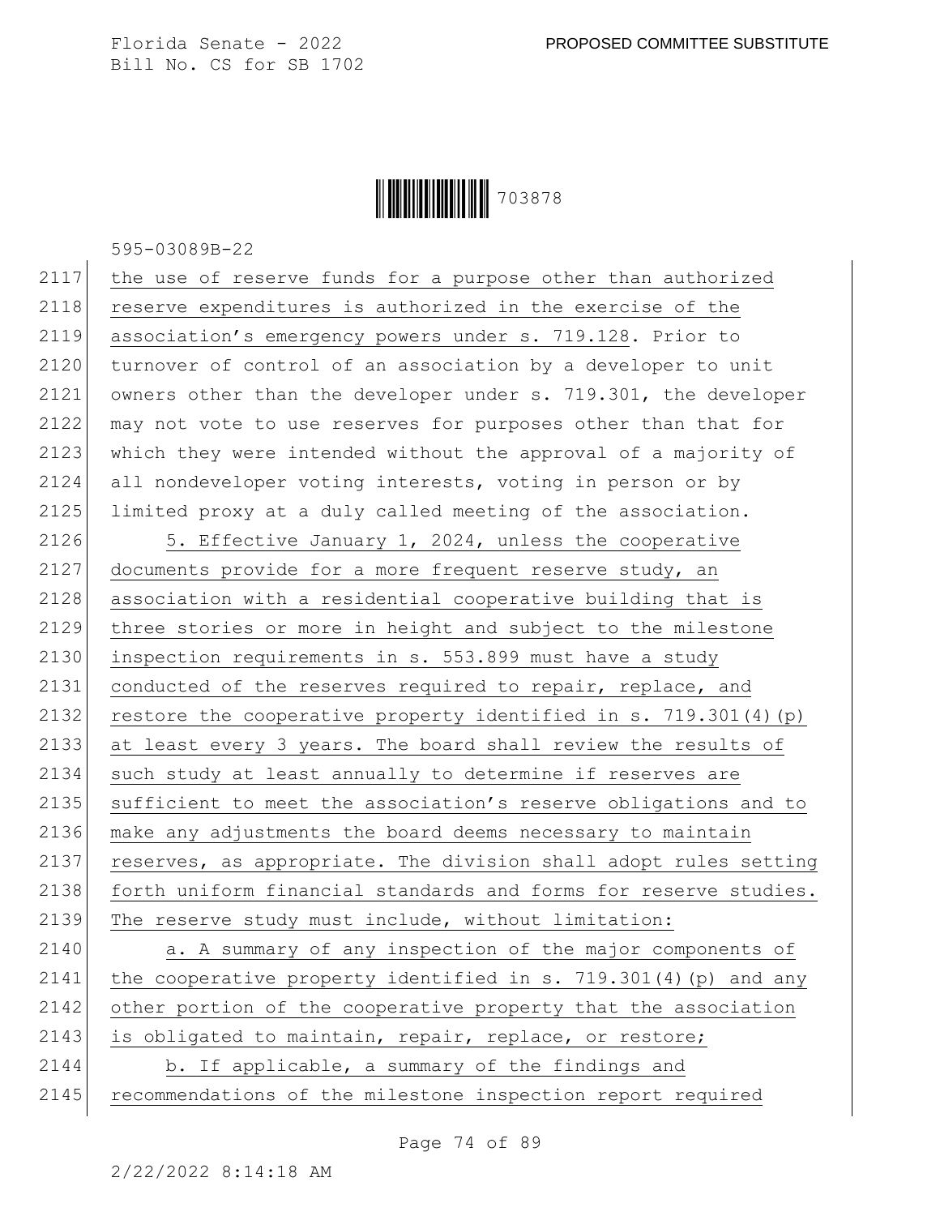the use of reserve funds for a purpose other than authorized reserve expenditures is authorized in the exercise of the association's emergency powers under s. 719.128. Prior to turnover of control of an association by a developer to unit owners other than the developer under s. 719.301, the developer may not vote to use reserves for purposes other than that for which they were intended without the approval of a majority of all nondeveloper voting interests, voting in person or by limited proxy at a duly called meeting of the association.

5. Effective January 1, 2024, unless the cooperative documents provide for a more frequent reserve study, an association with a residential cooperative building that is three stories or more in height and subject to the milestone inspection requirements in s. 553.899 must have a study conducted of the reserves required to repair, replace, and restore the cooperative property identified in s. 719.301(4)(p) at least every 3 years. The board shall review the results of such study at least annually to determine if reserves are sufficient to meet the association's reserve obligations and to make any adjustments the board deems necessary to maintain reserves, as appropriate. The division shall adopt rules setting forth uniform financial standards and forms for reserve studies. The reserve study must include, without limitation:

a. A summary of any inspection of the major components of the cooperative property identified in s. 719.301(4)(p) and any other portion of the cooperative property that the association is obligated to maintain, repair, replace, or restore;

b. If applicable, a summary of the findings and recommendations of the milestone inspection report required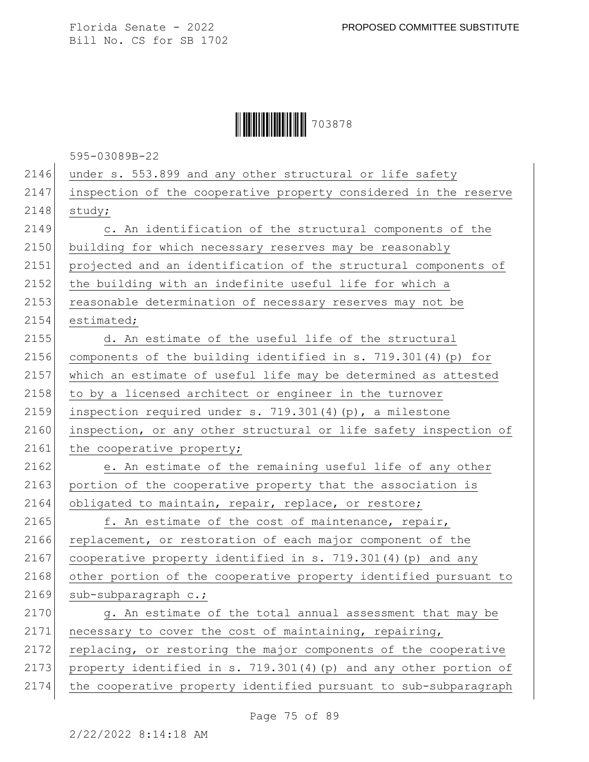under s. 553.899 and any other structural or life safety inspection of the cooperative property considered in the reserve study;

c. An identification of the structural components of the building for which necessary reserves may be reasonably projected and an identification of the structural components of the building with an indefinite useful life for which a reasonable determination of necessary reserves may not be estimated;

d. An estimate of the useful life of the structural components of the building identified in s. 719.301(4)(p) for which an estimate of useful life may be determined as attested to by a licensed architect or engineer in the turnover inspection required under s. 719.301(4)(p), a milestone inspection, or any other structural or life safety inspection of the cooperative property;

e. An estimate of the remaining useful life of any other portion of the cooperative property that the association is obligated to maintain, repair, replace, or restore;

f. An estimate of the cost of maintenance, repair, replacement, or restoration of each major component of the cooperative property identified in s. 719.301(4)(p) and any other portion of the cooperative property identified pursuant to sub-subparagraph c.;

g. An estimate of the total annual assessment that may be necessary to cover the cost of maintaining, repairing, replacing, or restoring the major components of the cooperative property identified in s. 719.301(4)(p) and any other portion of the cooperative property identified pursuant to sub-subparagraph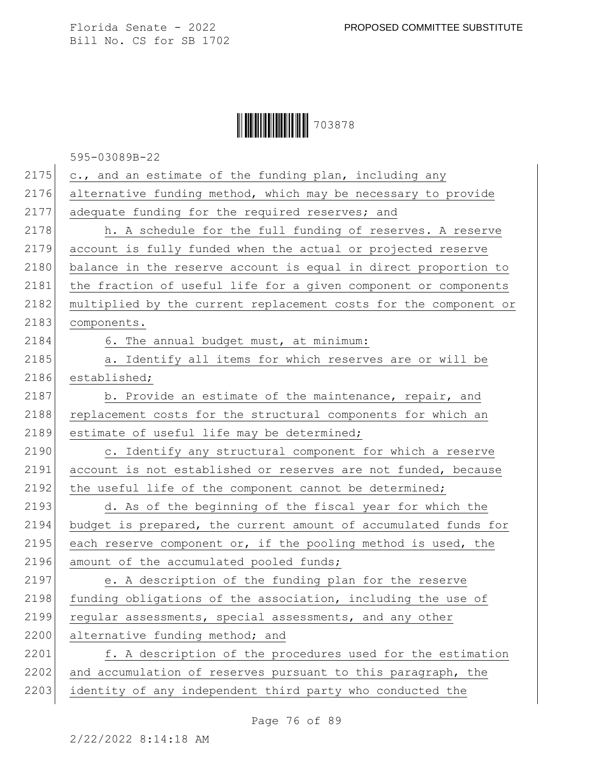c., and an estimate of the funding plan, including any alternative funding method, which may be necessary to provide adequate funding for the required reserves; and

h. A schedule for the full funding of reserves. A reserve account is fully funded when the actual or projected reserve balance in the reserve account is equal in direct proportion to the fraction of useful life for a given component or components multiplied by the current replacement costs for the component or components.

6. The annual budget must, at minimum:

a. Identify all items for which reserves are or will be established;

b. Provide an estimate of the maintenance, repair, and replacement costs for the structural components for which an estimate of useful life may be determined;

c. Identify any structural component for which a reserve account is not established or reserves are not funded, because the useful life of the component cannot be determined;

d. As of the beginning of the fiscal year for which the budget is prepared, the current amount of accumulated funds for each reserve component or, if the pooling method is used, the amount of the accumulated pooled funds;

e. A description of the funding plan for the reserve funding obligations of the association, including the use of regular assessments, special assessments, and any other alternative funding method; and

f. A description of the procedures used for the estimation and accumulation of reserves pursuant to this paragraph, the identity of any independent third party who conducted the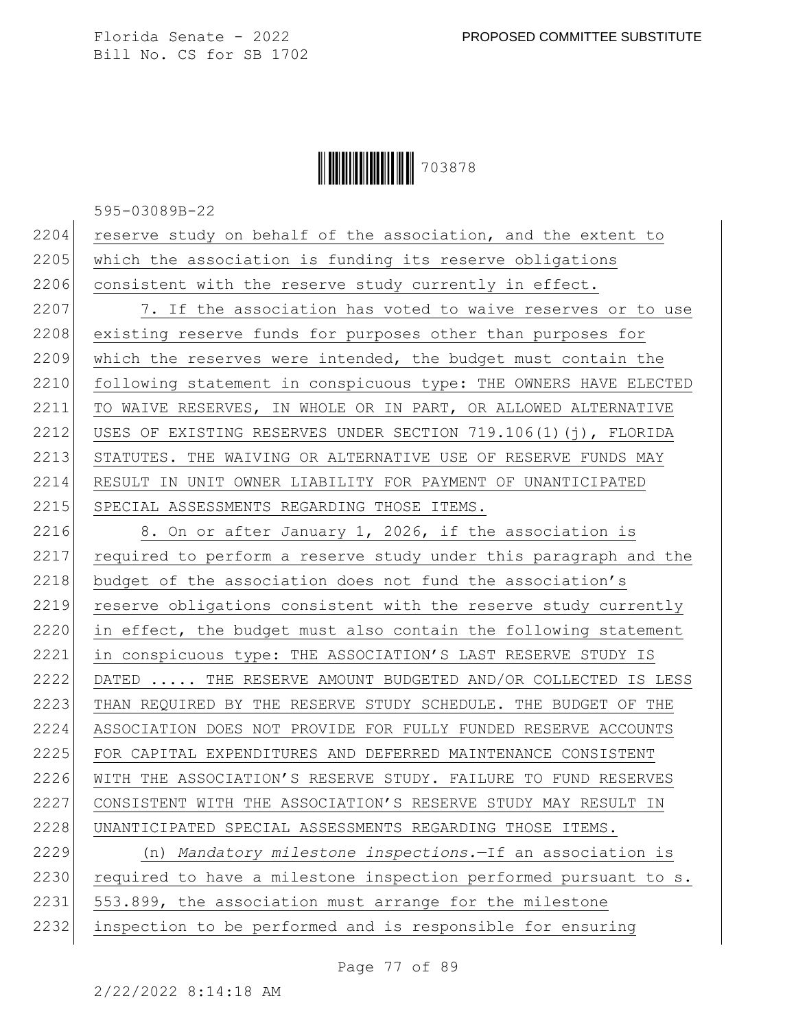reserve study on behalf of the association, and the extent to which the association is funding its reserve obligations consistent with the reserve study currently in effect.

7. If the association has voted to waive reserves or to use existing reserve funds for purposes other than purposes for which the reserves were intended, the budget must contain the following statement in conspicuous type: THE OWNERS HAVE ELECTED TO WAIVE RESERVES, IN WHOLE OR IN PART, OR ALLOWED ALTERNATIVE USES OF EXISTING RESERVES UNDER SECTION 719.106(1)(j), FLORIDA STATUTES. THE WAIVING OR ALTERNATIVE USE OF RESERVE FUNDS MAY RESULT IN UNIT OWNER LIABILITY FOR PAYMENT OF UNANTICIPATED SPECIAL ASSESSMENTS REGARDING THOSE ITEMS.

8. On or after January 1, 2026, if the association is required to perform a reserve study under this paragraph and the budget of the association does not fund the association's reserve obligations consistent with the reserve study currently in effect, the budget must also contain the following statement in conspicuous type: THE ASSOCIATION'S LAST RESERVE STUDY IS DATED ..... THE RESERVE AMOUNT BUDGETED AND/OR COLLECTED IS LESS THAN REQUIRED BY THE RESERVE STUDY SCHEDULE. THE BUDGET OF THE ASSOCIATION DOES NOT PROVIDE FOR FULLY FUNDED RESERVE ACCOUNTS FOR CAPITAL EXPENDITURES AND DEFERRED MAINTENANCE CONSISTENT WITH THE ASSOCIATION'S RESERVE STUDY. FAILURE TO FUND RESERVES CONSISTENT WITH THE ASSOCIATION'S RESERVE STUDY MAY RESULT IN UNANTICIPATED SPECIAL ASSESSMENTS REGARDING THOSE ITEMS.

(n) *Mandatory milestone inspections.*—If an association is required to have a milestone inspection performed pursuant to s. 553.899, the association must arrange for the milestone inspection to be performed and is responsible for ensuring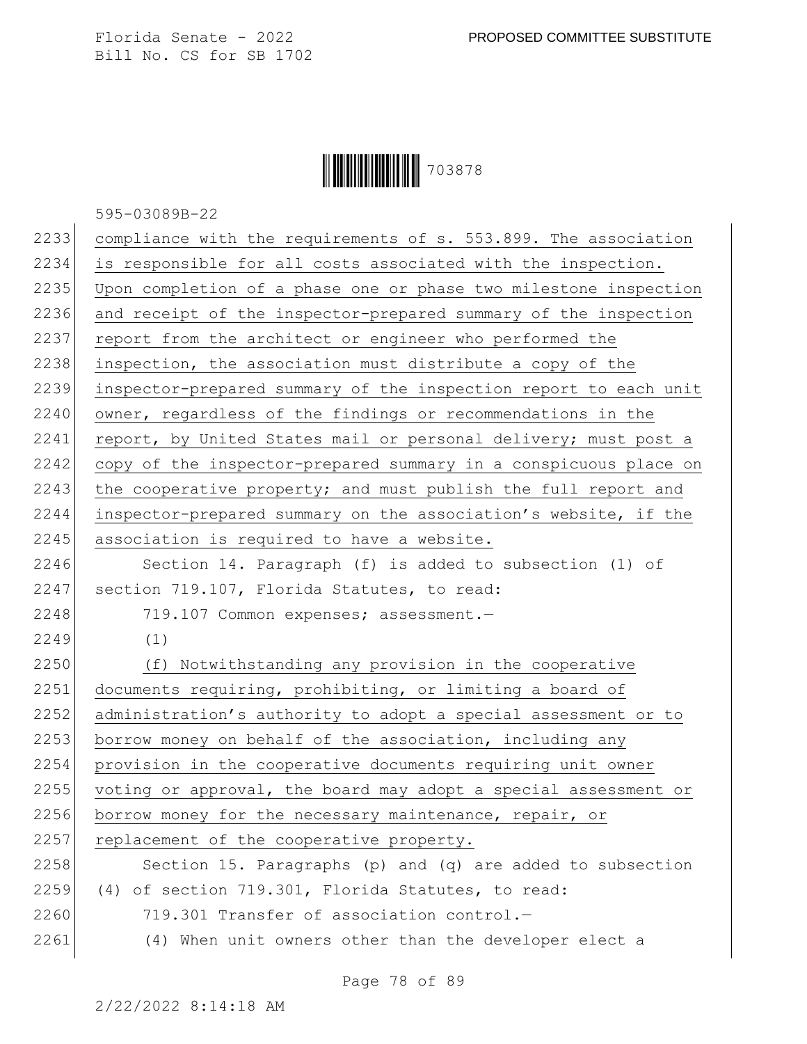compliance with the requirements of s. 553.899. The association is responsible for all costs associated with the inspection. Upon completion of a phase one or phase two milestone inspection and receipt of the inspector-prepared summary of the inspection report from the architect or engineer who performed the inspection, the association must distribute a copy of the inspector-prepared summary of the inspection report to each unit owner, regardless of the findings or recommendations in the report, by United States mail or personal delivery; must post a copy of the inspector-prepared summary in a conspicuous place on the cooperative property; and must publish the full report and inspector-prepared summary on the association's website, if the association is required to have a website.

Section 14. Paragraph (f) is added to subsection (1) of section 719.107, Florida Statutes, to read:

719.107 Common expenses; assessment.—

(1)

(f) Notwithstanding any provision in the cooperative documents requiring, prohibiting, or limiting a board of administration's authority to adopt a special assessment or to borrow money on behalf of the association, including any provision in the cooperative documents requiring unit owner voting or approval, the board may adopt a special assessment or borrow money for the necessary maintenance, repair, or replacement of the cooperative property.

Section 15. Paragraphs (p) and (q) are added to subsection (4) of section 719.301, Florida Statutes, to read:

719.301 Transfer of association control.—

(4) When unit owners other than the developer elect a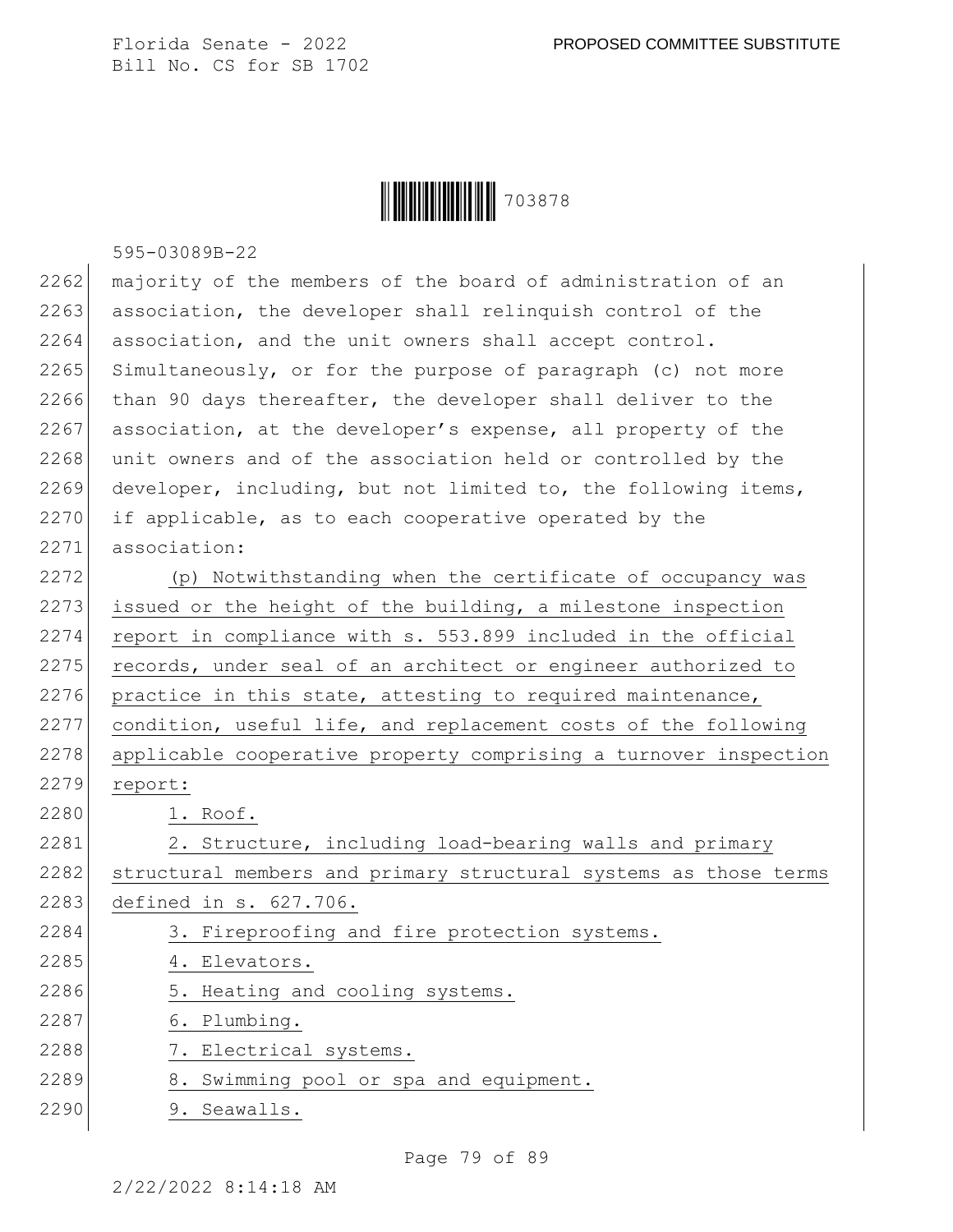majority of the members of the board of administration of an association, the developer shall relinquish control of the association, and the unit owners shall accept control. Simultaneously, or for the purpose of paragraph (c) not more than 90 days thereafter, the developer shall deliver to the association, at the developer's expense, all property of the unit owners and of the association held or controlled by the developer, including, but not limited to, the following items, if applicable, as to each cooperative operated by the association:

(p) Notwithstanding when the certificate of occupancy was issued or the height of the building, a milestone inspection report in compliance with s. 553.899 included in the official records, under seal of an architect or engineer authorized to practice in this state, attesting to required maintenance, condition, useful life, and replacement costs of the following applicable cooperative property comprising a turnover inspection report:

1. Roof.
2. Structure, including load-bearing walls and primary structural members and primary structural systems as those terms defined in s. 627.706.
3. Fireproofing and fire protection systems.
4. Elevators.
5. Heating and cooling systems.
6. Plumbing.
7. Electrical systems.
8. Swimming pool or spa and equipment.
9. Seawalls.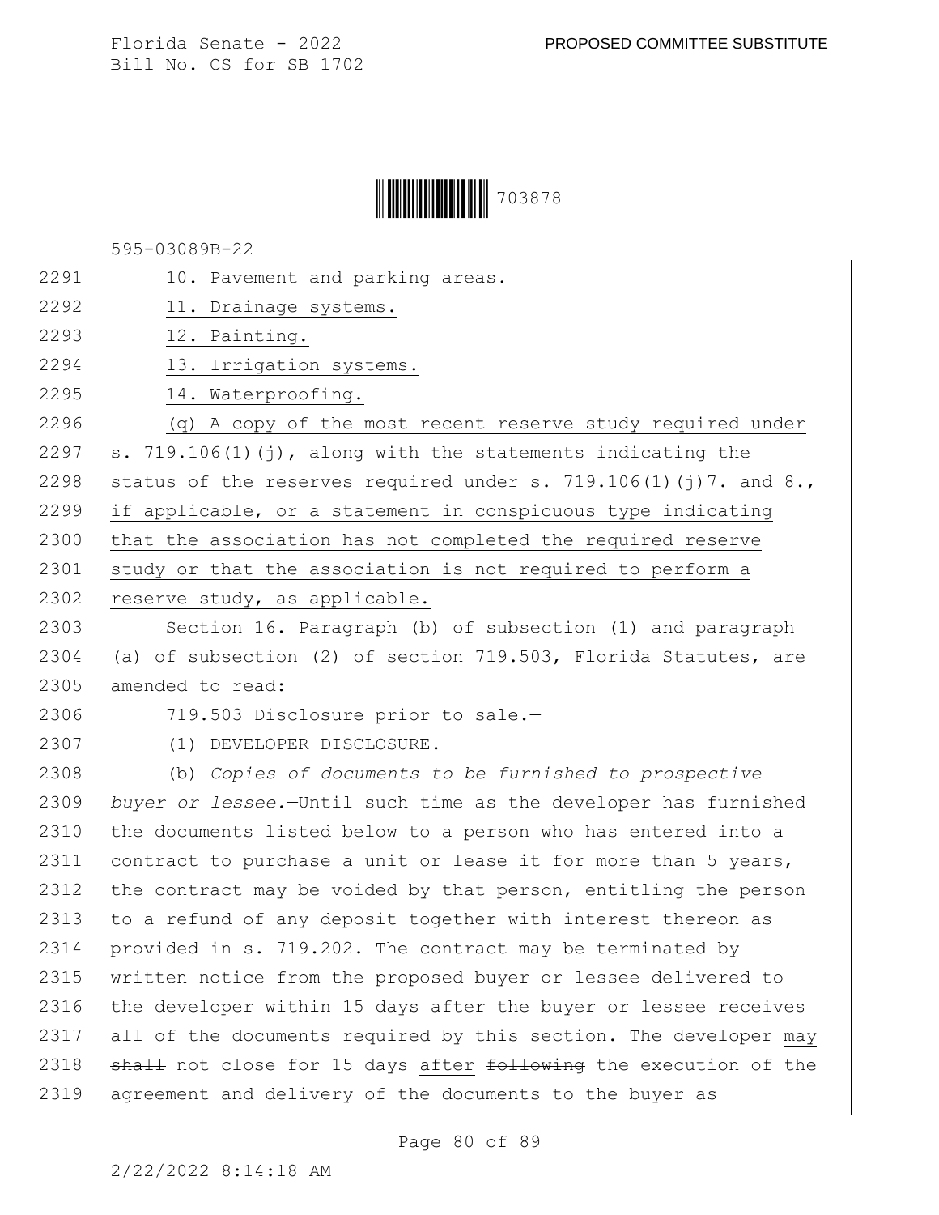10. Pavement and parking areas.

11. Drainage systems.

12. Painting.

13. Irrigation systems.

14. Waterproofing.

(q) A copy of the most recent reserve study required under s. 719.106(1)(j), along with the statements indicating the status of the reserves required under s. 719.106(1)(j)7. and 8., if applicable, or a statement in conspicuous type indicating that the association has not completed the required reserve study or that the association is not required to perform a reserve study, as applicable.

Section 16. Paragraph (b) of subsection (1) and paragraph (a) of subsection (2) of section 719.503, Florida Statutes, are amended to read:

719.503 Disclosure prior to sale.—

(1) DEVELOPER DISCLOSURE.—

(b) *Copies of documents to be furnished to prospective buyer or lessee.*—Until such time as the developer has furnished the documents listed below to a person who has entered into a contract to purchase a unit or lease it for more than 5 years, the contract may be voided by that person, entitling the person to a refund of any deposit together with interest thereon as provided in s. 719.202. The contract may be terminated by written notice from the proposed buyer or lessee delivered to the developer within 15 days after the buyer or lessee receives all of the documents required by this section. The developer may ~~shall~~ not close for 15 days after ~~following~~ the execution of the agreement and delivery of the documents to the buyer as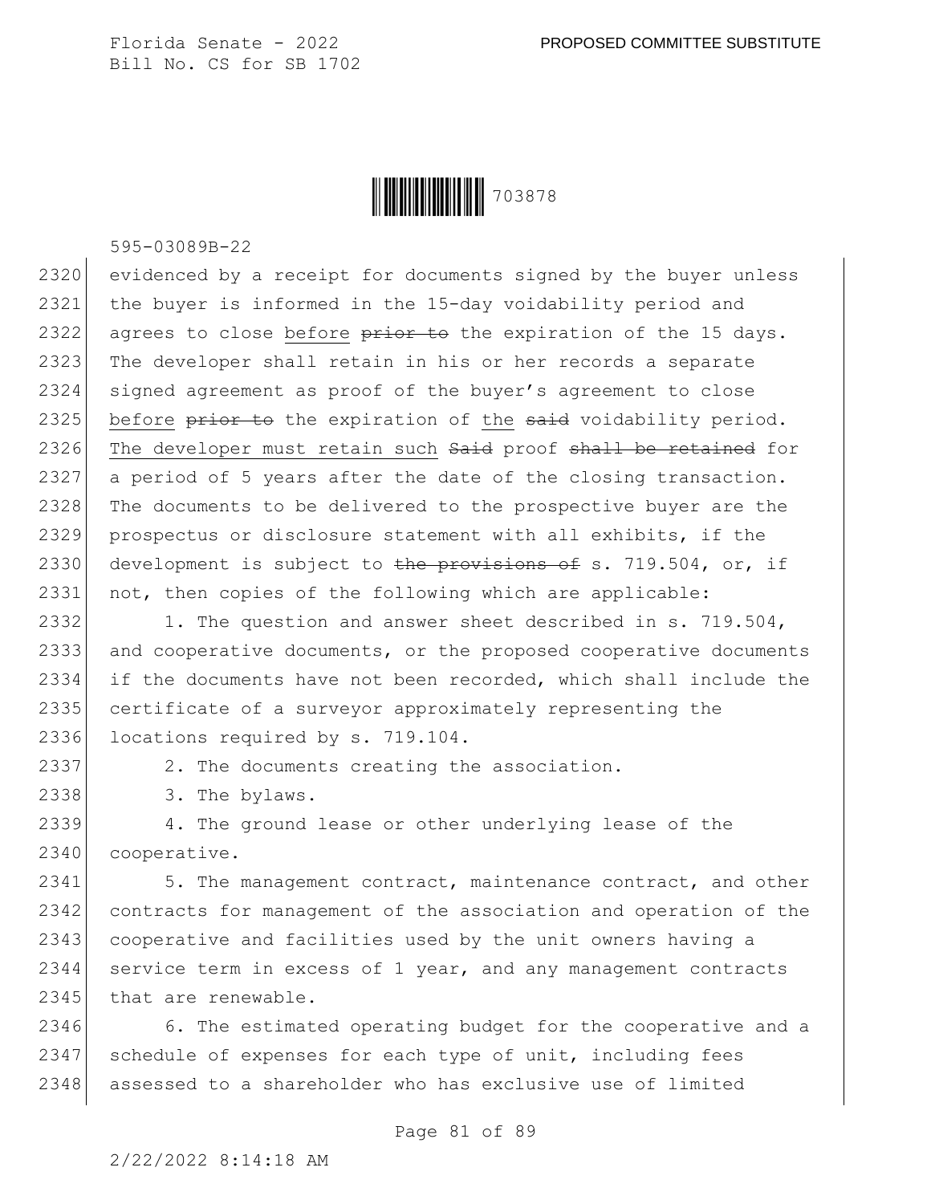evidenced by a receipt for documents signed by the buyer unless the buyer is informed in the 15-day voidability period and agrees to close before ~~prior to~~ the expiration of the 15 days. The developer shall retain in his or her records a separate signed agreement as proof of the buyer's agreement to close before ~~prior to~~ the expiration of the ~~said~~ voidability period. The developer must retain such ~~Said~~ proof ~~shall be retained~~ for a period of 5 years after the date of the closing transaction. The documents to be delivered to the prospective buyer are the prospectus or disclosure statement with all exhibits, if the development is subject to ~~the provisions of~~ s. 719.504, or, if not, then copies of the following which are applicable:

1. The question and answer sheet described in s. 719.504, and cooperative documents, or the proposed cooperative documents if the documents have not been recorded, which shall include the certificate of a surveyor approximately representing the locations required by s. 719.104.

2. The documents creating the association.

3. The bylaws.

4. The ground lease or other underlying lease of the cooperative.

5. The management contract, maintenance contract, and other contracts for management of the association and operation of the cooperative and facilities used by the unit owners having a service term in excess of 1 year, and any management contracts that are renewable.

6. The estimated operating budget for the cooperative and a schedule of expenses for each type of unit, including fees assessed to a shareholder who has exclusive use of limited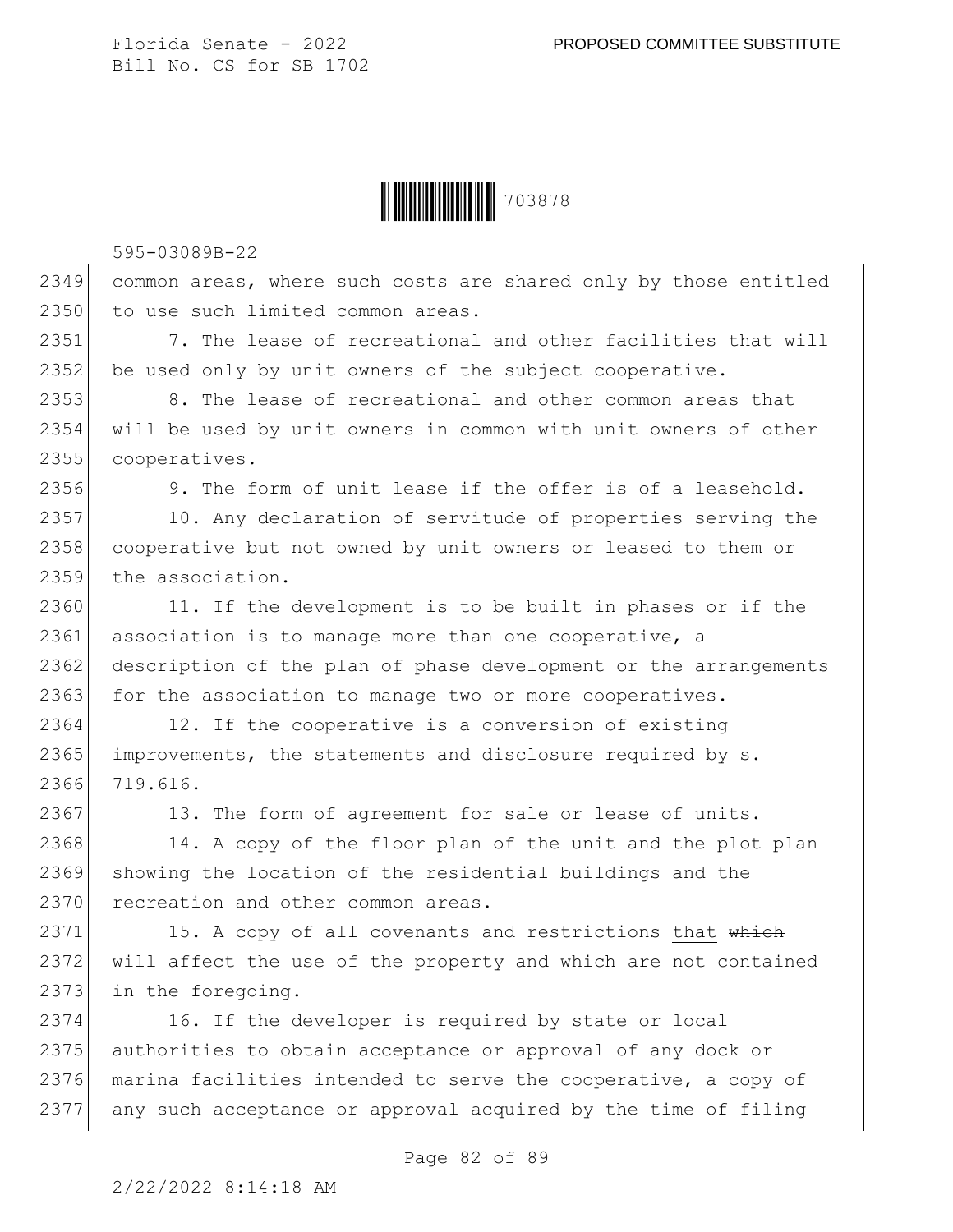common areas, where such costs are shared only by those entitled to use such limited common areas.

7. The lease of recreational and other facilities that will be used only by unit owners of the subject cooperative.

8. The lease of recreational and other common areas that will be used by unit owners in common with unit owners of other cooperatives.

9. The form of unit lease if the offer is of a leasehold.

10. Any declaration of servitude of properties serving the cooperative but not owned by unit owners or leased to them or the association.

11. If the development is to be built in phases or if the association is to manage more than one cooperative, a description of the plan of phase development or the arrangements for the association to manage two or more cooperatives.

12. If the cooperative is a conversion of existing improvements, the statements and disclosure required by s. 719.616.

13. The form of agreement for sale or lease of units.

14. A copy of the floor plan of the unit and the plot plan showing the location of the residential buildings and the recreation and other common areas.

15. A copy of all covenants and restrictions that ~~which~~ will affect the use of the property and ~~which~~ are not contained in the foregoing.

16. If the developer is required by state or local authorities to obtain acceptance or approval of any dock or marina facilities intended to serve the cooperative, a copy of any such acceptance or approval acquired by the time of filing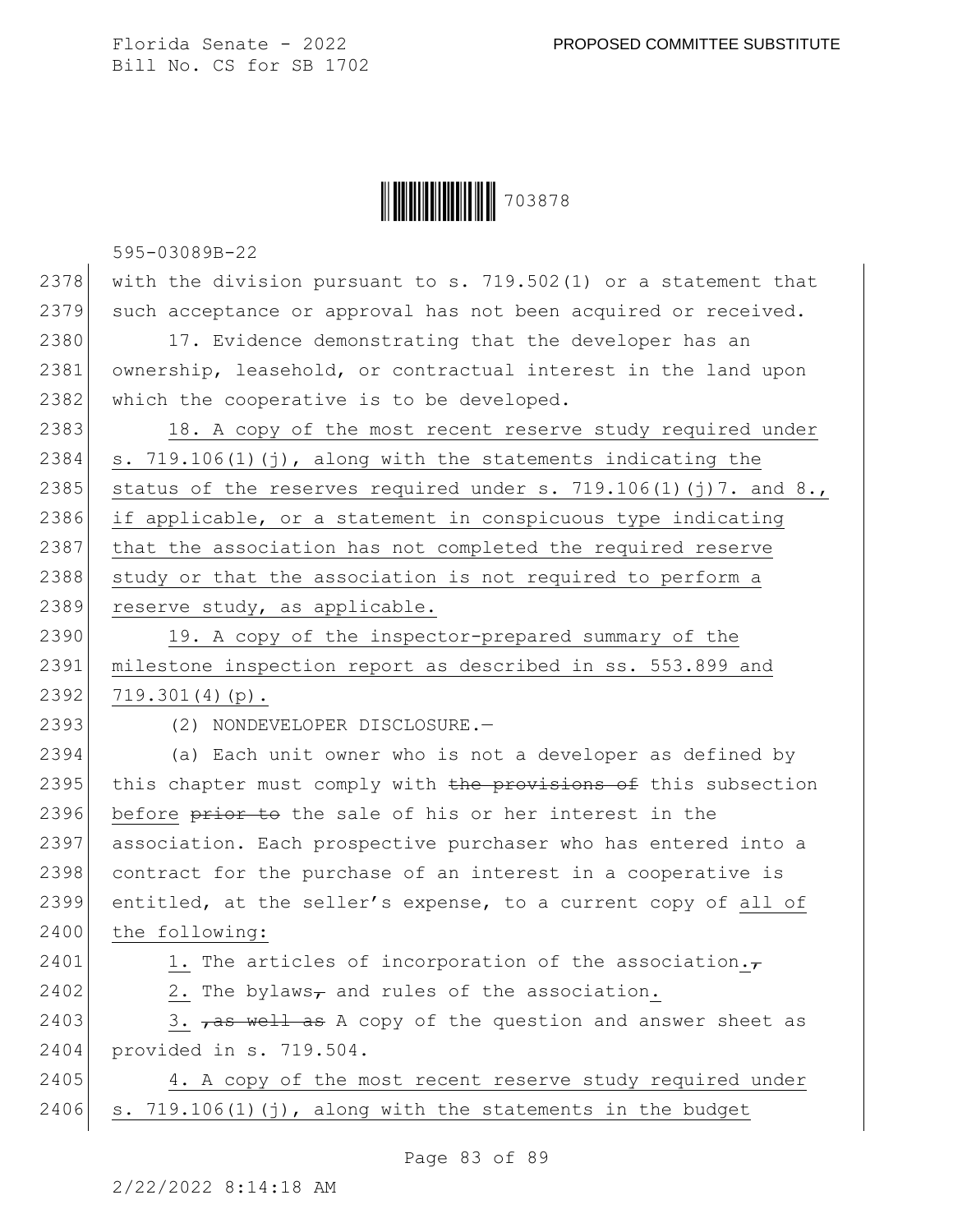with the division pursuant to s. 719.502(1) or a statement that such acceptance or approval has not been acquired or received.

17. Evidence demonstrating that the developer has an ownership, leasehold, or contractual interest in the land upon which the cooperative is to be developed.

18. A copy of the most recent reserve study required under s. 719.106(1)(j), along with the statements indicating the status of the reserves required under s. 719.106(1)(j)7. and 8., if applicable, or a statement in conspicuous type indicating that the association has not completed the required reserve study or that the association is not required to perform a reserve study, as applicable.

19. A copy of the inspector-prepared summary of the milestone inspection report as described in ss. 553.899 and 719.301(4)(p).

(2) NONDEVELOPER DISCLOSURE.—

(a) Each unit owner who is not a developer as defined by this chapter must comply with ~~the provisions of~~ this subsection before ~~prior to~~ the sale of his or her interest in the association. Each prospective purchaser who has entered into a contract for the purchase of an interest in a cooperative is entitled, at the seller's expense, to a current copy of all of the following:

1. The articles of incorporation of the association.~~,~~

2. The bylaws~~,~~ and rules of the association.

3. ~~, as well as~~ A copy of the question and answer sheet as provided in s. 719.504.

4. A copy of the most recent reserve study required under s. 719.106(1)(j), along with the statements in the budget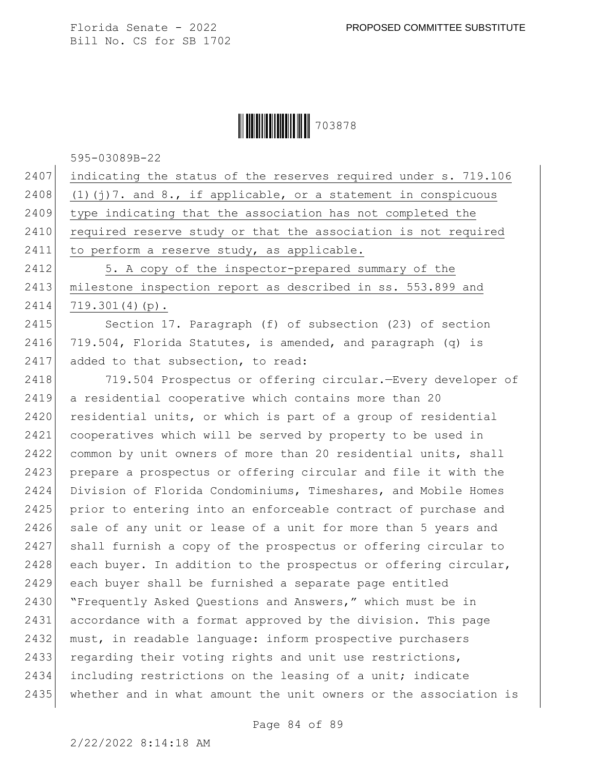indicating the status of the reserves required under s. 719.106 (1)(j)7. and 8., if applicable, or a statement in conspicuous type indicating that the association has not completed the required reserve study or that the association is not required to perform a reserve study, as applicable.

5. A copy of the inspector-prepared summary of the milestone inspection report as described in ss. 553.899 and 719.301(4)(p).

Section 17. Paragraph (f) of subsection (23) of section 719.504, Florida Statutes, is amended, and paragraph (q) is added to that subsection, to read:

719.504 Prospectus or offering circular.—Every developer of a residential cooperative which contains more than 20 residential units, or which is part of a group of residential cooperatives which will be served by property to be used in common by unit owners of more than 20 residential units, shall prepare a prospectus or offering circular and file it with the Division of Florida Condominiums, Timeshares, and Mobile Homes prior to entering into an enforceable contract of purchase and sale of any unit or lease of a unit for more than 5 years and shall furnish a copy of the prospectus or offering circular to each buyer. In addition to the prospectus or offering circular, each buyer shall be furnished a separate page entitled "Frequently Asked Questions and Answers," which must be in accordance with a format approved by the division. This page must, in readable language: inform prospective purchasers regarding their voting rights and unit use restrictions, including restrictions on the leasing of a unit; indicate whether and in what amount the unit owners or the association is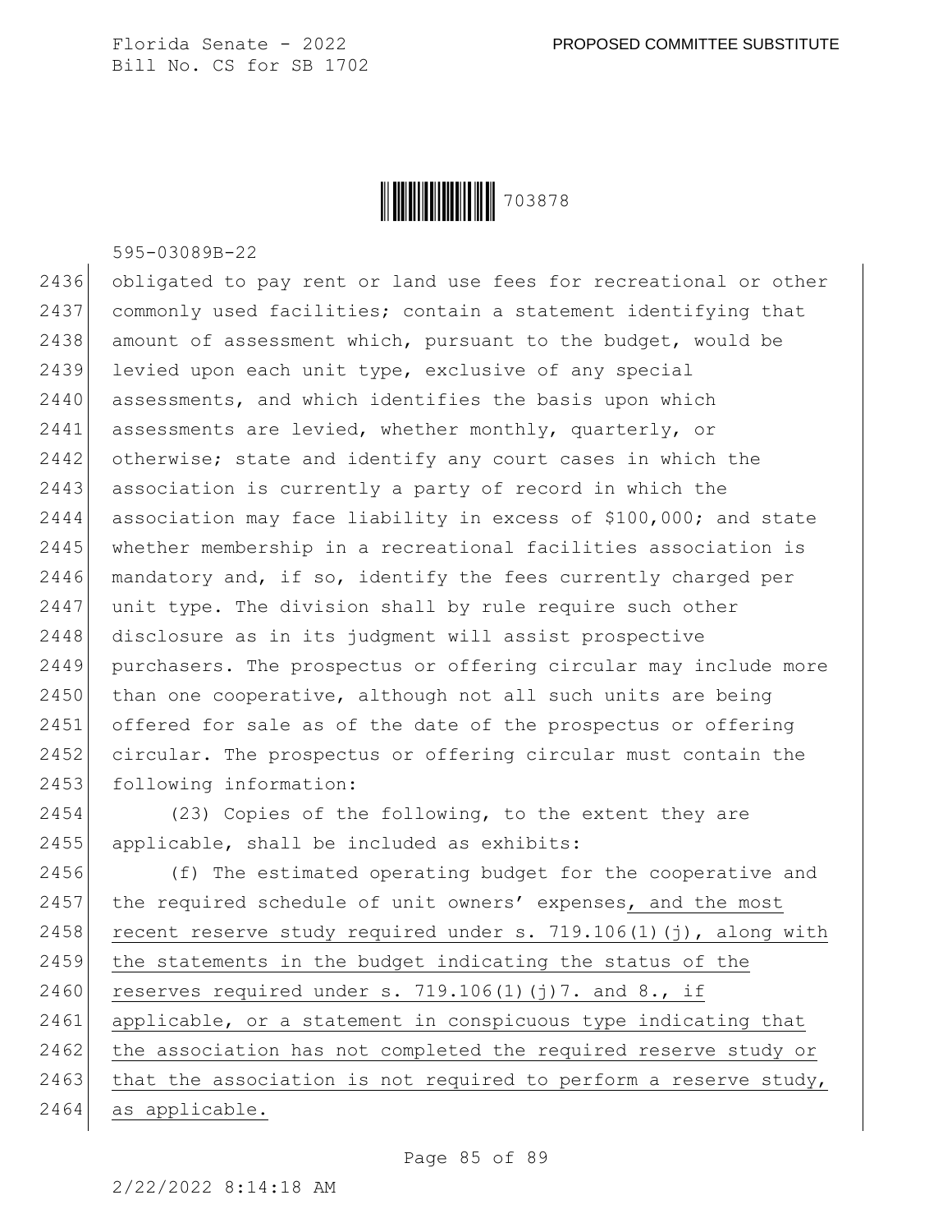obligated to pay rent or land use fees for recreational or other commonly used facilities; contain a statement identifying that amount of assessment which, pursuant to the budget, would be levied upon each unit type, exclusive of any special assessments, and which identifies the basis upon which assessments are levied, whether monthly, quarterly, or otherwise; state and identify any court cases in which the association is currently a party of record in which the association may face liability in excess of $100,000; and state whether membership in a recreational facilities association is mandatory and, if so, identify the fees currently charged per unit type. The division shall by rule require such other disclosure as in its judgment will assist prospective purchasers. The prospectus or offering circular may include more than one cooperative, although not all such units are being offered for sale as of the date of the prospectus or offering circular. The prospectus or offering circular must contain the following information:

(23) Copies of the following, to the extent they are applicable, shall be included as exhibits:

(f) The estimated operating budget for the cooperative and the required schedule of unit owners' expenses, and the most recent reserve study required under s. 719.106(1)(j), along with the statements in the budget indicating the status of the reserves required under s. 719.106(1)(j)7. and 8., if applicable, or a statement in conspicuous type indicating that the association has not completed the required reserve study or that the association is not required to perform a reserve study, as applicable.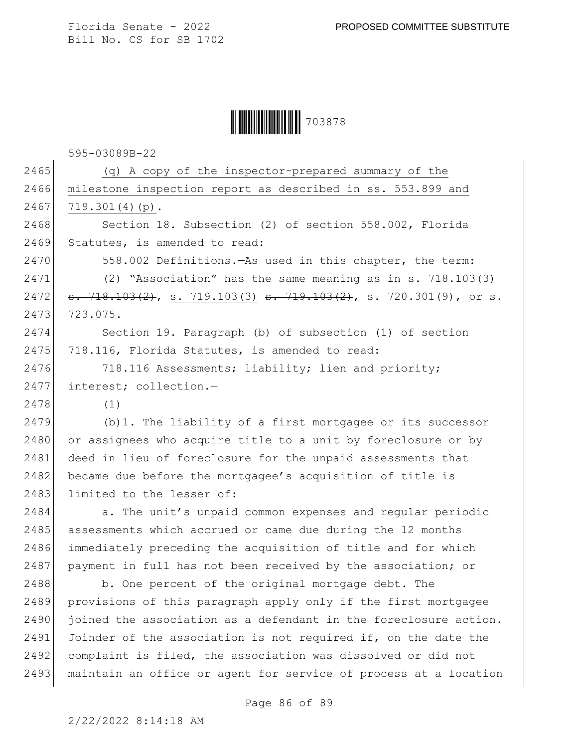(q) A copy of the inspector-prepared summary of the milestone inspection report as described in ss. 553.899 and 719.301(4)(p).

Section 18. Subsection (2) of section 558.002, Florida Statutes, is amended to read:

558.002 Definitions.—As used in this chapter, the term:

(2) "Association" has the same meaning as in s. 718.103(3) ~~s. 718.103(2)~~, s. 719.103(3) ~~s. 719.103(2)~~, s. 720.301(9), or s. 723.075.

Section 19. Paragraph (b) of subsection (1) of section 718.116, Florida Statutes, is amended to read:

718.116 Assessments; liability; lien and priority; interest; collection.—

(1)

(b)1. The liability of a first mortgagee or its successor or assignees who acquire title to a unit by foreclosure or by deed in lieu of foreclosure for the unpaid assessments that became due before the mortgagee's acquisition of title is limited to the lesser of:

a. The unit's unpaid common expenses and regular periodic assessments which accrued or came due during the 12 months immediately preceding the acquisition of title and for which payment in full has not been received by the association; or

b. One percent of the original mortgage debt. The provisions of this paragraph apply only if the first mortgagee joined the association as a defendant in the foreclosure action. Joinder of the association is not required if, on the date the complaint is filed, the association was dissolved or did not maintain an office or agent for service of process at a location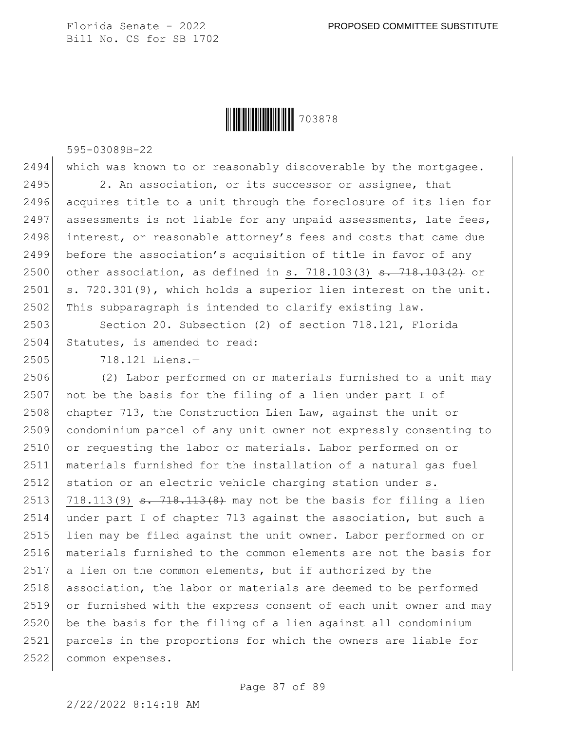which was known to or reasonably discoverable by the mortgagee.

2. An association, or its successor or assignee, that acquires title to a unit through the foreclosure of its lien for assessments is not liable for any unpaid assessments, late fees, interest, or reasonable attorney's fees and costs that came due before the association's acquisition of title in favor of any other association, as defined in s. 718.103(3) ~~s. 718.103(2)~~ or s. 720.301(9), which holds a superior lien interest on the unit. This subparagraph is intended to clarify existing law.

Section 20. Subsection (2) of section 718.121, Florida Statutes, is amended to read:

718.121 Liens.—

(2) Labor performed on or materials furnished to a unit may not be the basis for the filing of a lien under part I of chapter 713, the Construction Lien Law, against the unit or condominium parcel of any unit owner not expressly consenting to or requesting the labor or materials. Labor performed on or materials furnished for the installation of a natural gas fuel station or an electric vehicle charging station under s. 718.113(9) ~~s. 718.113(8)~~ may not be the basis for filing a lien under part I of chapter 713 against the association, but such a lien may be filed against the unit owner. Labor performed on or materials furnished to the common elements are not the basis for a lien on the common elements, but if authorized by the association, the labor or materials are deemed to be performed or furnished with the express consent of each unit owner and may be the basis for the filing of a lien against all condominium parcels in the proportions for which the owners are liable for common expenses.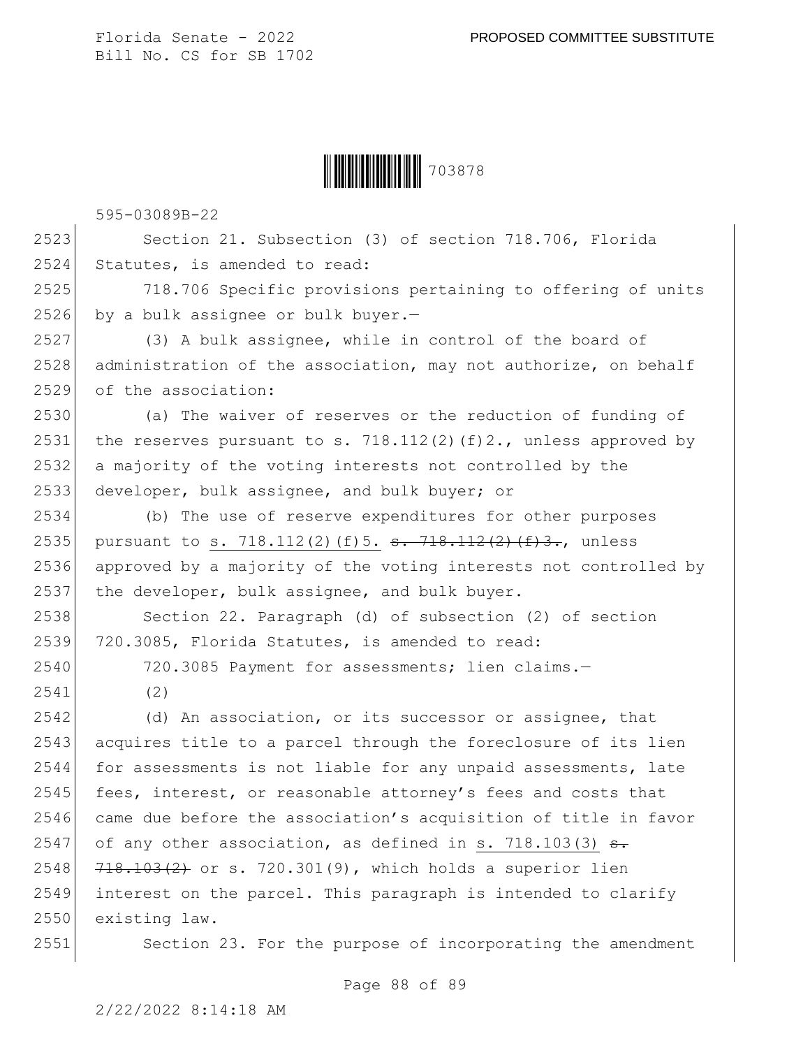Section 21. Subsection (3) of section 718.706, Florida Statutes, is amended to read:

718.706 Specific provisions pertaining to offering of units by a bulk assignee or bulk buyer.—

(3) A bulk assignee, while in control of the board of administration of the association, may not authorize, on behalf of the association:

(a) The waiver of reserves or the reduction of funding of the reserves pursuant to s. 718.112(2)(f)2., unless approved by a majority of the voting interests not controlled by the developer, bulk assignee, and bulk buyer; or

(b) The use of reserve expenditures for other purposes pursuant to s. 718.112(2)(f)5. ~~s. 718.112(2)(f)3.~~, unless approved by a majority of the voting interests not controlled by the developer, bulk assignee, and bulk buyer.

Section 22. Paragraph (d) of subsection (2) of section 720.3085, Florida Statutes, is amended to read:

720.3085 Payment for assessments; lien claims.—

(2)

(d) An association, or its successor or assignee, that acquires title to a parcel through the foreclosure of its lien for assessments is not liable for any unpaid assessments, late fees, interest, or reasonable attorney's fees and costs that came due before the association's acquisition of title in favor of any other association, as defined in s. 718.103(3) ~~s. 718.103(2)~~ or s. 720.301(9), which holds a superior lien interest on the parcel. This paragraph is intended to clarify existing law.

Section 23. For the purpose of incorporating the amendment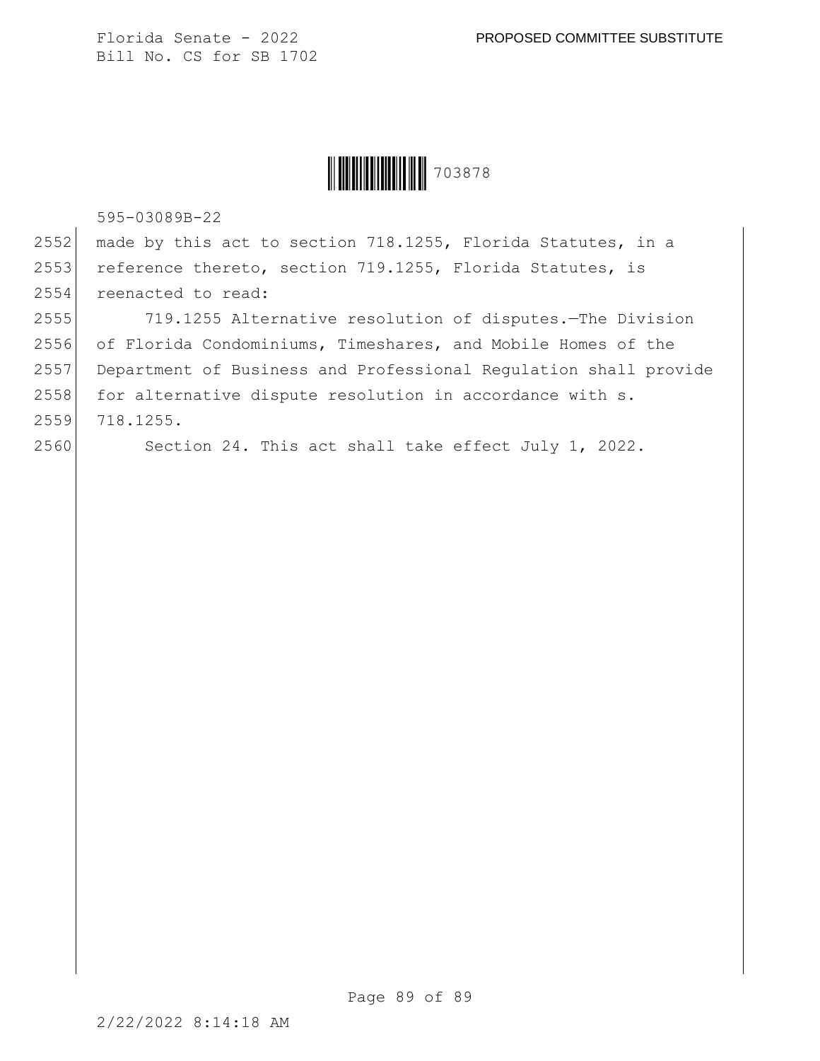made by this act to section 718.1255, Florida Statutes, in a reference thereto, section 719.1255, Florida Statutes, is reenacted to read:

719.1255 Alternative resolution of disputes.—The Division of Florida Condominiums, Timeshares, and Mobile Homes of the Department of Business and Professional Regulation shall provide for alternative dispute resolution in accordance with s. 718.1255.

Section 24. This act shall take effect July 1, 2022.